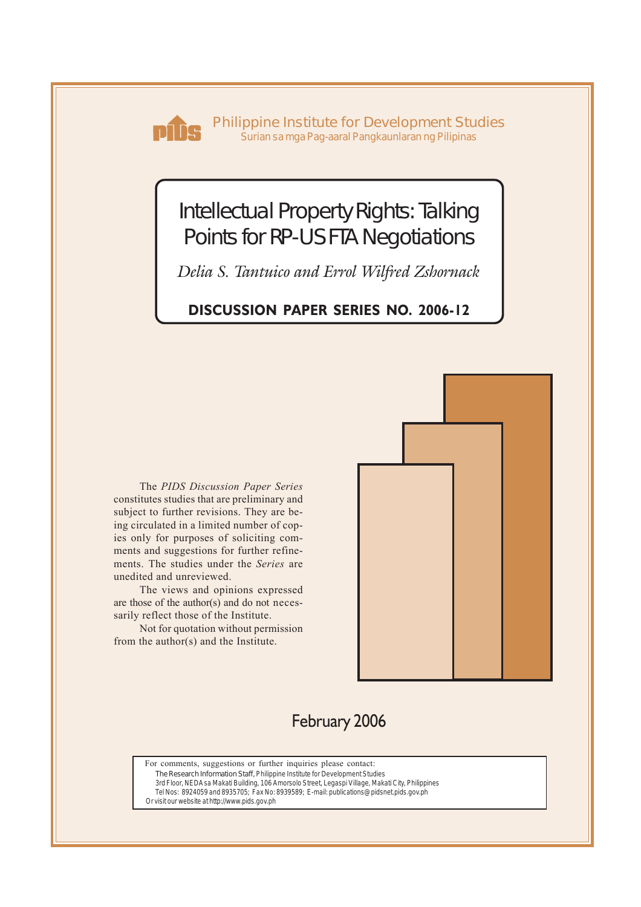Philippine Institute for Development Studies
Surian sa mga Pag-aaral Pangkaunlaran ng Pilipinas

# Intellectual Property Rights: Talking Points for RP-US FTA Negotiations

*Delia S. Tantuico and Errol Wilfred Zshornack*

**DISCUSSION PAPER SERIES NO. 2006-12**

The *PIDS Discussion Paper Series* constitutes studies that are preliminary and subject to further revisions. They are being circulated in a limited number of copies only for purposes of soliciting comments and suggestions for further refinements. The studies under the *Series* are unedited and unreviewed.

The views and opinions expressed are those of the author(s) and do not necessarily reflect those of the Institute.

Not for quotation without permission from the author(s) and the Institute.

February 2006

For comments, suggestions or further inquiries please contact:
The Research Information Staff, Philippine Institute for Development Studies
3rd Floor, NEDA sa Makati Building, 106 Amorsolo Street, Legaspi Village, Makati City, Philippines
Tel Nos: 8924059 and 8935705; Fax No: 8939589; E-mail: publications@pidsnet.pids.gov.ph
Or visit our website at http://www.pids.gov.ph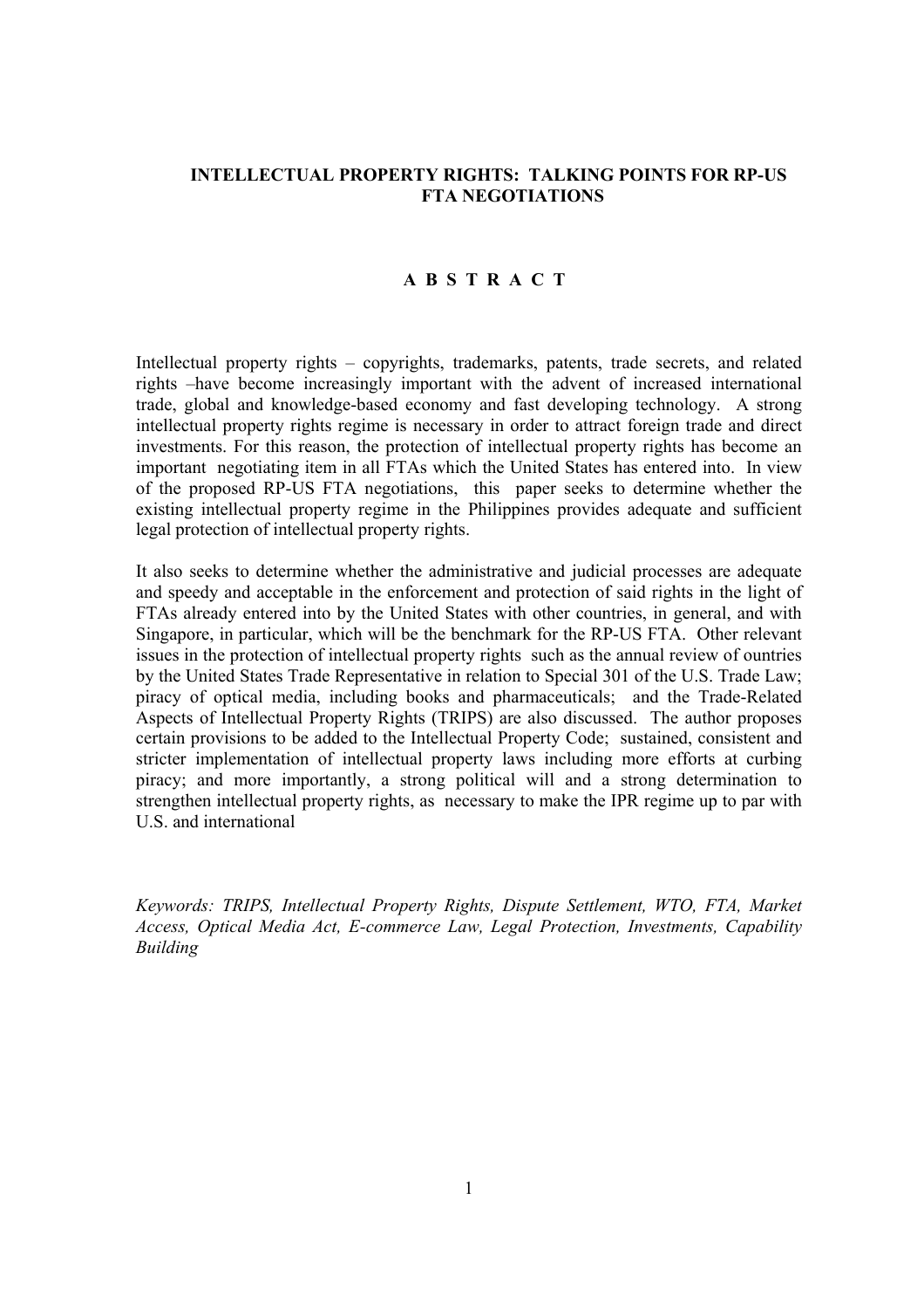# INTELLECTUAL PROPERTY RIGHTS: TALKING POINTS FOR RP-US FTA NEGOTIATIONS

## A B S T R A C T

Intellectual property rights – copyrights, trademarks, patents, trade secrets, and related rights –have become increasingly important with the advent of increased international trade, global and knowledge-based economy and fast developing technology. A strong intellectual property rights regime is necessary in order to attract foreign trade and direct investments. For this reason, the protection of intellectual property rights has become an important negotiating item in all FTAs which the United States has entered into. In view of the proposed RP-US FTA negotiations, this paper seeks to determine whether the existing intellectual property regime in the Philippines provides adequate and sufficient legal protection of intellectual property rights.

It also seeks to determine whether the administrative and judicial processes are adequate and speedy and acceptable in the enforcement and protection of said rights in the light of FTAs already entered into by the United States with other countries, in general, and with Singapore, in particular, which will be the benchmark for the RP-US FTA. Other relevant issues in the protection of intellectual property rights such as the annual review of ountries by the United States Trade Representative in relation to Special 301 of the U.S. Trade Law; piracy of optical media, including books and pharmaceuticals; and the Trade-Related Aspects of Intellectual Property Rights (TRIPS) are also discussed. The author proposes certain provisions to be added to the Intellectual Property Code; sustained, consistent and stricter implementation of intellectual property laws including more efforts at curbing piracy; and more importantly, a strong political will and a strong determination to strengthen intellectual property rights, as necessary to make the IPR regime up to par with U.S. and international

*Keywords: TRIPS, Intellectual Property Rights, Dispute Settlement, WTO, FTA, Market Access, Optical Media Act, E-commerce Law, Legal Protection, Investments, Capability Building*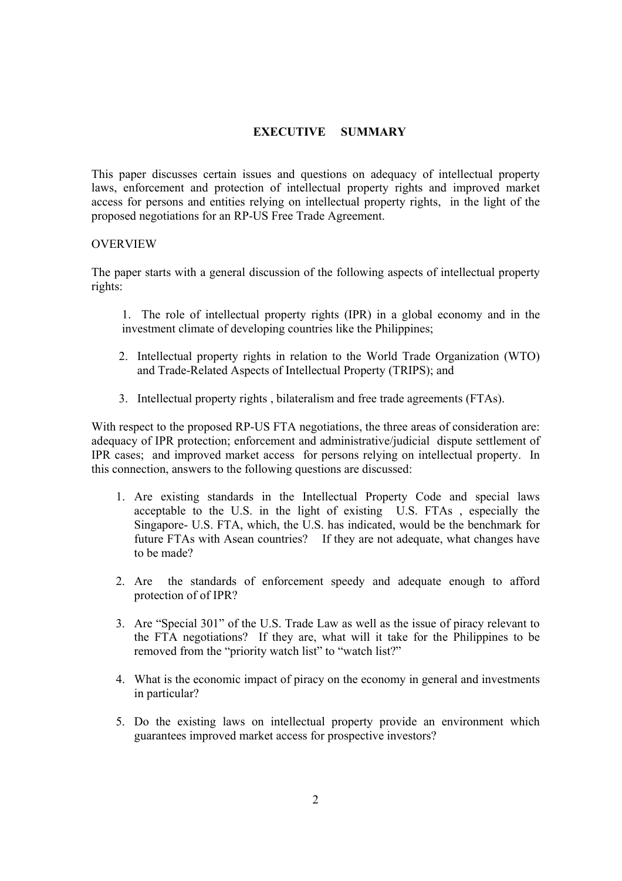## EXECUTIVE SUMMARY

This paper discusses certain issues and questions on adequacy of intellectual property laws, enforcement and protection of intellectual property rights and improved market access for persons and entities relying on intellectual property rights, in the light of the proposed negotiations for an RP-US Free Trade Agreement.

OVERVIEW

The paper starts with a general discussion of the following aspects of intellectual property rights:

1. The role of intellectual property rights (IPR) in a global economy and in the investment climate of developing countries like the Philippines;
2. Intellectual property rights in relation to the World Trade Organization (WTO) and Trade-Related Aspects of Intellectual Property (TRIPS); and
3. Intellectual property rights , bilateralism and free trade agreements (FTAs).

With respect to the proposed RP-US FTA negotiations, the three areas of consideration are: adequacy of IPR protection; enforcement and administrative/judicial dispute settlement of IPR cases; and improved market access for persons relying on intellectual property. In this connection, answers to the following questions are discussed:

1. Are existing standards in the Intellectual Property Code and special laws acceptable to the U.S. in the light of existing U.S. FTAs , especially the Singapore- U.S. FTA, which, the U.S. has indicated, would be the benchmark for future FTAs with Asean countries? If they are not adequate, what changes have to be made?
2. Are the standards of enforcement speedy and adequate enough to afford protection of of IPR?
3. Are "Special 301" of the U.S. Trade Law as well as the issue of piracy relevant to the FTA negotiations? If they are, what will it take for the Philippines to be removed from the "priority watch list" to "watch list?"
4. What is the economic impact of piracy on the economy in general and investments in particular?
5. Do the existing laws on intellectual property provide an environment which guarantees improved market access for prospective investors?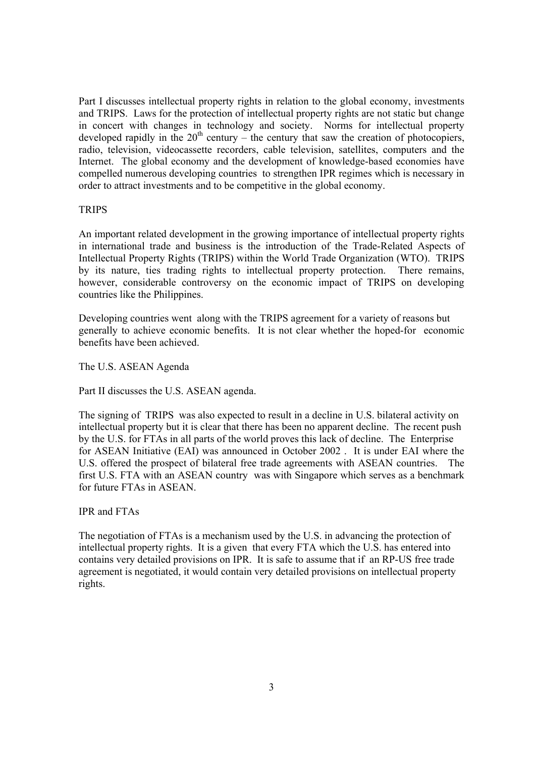Part I discusses intellectual property rights in relation to the global economy, investments and TRIPS. Laws for the protection of intellectual property rights are not static but change in concert with changes in technology and society. Norms for intellectual property developed rapidly in the 20th century – the century that saw the creation of photocopiers, radio, television, videocassette recorders, cable television, satellites, computers and the Internet. The global economy and the development of knowledge-based economies have compelled numerous developing countries to strengthen IPR regimes which is necessary in order to attract investments and to be competitive in the global economy.

## TRIPS

An important related development in the growing importance of intellectual property rights in international trade and business is the introduction of the Trade-Related Aspects of Intellectual Property Rights (TRIPS) within the World Trade Organization (WTO). TRIPS by its nature, ties trading rights to intellectual property protection. There remains, however, considerable controversy on the economic impact of TRIPS on developing countries like the Philippines.

Developing countries went along with the TRIPS agreement for a variety of reasons but generally to achieve economic benefits. It is not clear whether the hoped-for economic benefits have been achieved.

## The U.S. ASEAN Agenda

Part II discusses the U.S. ASEAN agenda.

The signing of TRIPS was also expected to result in a decline in U.S. bilateral activity on intellectual property but it is clear that there has been no apparent decline. The recent push by the U.S. for FTAs in all parts of the world proves this lack of decline. The Enterprise for ASEAN Initiative (EAI) was announced in October 2002 . It is under EAI where the U.S. offered the prospect of bilateral free trade agreements with ASEAN countries. The first U.S. FTA with an ASEAN country was with Singapore which serves as a benchmark for future FTAs in ASEAN.

## IPR and FTAs

The negotiation of FTAs is a mechanism used by the U.S. in advancing the protection of intellectual property rights. It is a given that every FTA which the U.S. has entered into contains very detailed provisions on IPR. It is safe to assume that if an RP-US free trade agreement is negotiated, it would contain very detailed provisions on intellectual property rights.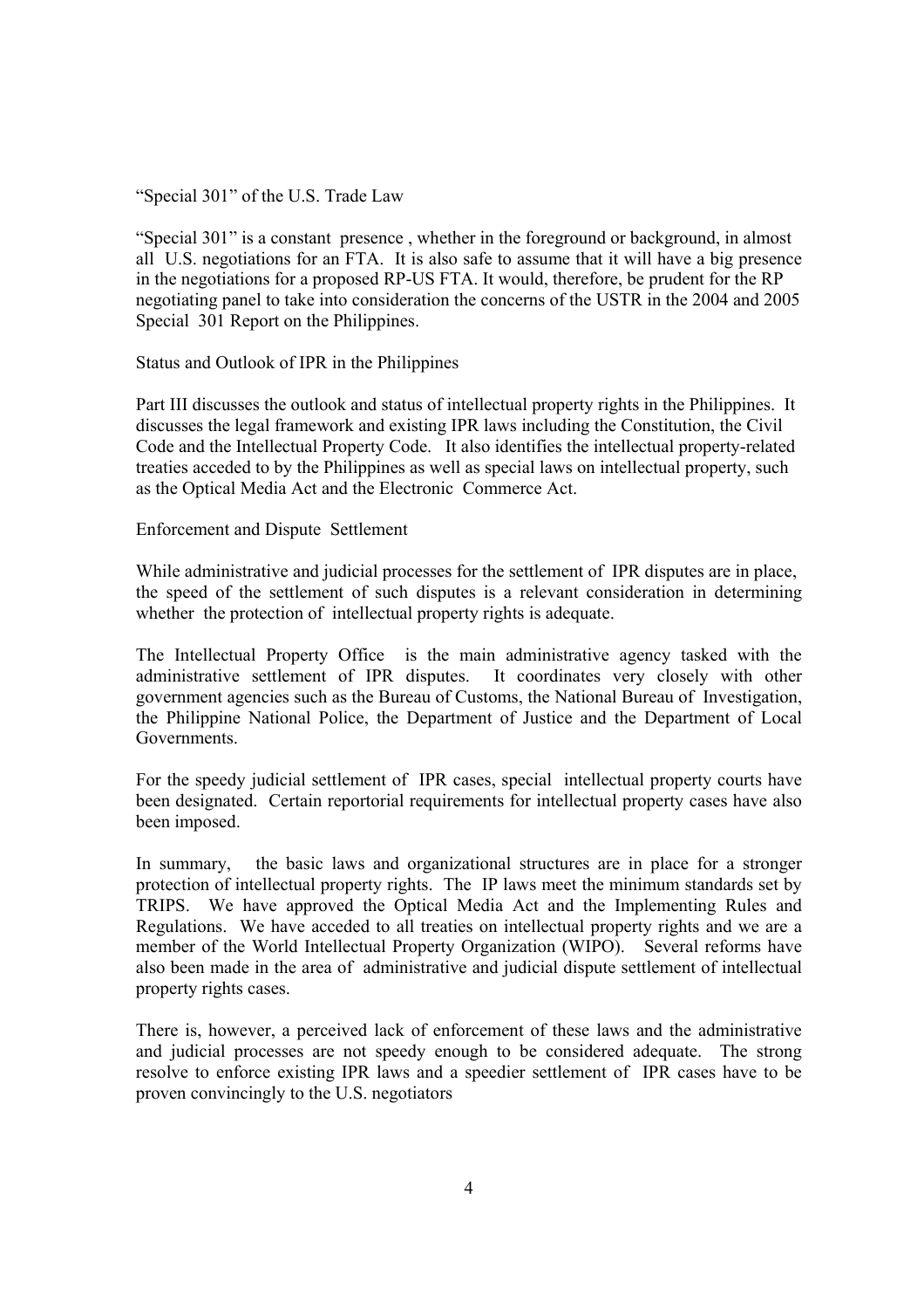### "Special 301" of the U.S. Trade Law

"Special 301" is a constant presence , whether in the foreground or background, in almost all U.S. negotiations for an FTA. It is also safe to assume that it will have a big presence in the negotiations for a proposed RP-US FTA. It would, therefore, be prudent for the RP negotiating panel to take into consideration the concerns of the USTR in the 2004 and 2005 Special 301 Report on the Philippines.

### Status and Outlook of IPR in the Philippines

Part III discusses the outlook and status of intellectual property rights in the Philippines. It discusses the legal framework and existing IPR laws including the Constitution, the Civil Code and the Intellectual Property Code. It also identifies the intellectual property-related treaties acceded to by the Philippines as well as special laws on intellectual property, such as the Optical Media Act and the Electronic Commerce Act.

### Enforcement and Dispute Settlement

While administrative and judicial processes for the settlement of IPR disputes are in place, the speed of the settlement of such disputes is a relevant consideration in determining whether the protection of intellectual property rights is adequate.

The Intellectual Property Office is the main administrative agency tasked with the administrative settlement of IPR disputes. It coordinates very closely with other government agencies such as the Bureau of Customs, the National Bureau of Investigation, the Philippine National Police, the Department of Justice and the Department of Local Governments.

For the speedy judicial settlement of IPR cases, special intellectual property courts have been designated. Certain reportorial requirements for intellectual property cases have also been imposed.

In summary, the basic laws and organizational structures are in place for a stronger protection of intellectual property rights. The IP laws meet the minimum standards set by TRIPS. We have approved the Optical Media Act and the Implementing Rules and Regulations. We have acceded to all treaties on intellectual property rights and we are a member of the World Intellectual Property Organization (WIPO). Several reforms have also been made in the area of administrative and judicial dispute settlement of intellectual property rights cases.

There is, however, a perceived lack of enforcement of these laws and the administrative and judicial processes are not speedy enough to be considered adequate. The strong resolve to enforce existing IPR laws and a speedier settlement of IPR cases have to be proven convincingly to the U.S. negotiators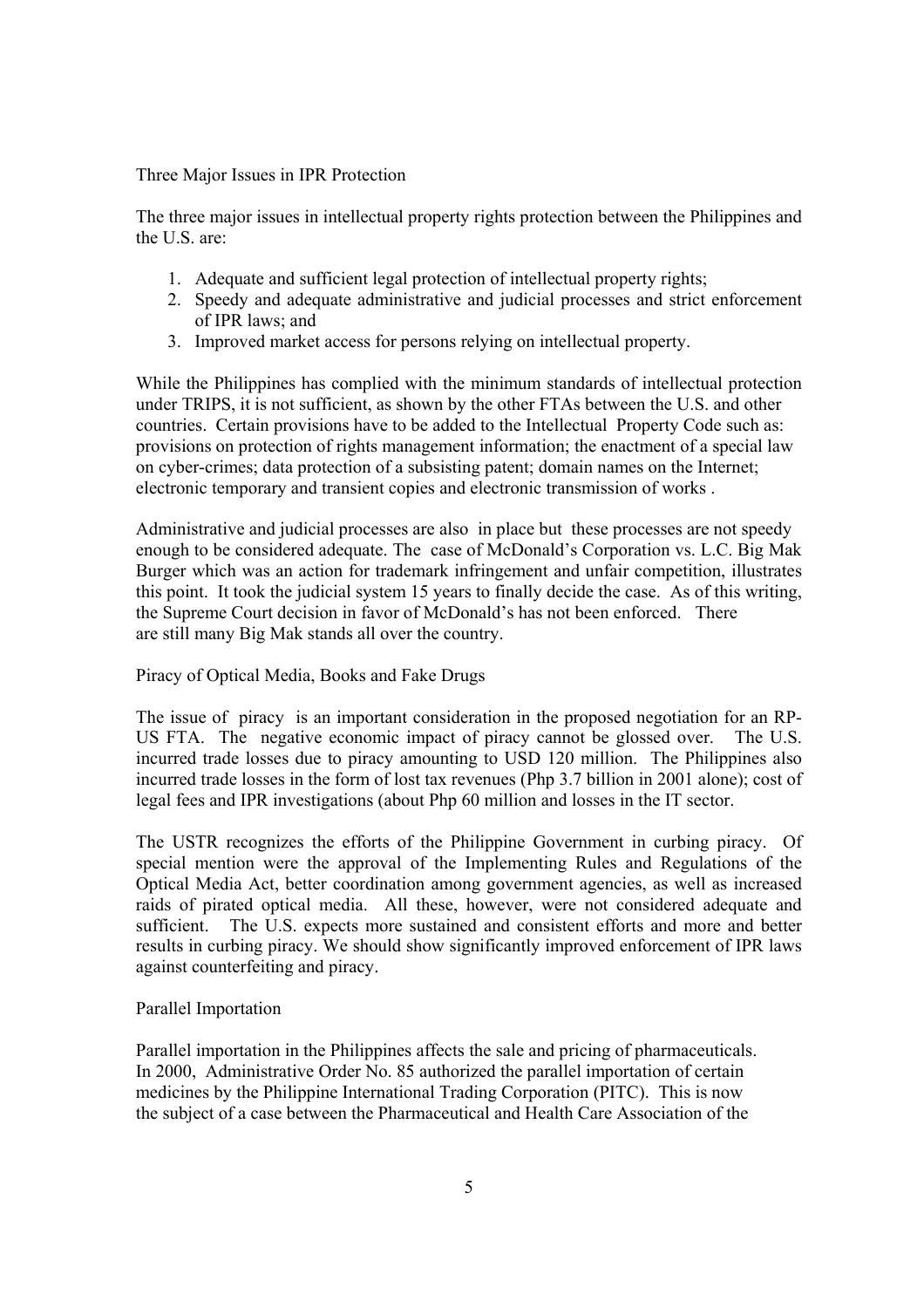## Three Major Issues in IPR Protection

The three major issues in intellectual property rights protection between the Philippines and the U.S. are:

1. Adequate and sufficient legal protection of intellectual property rights;
2. Speedy and adequate administrative and judicial processes and strict enforcement of IPR laws; and
3. Improved market access for persons relying on intellectual property.

While the Philippines has complied with the minimum standards of intellectual protection under TRIPS, it is not sufficient, as shown by the other FTAs between the U.S. and other countries. Certain provisions have to be added to the Intellectual Property Code such as: provisions on protection of rights management information; the enactment of a special law on cyber-crimes; data protection of a subsisting patent; domain names on the Internet; electronic temporary and transient copies and electronic transmission of works .

Administrative and judicial processes are also in place but these processes are not speedy enough to be considered adequate. The case of McDonald's Corporation vs. L.C. Big Mak Burger which was an action for trademark infringement and unfair competition, illustrates this point. It took the judicial system 15 years to finally decide the case. As of this writing, the Supreme Court decision in favor of McDonald's has not been enforced. There are still many Big Mak stands all over the country.

## Piracy of Optical Media, Books and Fake Drugs

The issue of piracy is an important consideration in the proposed negotiation for an RP-US FTA. The negative economic impact of piracy cannot be glossed over. The U.S. incurred trade losses due to piracy amounting to USD 120 million. The Philippines also incurred trade losses in the form of lost tax revenues (Php 3.7 billion in 2001 alone); cost of legal fees and IPR investigations (about Php 60 million and losses in the IT sector.

The USTR recognizes the efforts of the Philippine Government in curbing piracy. Of special mention were the approval of the Implementing Rules and Regulations of the Optical Media Act, better coordination among government agencies, as well as increased raids of pirated optical media. All these, however, were not considered adequate and sufficient. The U.S. expects more sustained and consistent efforts and more and better results in curbing piracy. We should show significantly improved enforcement of IPR laws against counterfeiting and piracy.

## Parallel Importation

Parallel importation in the Philippines affects the sale and pricing of pharmaceuticals. In 2000, Administrative Order No. 85 authorized the parallel importation of certain medicines by the Philippine International Trading Corporation (PITC). This is now the subject of a case between the Pharmaceutical and Health Care Association of the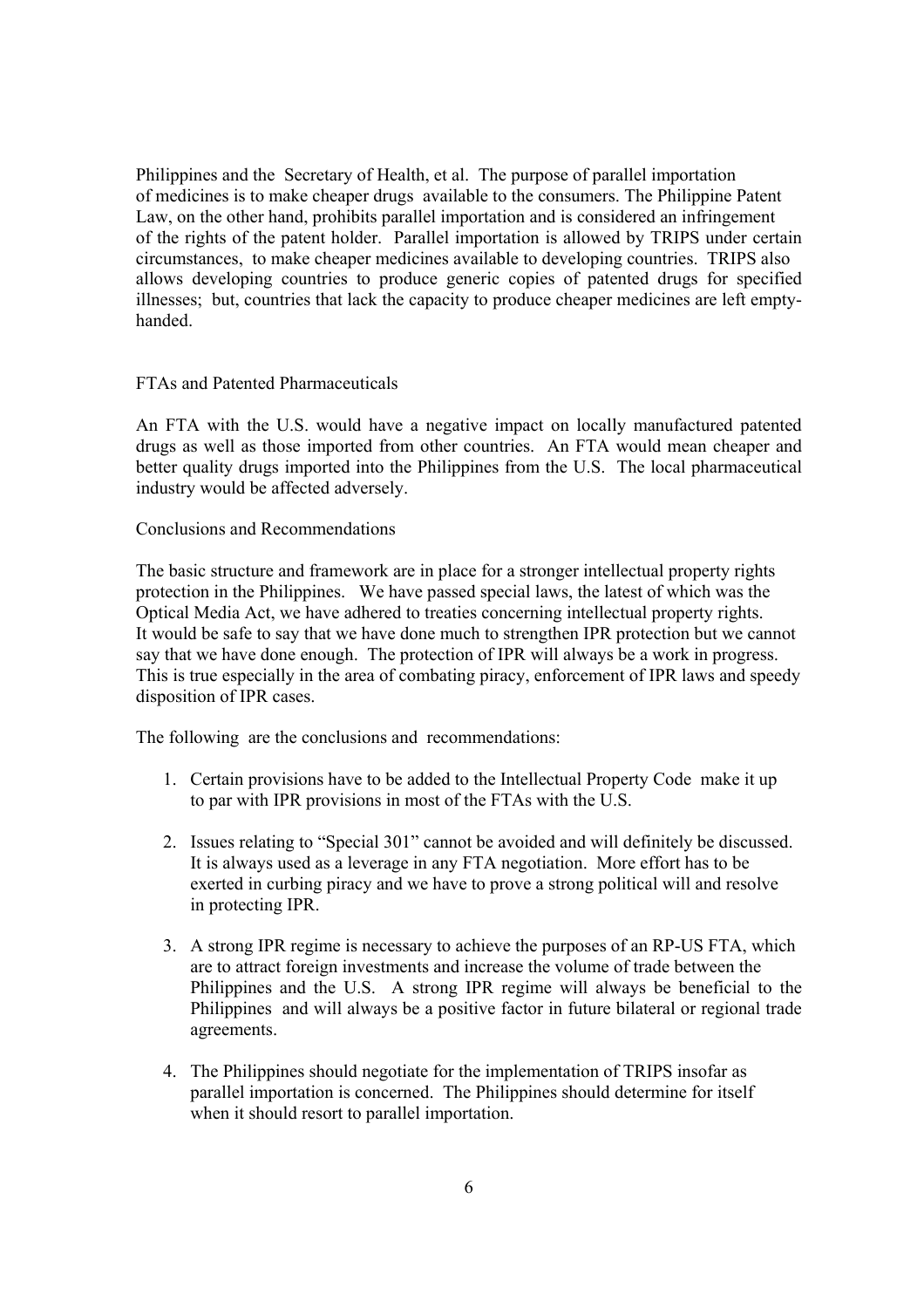Philippines and the Secretary of Health, et al. The purpose of parallel importation of medicines is to make cheaper drugs available to the consumers. The Philippine Patent Law, on the other hand, prohibits parallel importation and is considered an infringement of the rights of the patent holder. Parallel importation is allowed by TRIPS under certain circumstances, to make cheaper medicines available to developing countries. TRIPS also allows developing countries to produce generic copies of patented drugs for specified illnesses; but, countries that lack the capacity to produce cheaper medicines are left empty-handed.

## FTAs and Patented Pharmaceuticals

An FTA with the U.S. would have a negative impact on locally manufactured patented drugs as well as those imported from other countries. An FTA would mean cheaper and better quality drugs imported into the Philippines from the U.S. The local pharmaceutical industry would be affected adversely.

## Conclusions and Recommendations

The basic structure and framework are in place for a stronger intellectual property rights protection in the Philippines. We have passed special laws, the latest of which was the Optical Media Act, we have adhered to treaties concerning intellectual property rights. It would be safe to say that we have done much to strengthen IPR protection but we cannot say that we have done enough. The protection of IPR will always be a work in progress. This is true especially in the area of combating piracy, enforcement of IPR laws and speedy disposition of IPR cases.

The following are the conclusions and recommendations:

1. Certain provisions have to be added to the Intellectual Property Code make it up to par with IPR provisions in most of the FTAs with the U.S.

2. Issues relating to "Special 301" cannot be avoided and will definitely be discussed. It is always used as a leverage in any FTA negotiation. More effort has to be exerted in curbing piracy and we have to prove a strong political will and resolve in protecting IPR.

3. A strong IPR regime is necessary to achieve the purposes of an RP-US FTA, which are to attract foreign investments and increase the volume of trade between the Philippines and the U.S. A strong IPR regime will always be beneficial to the Philippines and will always be a positive factor in future bilateral or regional trade agreements.

4. The Philippines should negotiate for the implementation of TRIPS insofar as parallel importation is concerned. The Philippines should determine for itself when it should resort to parallel importation.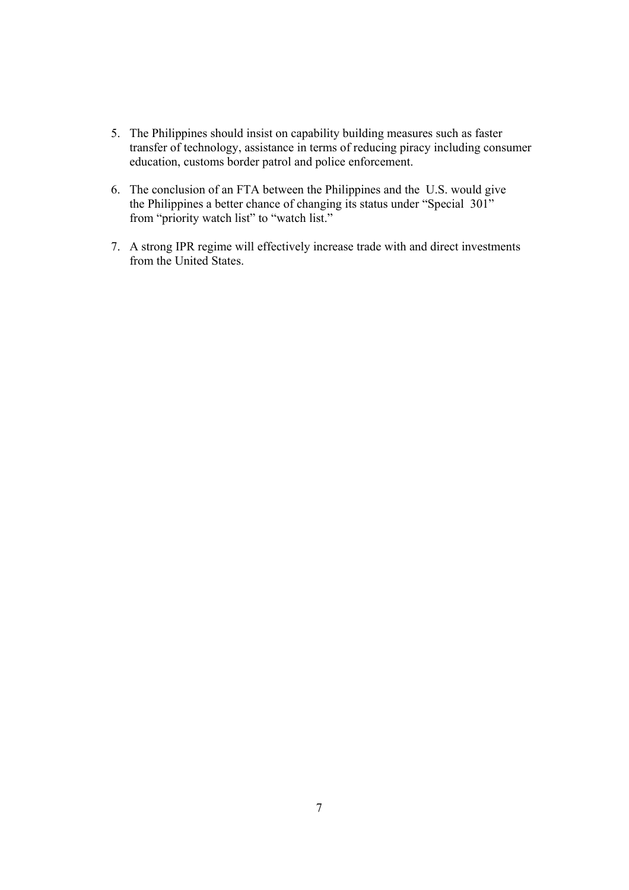5. The Philippines should insist on capability building measures such as faster transfer of technology, assistance in terms of reducing piracy including consumer education, customs border patrol and police enforcement.

6. The conclusion of an FTA between the Philippines and the U.S. would give the Philippines a better chance of changing its status under "Special 301" from "priority watch list" to "watch list."

7. A strong IPR regime will effectively increase trade with and direct investments from the United States.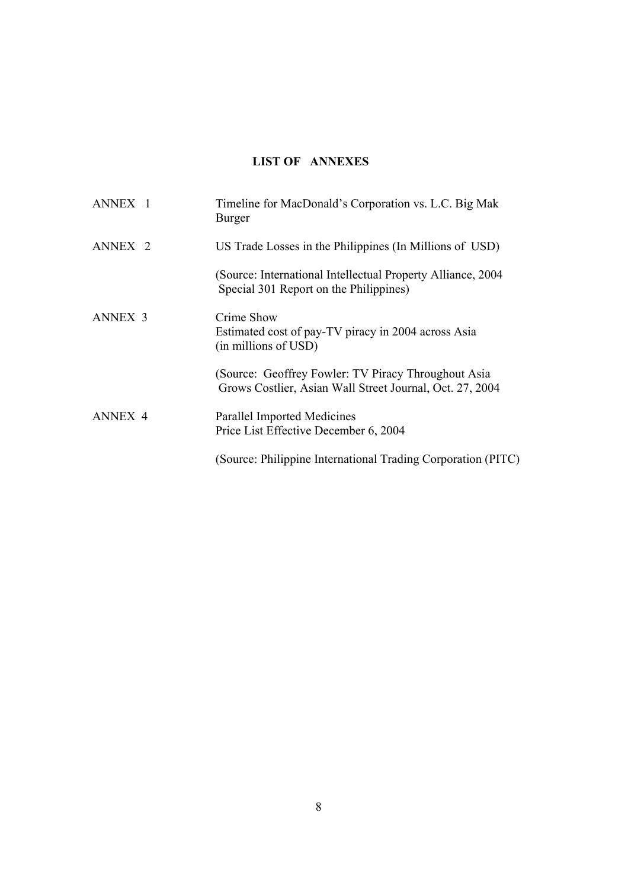## LIST OF ANNEXES

| | |
|---|---|
| ANNEX 1 | Timeline for MacDonald's Corporation vs. L.C. Big Mak Burger |
| ANNEX 2 | US Trade Losses in the Philippines (In Millions of USD)<br><br>(Source: International Intellectual Property Alliance, 2004 Special 301 Report on the Philippines) |
| ANNEX 3 | Crime Show<br>Estimated cost of pay-TV piracy in 2004 across Asia (in millions of USD)<br><br>(Source: Geoffrey Fowler: TV Piracy Throughout Asia Grows Costlier, Asian Wall Street Journal, Oct. 27, 2004 |
| ANNEX 4 | Parallel Imported Medicines<br>Price List Effective December 6, 2004<br><br>(Source: Philippine International Trading Corporation (PITC) |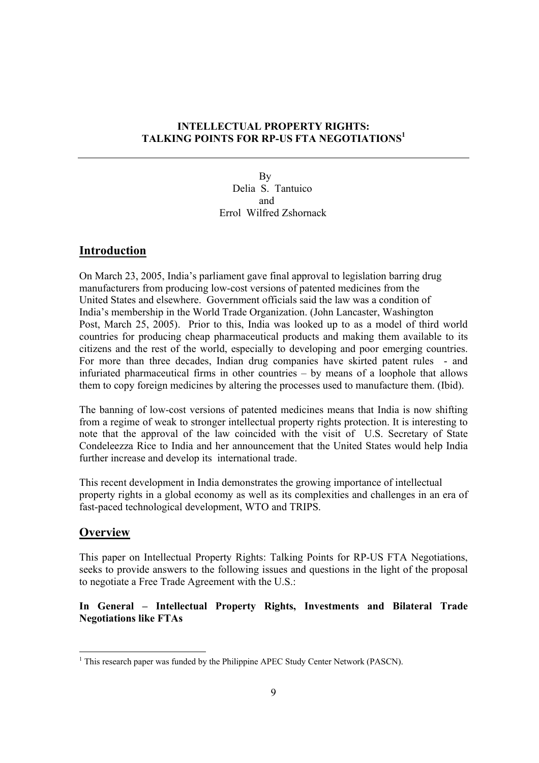**INTELLECTUAL PROPERTY RIGHTS: TALKING POINTS FOR RP-US FTA NEGOTIATIONS[1]**

By
Delia S. Tantuico
and
Errol Wilfred Zshornack

## Introduction

On March 23, 2005, India's parliament gave final approval to legislation barring drug manufacturers from producing low-cost versions of patented medicines from the United States and elsewhere. Government officials said the law was a condition of India's membership in the World Trade Organization. (John Lancaster, Washington Post, March 25, 2005). Prior to this, India was looked up to as a model of third world countries for producing cheap pharmaceutical products and making them available to its citizens and the rest of the world, especially to developing and poor emerging countries. For more than three decades, Indian drug companies have skirted patent rules - and infuriated pharmaceutical firms in other countries – by means of a loophole that allows them to copy foreign medicines by altering the processes used to manufacture them. (Ibid).

The banning of low-cost versions of patented medicines means that India is now shifting from a regime of weak to stronger intellectual property rights protection. It is interesting to note that the approval of the law coincided with the visit of U.S. Secretary of State Condeleezza Rice to India and her announcement that the United States would help India further increase and develop its international trade.

This recent development in India demonstrates the growing importance of intellectual property rights in a global economy as well as its complexities and challenges in an era of fast-paced technological development, WTO and TRIPS.

## Overview

This paper on Intellectual Property Rights: Talking Points for RP-US FTA Negotiations, seeks to provide answers to the following issues and questions in the light of the proposal to negotiate a Free Trade Agreement with the U.S.:

**In General – Intellectual Property Rights, Investments and Bilateral Trade Negotiations like FTAs**

---

[1] This research paper was funded by the Philippine APEC Study Center Network (PASCN).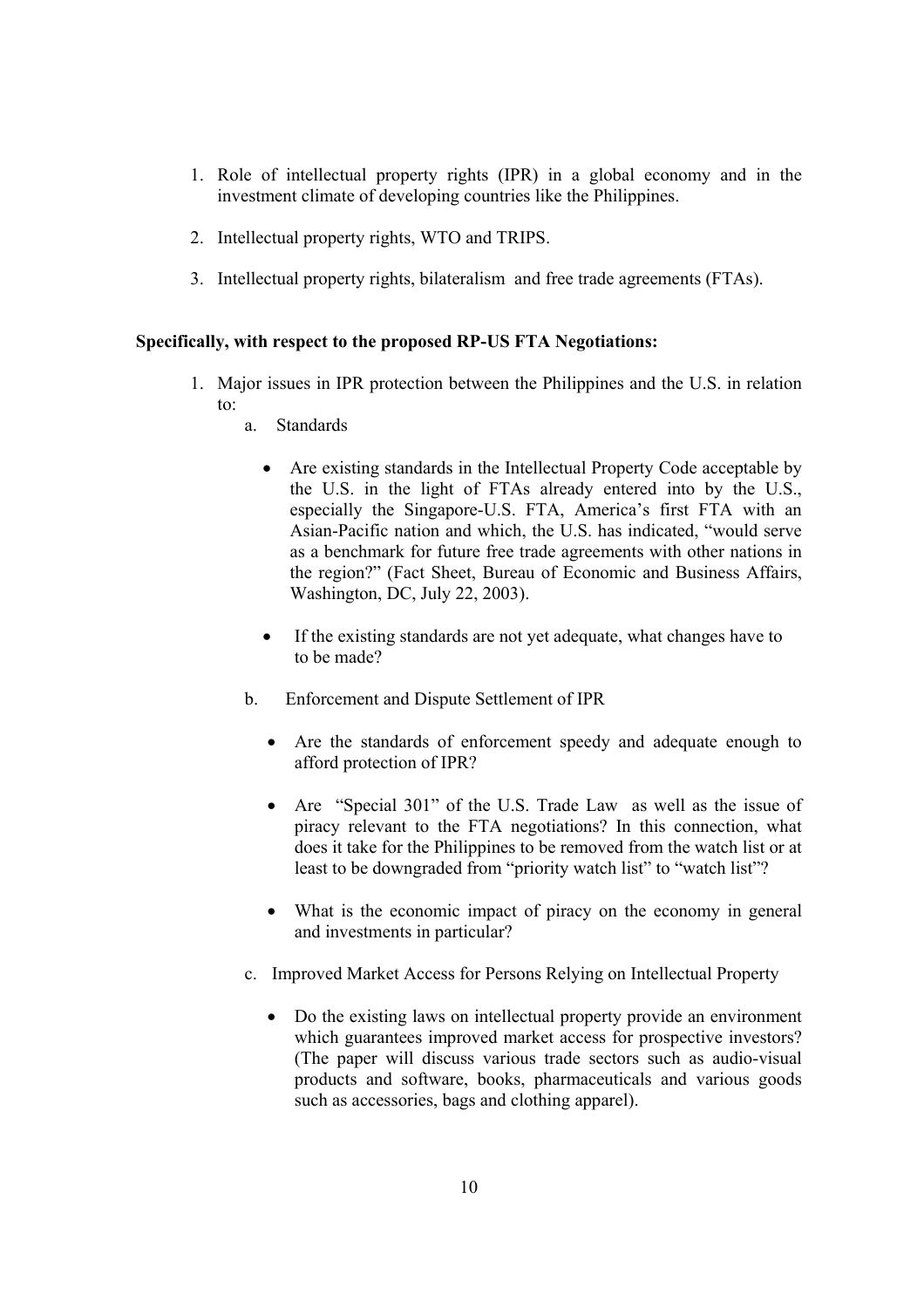1. Role of intellectual property rights (IPR) in a global economy and in the investment climate of developing countries like the Philippines.

2. Intellectual property rights, WTO and TRIPS.

3. Intellectual property rights, bilateralism and free trade agreements (FTAs).

**Specifically, with respect to the proposed RP-US FTA Negotiations:**

1. Major issues in IPR protection between the Philippines and the U.S. in relation to:

   a. Standards

      - Are existing standards in the Intellectual Property Code acceptable by the U.S. in the light of FTAs already entered into by the U.S., especially the Singapore-U.S. FTA, America's first FTA with an Asian-Pacific nation and which, the U.S. has indicated, "would serve as a benchmark for future free trade agreements with other nations in the region?" (Fact Sheet, Bureau of Economic and Business Affairs, Washington, DC, July 22, 2003).

      - If the existing standards are not yet adequate, what changes have to to be made?

   b. Enforcement and Dispute Settlement of IPR

      - Are the standards of enforcement speedy and adequate enough to afford protection of IPR?

      - Are "Special 301" of the U.S. Trade Law as well as the issue of piracy relevant to the FTA negotiations? In this connection, what does it take for the Philippines to be removed from the watch list or at least to be downgraded from "priority watch list" to "watch list"?

      - What is the economic impact of piracy on the economy in general and investments in particular?

   c. Improved Market Access for Persons Relying on Intellectual Property

      - Do the existing laws on intellectual property provide an environment which guarantees improved market access for prospective investors? (The paper will discuss various trade sectors such as audio-visual products and software, books, pharmaceuticals and various goods such as accessories, bags and clothing apparel).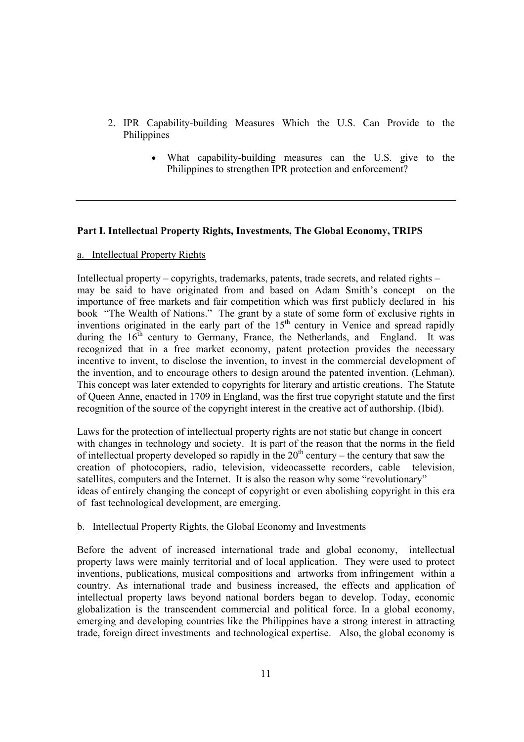2. IPR Capability-building Measures Which the U.S. Can Provide to the Philippines

    - What capability-building measures can the U.S. give to the Philippines to strengthen IPR protection and enforcement?

---

**Part I. Intellectual Property Rights, Investments, The Global Economy, TRIPS**

a. Intellectual Property Rights

Intellectual property – copyrights, trademarks, patents, trade secrets, and related rights – may be said to have originated from and based on Adam Smith's concept on the importance of free markets and fair competition which was first publicly declared in his book "The Wealth of Nations." The grant by a state of some form of exclusive rights in inventions originated in the early part of the 15th century in Venice and spread rapidly during the 16th century to Germany, France, the Netherlands, and England. It was recognized that in a free market economy, patent protection provides the necessary incentive to invent, to disclose the invention, to invest in the commercial development of the invention, and to encourage others to design around the patented invention. (Lehman). This concept was later extended to copyrights for literary and artistic creations. The Statute of Queen Anne, enacted in 1709 in England, was the first true copyright statute and the first recognition of the source of the copyright interest in the creative act of authorship. (Ibid).

Laws for the protection of intellectual property rights are not static but change in concert with changes in technology and society. It is part of the reason that the norms in the field of intellectual property developed so rapidly in the 20th century – the century that saw the creation of photocopiers, radio, television, videocassette recorders, cable television, satellites, computers and the Internet. It is also the reason why some "revolutionary" ideas of entirely changing the concept of copyright or even abolishing copyright in this era of fast technological development, are emerging.

b. Intellectual Property Rights, the Global Economy and Investments

Before the advent of increased international trade and global economy, intellectual property laws were mainly territorial and of local application. They were used to protect inventions, publications, musical compositions and artworks from infringement within a country. As international trade and business increased, the effects and application of intellectual property laws beyond national borders began to develop. Today, economic globalization is the transcendent commercial and political force. In a global economy, emerging and developing countries like the Philippines have a strong interest in attracting trade, foreign direct investments and technological expertise. Also, the global economy is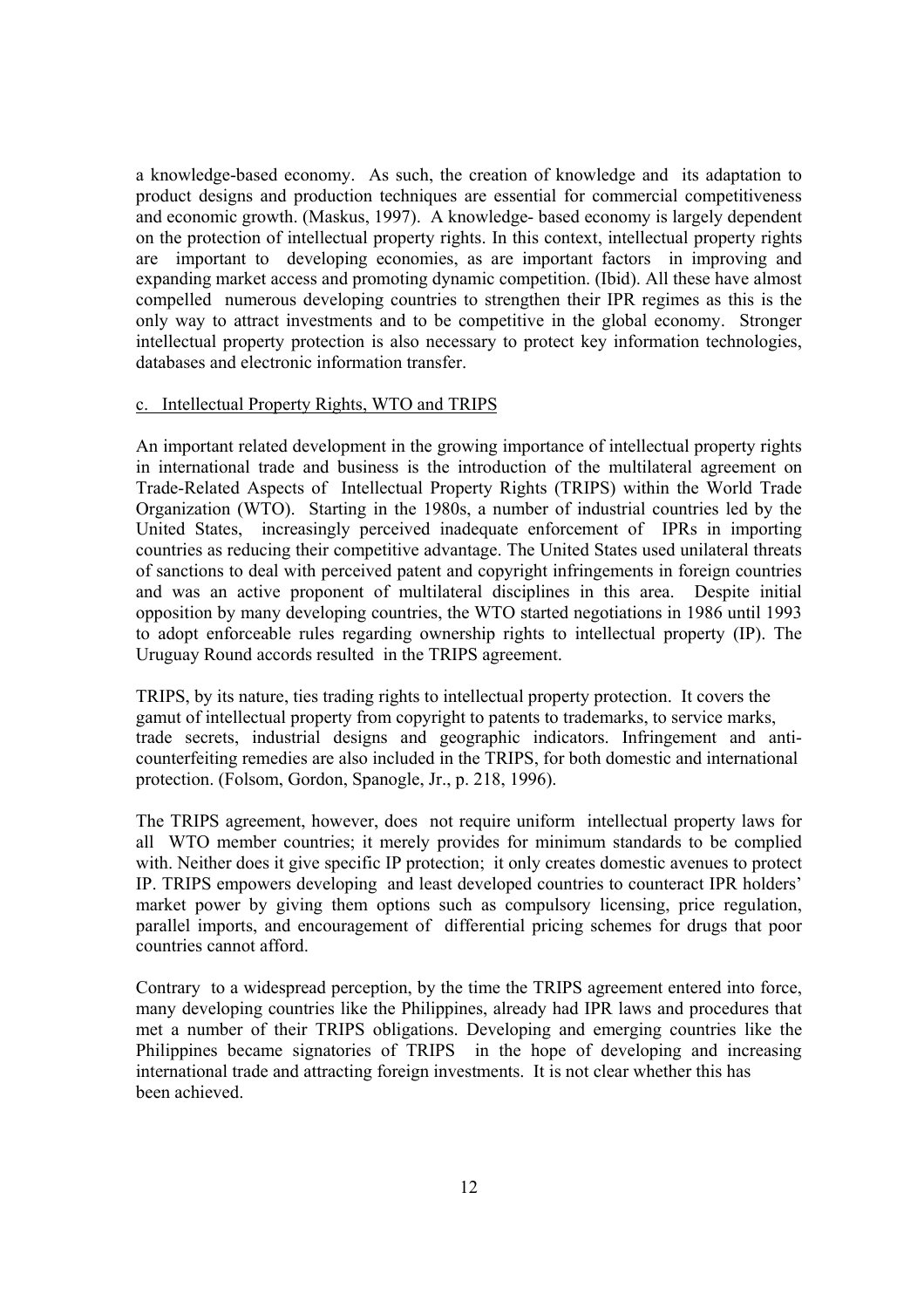a knowledge-based economy. As such, the creation of knowledge and its adaptation to product designs and production techniques are essential for commercial competitiveness and economic growth. (Maskus, 1997). A knowledge- based economy is largely dependent on the protection of intellectual property rights. In this context, intellectual property rights are important to developing economies, as are important factors in improving and expanding market access and promoting dynamic competition. (Ibid). All these have almost compelled numerous developing countries to strengthen their IPR regimes as this is the only way to attract investments and to be competitive in the global economy. Stronger intellectual property protection is also necessary to protect key information technologies, databases and electronic information transfer.

### c. Intellectual Property Rights, WTO and TRIPS

An important related development in the growing importance of intellectual property rights in international trade and business is the introduction of the multilateral agreement on Trade-Related Aspects of Intellectual Property Rights (TRIPS) within the World Trade Organization (WTO). Starting in the 1980s, a number of industrial countries led by the United States, increasingly perceived inadequate enforcement of IPRs in importing countries as reducing their competitive advantage. The United States used unilateral threats of sanctions to deal with perceived patent and copyright infringements in foreign countries and was an active proponent of multilateral disciplines in this area. Despite initial opposition by many developing countries, the WTO started negotiations in 1986 until 1993 to adopt enforceable rules regarding ownership rights to intellectual property (IP). The Uruguay Round accords resulted in the TRIPS agreement.

TRIPS, by its nature, ties trading rights to intellectual property protection. It covers the gamut of intellectual property from copyright to patents to trademarks, to service marks, trade secrets, industrial designs and geographic indicators. Infringement and anti-counterfeiting remedies are also included in the TRIPS, for both domestic and international protection. (Folsom, Gordon, Spanogle, Jr., p. 218, 1996).

The TRIPS agreement, however, does not require uniform intellectual property laws for all WTO member countries; it merely provides for minimum standards to be complied with. Neither does it give specific IP protection; it only creates domestic avenues to protect IP. TRIPS empowers developing and least developed countries to counteract IPR holders' market power by giving them options such as compulsory licensing, price regulation, parallel imports, and encouragement of differential pricing schemes for drugs that poor countries cannot afford.

Contrary to a widespread perception, by the time the TRIPS agreement entered into force, many developing countries like the Philippines, already had IPR laws and procedures that met a number of their TRIPS obligations. Developing and emerging countries like the Philippines became signatories of TRIPS in the hope of developing and increasing international trade and attracting foreign investments. It is not clear whether this has been achieved.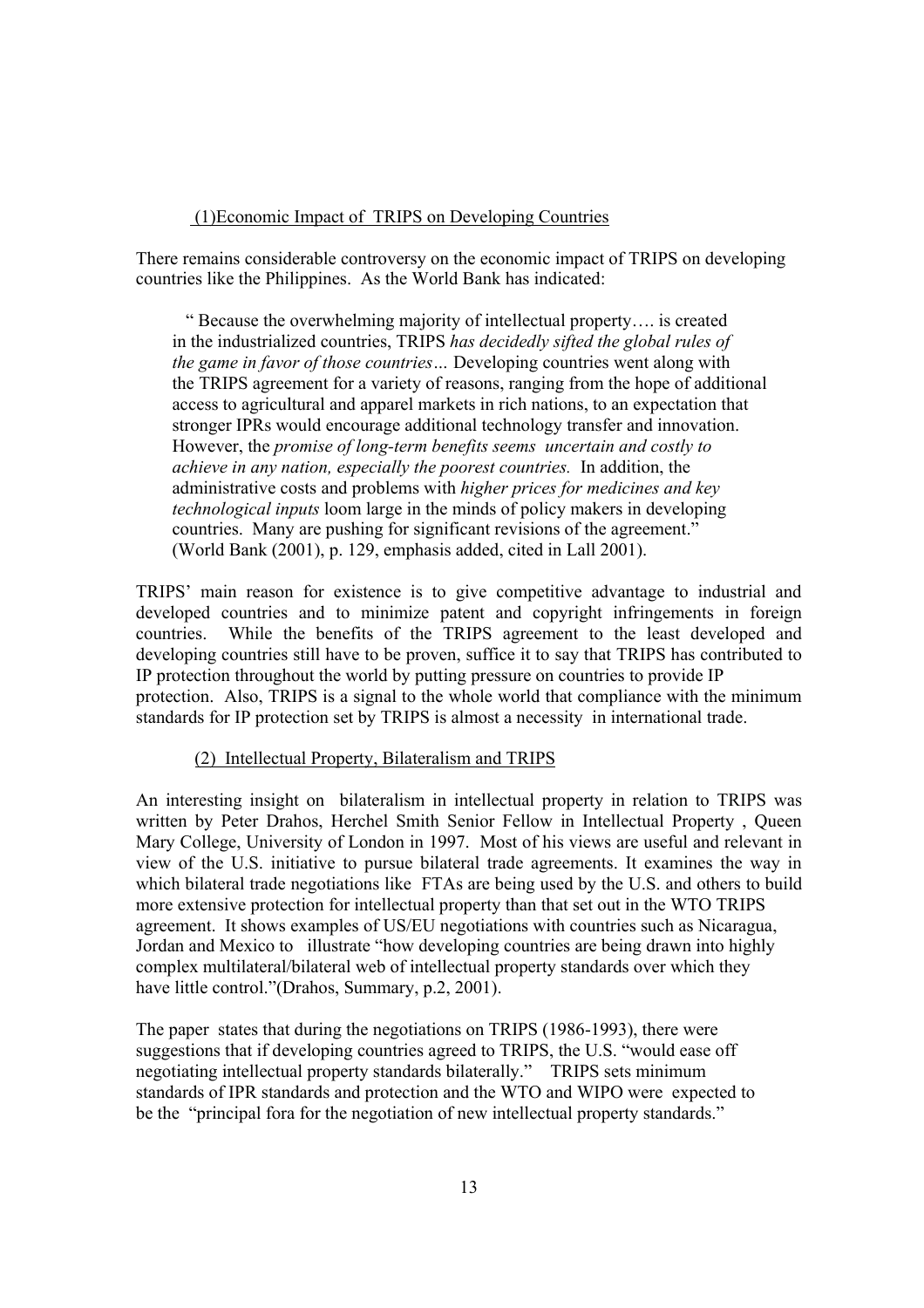(1) Economic Impact of TRIPS on Developing Countries

There remains considerable controversy on the economic impact of TRIPS on developing countries like the Philippines. As the World Bank has indicated:

> " Because the overwhelming majority of intellectual property…. is created in the industrialized countries, TRIPS *has decidedly sifted the global rules of the game in favor of those countries…* Developing countries went along with the TRIPS agreement for a variety of reasons, ranging from the hope of additional access to agricultural and apparel markets in rich nations, to an expectation that stronger IPRs would encourage additional technology transfer and innovation. However, the *promise of long-term benefits seems uncertain and costly to achieve in any nation, especially the poorest countries.* In addition, the administrative costs and problems with *higher prices for medicines and key technological inputs* loom large in the minds of policy makers in developing countries. Many are pushing for significant revisions of the agreement." (World Bank (2001), p. 129, emphasis added, cited in Lall 2001).

TRIPS' main reason for existence is to give competitive advantage to industrial and developed countries and to minimize patent and copyright infringements in foreign countries. While the benefits of the TRIPS agreement to the least developed and developing countries still have to be proven, suffice it to say that TRIPS has contributed to IP protection throughout the world by putting pressure on countries to provide IP protection. Also, TRIPS is a signal to the whole world that compliance with the minimum standards for IP protection set by TRIPS is almost a necessity in international trade.

(2) Intellectual Property, Bilateralism and TRIPS

An interesting insight on bilateralism in intellectual property in relation to TRIPS was written by Peter Drahos, Herchel Smith Senior Fellow in Intellectual Property , Queen Mary College, University of London in 1997. Most of his views are useful and relevant in view of the U.S. initiative to pursue bilateral trade agreements. It examines the way in which bilateral trade negotiations like FTAs are being used by the U.S. and others to build more extensive protection for intellectual property than that set out in the WTO TRIPS agreement. It shows examples of US/EU negotiations with countries such as Nicaragua, Jordan and Mexico to illustrate "how developing countries are being drawn into highly complex multilateral/bilateral web of intellectual property standards over which they have little control."(Drahos, Summary, p.2, 2001).

The paper states that during the negotiations on TRIPS (1986-1993), there were suggestions that if developing countries agreed to TRIPS, the U.S. "would ease off negotiating intellectual property standards bilaterally." TRIPS sets minimum standards of IPR standards and protection and the WTO and WIPO were expected to be the "principal fora for the negotiation of new intellectual property standards."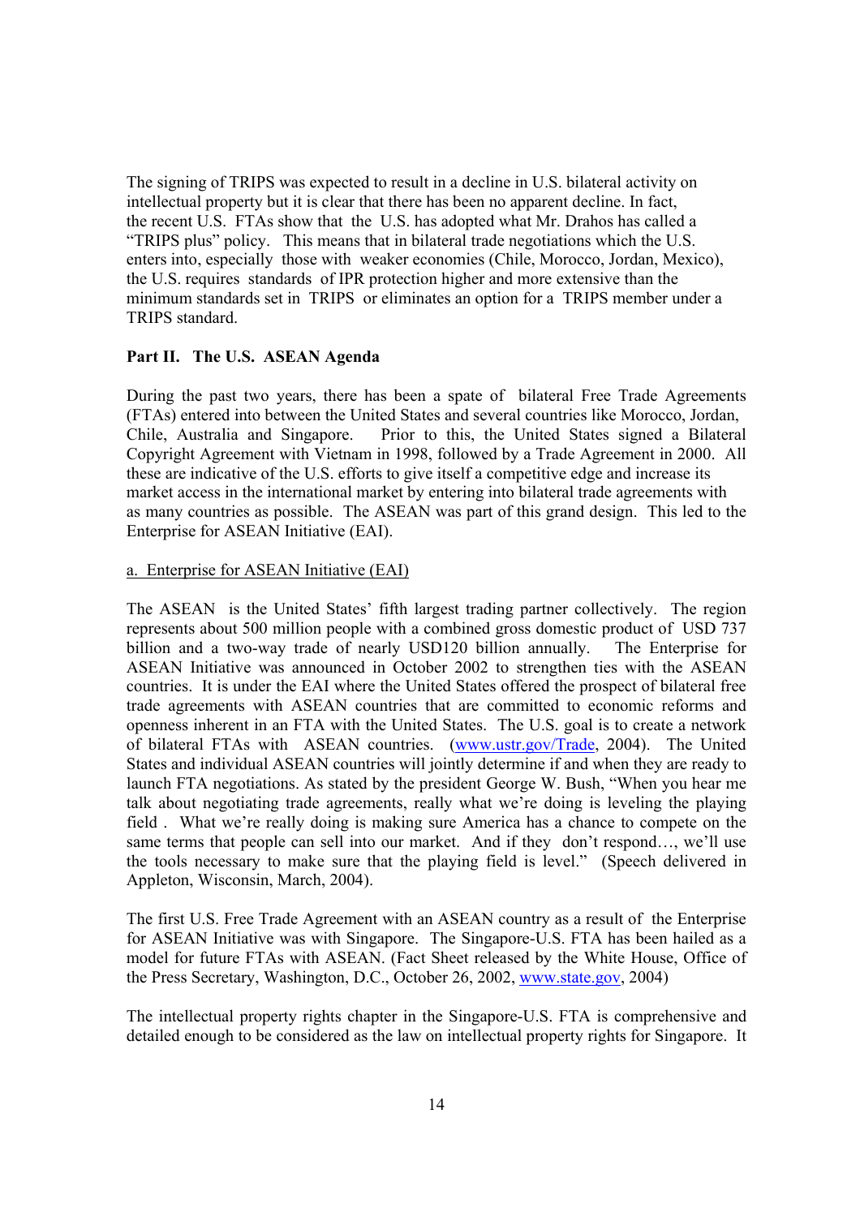The signing of TRIPS was expected to result in a decline in U.S. bilateral activity on intellectual property but it is clear that there has been no apparent decline. In fact, the recent U.S. FTAs show that the U.S. has adopted what Mr. Drahos has called a "TRIPS plus" policy. This means that in bilateral trade negotiations which the U.S. enters into, especially those with weaker economies (Chile, Morocco, Jordan, Mexico), the U.S. requires standards of IPR protection higher and more extensive than the minimum standards set in TRIPS or eliminates an option for a TRIPS member under a TRIPS standard.

**Part II. The U.S. ASEAN Agenda**

During the past two years, there has been a spate of bilateral Free Trade Agreements (FTAs) entered into between the United States and several countries like Morocco, Jordan, Chile, Australia and Singapore. Prior to this, the United States signed a Bilateral Copyright Agreement with Vietnam in 1998, followed by a Trade Agreement in 2000. All these are indicative of the U.S. efforts to give itself a competitive edge and increase its market access in the international market by entering into bilateral trade agreements with as many countries as possible. The ASEAN was part of this grand design. This led to the Enterprise for ASEAN Initiative (EAI).

a. Enterprise for ASEAN Initiative (EAI)

The ASEAN is the United States' fifth largest trading partner collectively. The region represents about 500 million people with a combined gross domestic product of USD 737 billion and a two-way trade of nearly USD120 billion annually. The Enterprise for ASEAN Initiative was announced in October 2002 to strengthen ties with the ASEAN countries. It is under the EAI where the United States offered the prospect of bilateral free trade agreements with ASEAN countries that are committed to economic reforms and openness inherent in an FTA with the United States. The U.S. goal is to create a network of bilateral FTAs with ASEAN countries. (www.ustr.gov/Trade, 2004). The United States and individual ASEAN countries will jointly determine if and when they are ready to launch FTA negotiations. As stated by the president George W. Bush, "When you hear me talk about negotiating trade agreements, really what we're doing is leveling the playing field . What we're really doing is making sure America has a chance to compete on the same terms that people can sell into our market. And if they don't respond…, we'll use the tools necessary to make sure that the playing field is level." (Speech delivered in Appleton, Wisconsin, March, 2004).

The first U.S. Free Trade Agreement with an ASEAN country as a result of the Enterprise for ASEAN Initiative was with Singapore. The Singapore-U.S. FTA has been hailed as a model for future FTAs with ASEAN. (Fact Sheet released by the White House, Office of the Press Secretary, Washington, D.C., October 26, 2002, www.state.gov, 2004)

The intellectual property rights chapter in the Singapore-U.S. FTA is comprehensive and detailed enough to be considered as the law on intellectual property rights for Singapore. It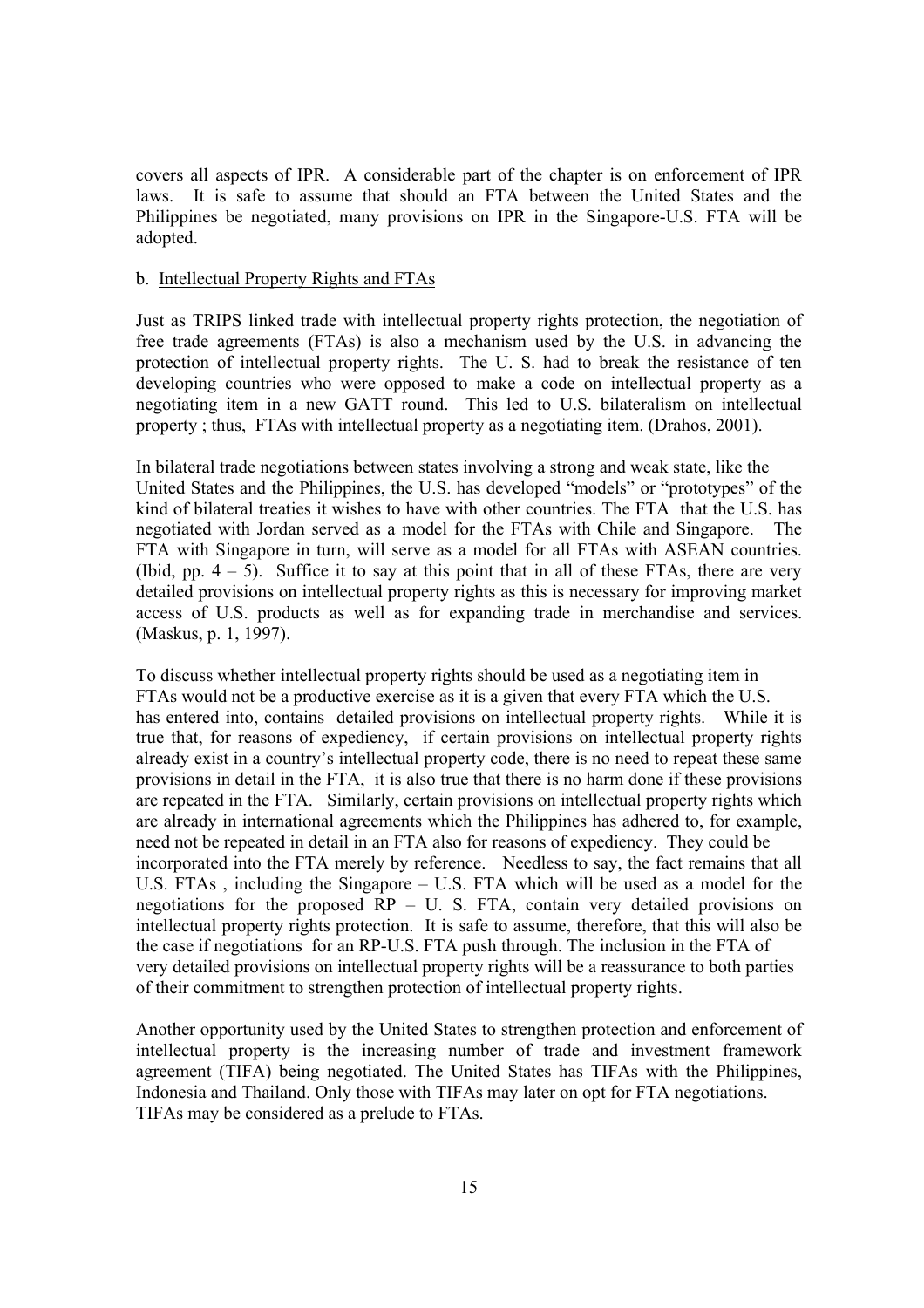covers all aspects of IPR. A considerable part of the chapter is on enforcement of IPR laws. It is safe to assume that should an FTA between the United States and the Philippines be negotiated, many provisions on IPR in the Singapore-U.S. FTA will be adopted.

b. Intellectual Property Rights and FTAs

Just as TRIPS linked trade with intellectual property rights protection, the negotiation of free trade agreements (FTAs) is also a mechanism used by the U.S. in advancing the protection of intellectual property rights. The U. S. had to break the resistance of ten developing countries who were opposed to make a code on intellectual property as a negotiating item in a new GATT round. This led to U.S. bilateralism on intellectual property ; thus, FTAs with intellectual property as a negotiating item. (Drahos, 2001).

In bilateral trade negotiations between states involving a strong and weak state, like the United States and the Philippines, the U.S. has developed "models" or "prototypes" of the kind of bilateral treaties it wishes to have with other countries. The FTA that the U.S. has negotiated with Jordan served as a model for the FTAs with Chile and Singapore. The FTA with Singapore in turn, will serve as a model for all FTAs with ASEAN countries. (Ibid, pp. 4 – 5). Suffice it to say at this point that in all of these FTAs, there are very detailed provisions on intellectual property rights as this is necessary for improving market access of U.S. products as well as for expanding trade in merchandise and services. (Maskus, p. 1, 1997).

To discuss whether intellectual property rights should be used as a negotiating item in FTAs would not be a productive exercise as it is a given that every FTA which the U.S. has entered into, contains detailed provisions on intellectual property rights. While it is true that, for reasons of expediency, if certain provisions on intellectual property rights already exist in a country's intellectual property code, there is no need to repeat these same provisions in detail in the FTA, it is also true that there is no harm done if these provisions are repeated in the FTA. Similarly, certain provisions on intellectual property rights which are already in international agreements which the Philippines has adhered to, for example, need not be repeated in detail in an FTA also for reasons of expediency. They could be incorporated into the FTA merely by reference. Needless to say, the fact remains that all U.S. FTAs , including the Singapore – U.S. FTA which will be used as a model for the negotiations for the proposed RP – U. S. FTA, contain very detailed provisions on intellectual property rights protection. It is safe to assume, therefore, that this will also be the case if negotiations for an RP-U.S. FTA push through. The inclusion in the FTA of very detailed provisions on intellectual property rights will be a reassurance to both parties of their commitment to strengthen protection of intellectual property rights.

Another opportunity used by the United States to strengthen protection and enforcement of intellectual property is the increasing number of trade and investment framework agreement (TIFA) being negotiated. The United States has TIFAs with the Philippines, Indonesia and Thailand. Only those with TIFAs may later on opt for FTA negotiations. TIFAs may be considered as a prelude to FTAs.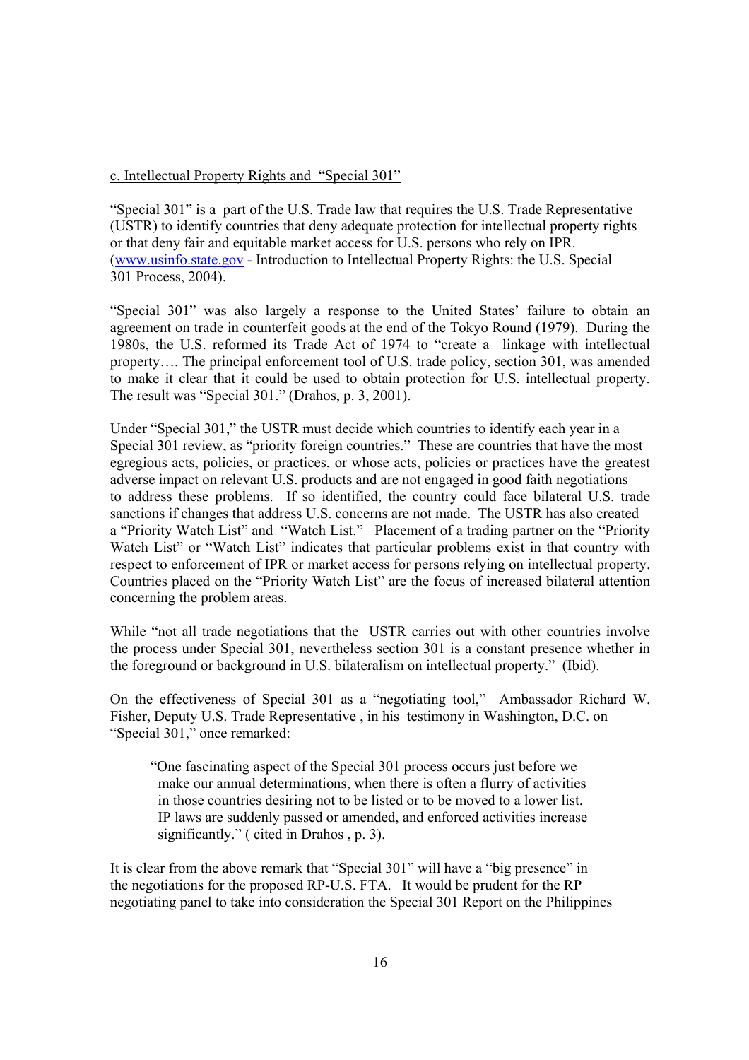c. Intellectual Property Rights and "Special 301"

"Special 301" is a part of the U.S. Trade law that requires the U.S. Trade Representative (USTR) to identify countries that deny adequate protection for intellectual property rights or that deny fair and equitable market access for U.S. persons who rely on IPR. (www.usinfo.state.gov - Introduction to Intellectual Property Rights: the U.S. Special 301 Process, 2004).

"Special 301" was also largely a response to the United States' failure to obtain an agreement on trade in counterfeit goods at the end of the Tokyo Round (1979). During the 1980s, the U.S. reformed its Trade Act of 1974 to "create a linkage with intellectual property…. The principal enforcement tool of U.S. trade policy, section 301, was amended to make it clear that it could be used to obtain protection for U.S. intellectual property. The result was "Special 301." (Drahos, p. 3, 2001).

Under "Special 301," the USTR must decide which countries to identify each year in a Special 301 review, as "priority foreign countries." These are countries that have the most egregious acts, policies, or practices, or whose acts, policies or practices have the greatest adverse impact on relevant U.S. products and are not engaged in good faith negotiations to address these problems. If so identified, the country could face bilateral U.S. trade sanctions if changes that address U.S. concerns are not made. The USTR has also created a "Priority Watch List" and "Watch List." Placement of a trading partner on the "Priority Watch List" or "Watch List" indicates that particular problems exist in that country with respect to enforcement of IPR or market access for persons relying on intellectual property. Countries placed on the "Priority Watch List" are the focus of increased bilateral attention concerning the problem areas.

While "not all trade negotiations that the USTR carries out with other countries involve the process under Special 301, nevertheless section 301 is a constant presence whether in the foreground or background in U.S. bilateralism on intellectual property." (Ibid).

On the effectiveness of Special 301 as a "negotiating tool," Ambassador Richard W. Fisher, Deputy U.S. Trade Representative , in his testimony in Washington, D.C. on "Special 301," once remarked:

> "One fascinating aspect of the Special 301 process occurs just before we make our annual determinations, when there is often a flurry of activities in those countries desiring not to be listed or to be moved to a lower list. IP laws are suddenly passed or amended, and enforced activities increase significantly." ( cited in Drahos , p. 3).

It is clear from the above remark that "Special 301" will have a "big presence" in the negotiations for the proposed RP-U.S. FTA. It would be prudent for the RP negotiating panel to take into consideration the Special 301 Report on the Philippines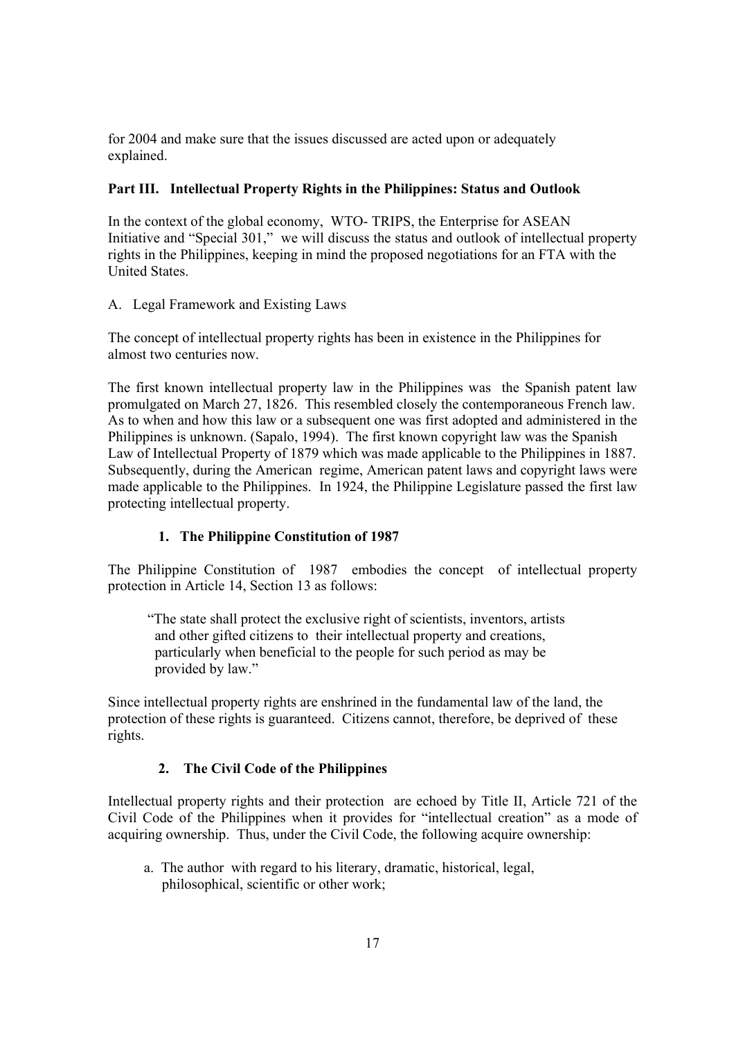for 2004 and make sure that the issues discussed are acted upon or adequately explained.

## Part III. Intellectual Property Rights in the Philippines: Status and Outlook

In the context of the global economy, WTO- TRIPS, the Enterprise for ASEAN Initiative and "Special 301," we will discuss the status and outlook of intellectual property rights in the Philippines, keeping in mind the proposed negotiations for an FTA with the United States.

### A. Legal Framework and Existing Laws

The concept of intellectual property rights has been in existence in the Philippines for almost two centuries now.

The first known intellectual property law in the Philippines was the Spanish patent law promulgated on March 27, 1826. This resembled closely the contemporaneous French law. As to when and how this law or a subsequent one was first adopted and administered in the Philippines is unknown. (Sapalo, 1994). The first known copyright law was the Spanish Law of Intellectual Property of 1879 which was made applicable to the Philippines in 1887. Subsequently, during the American regime, American patent laws and copyright laws were made applicable to the Philippines. In 1924, the Philippine Legislature passed the first law protecting intellectual property.

#### 1. The Philippine Constitution of 1987

The Philippine Constitution of 1987 embodies the concept of intellectual property protection in Article 14, Section 13 as follows:

> "The state shall protect the exclusive right of scientists, inventors, artists and other gifted citizens to their intellectual property and creations, particularly when beneficial to the people for such period as may be provided by law."

Since intellectual property rights are enshrined in the fundamental law of the land, the protection of these rights is guaranteed. Citizens cannot, therefore, be deprived of these rights.

#### 2. The Civil Code of the Philippines

Intellectual property rights and their protection are echoed by Title II, Article 721 of the Civil Code of the Philippines when it provides for "intellectual creation" as a mode of acquiring ownership. Thus, under the Civil Code, the following acquire ownership:

a. The author with regard to his literary, dramatic, historical, legal, philosophical, scientific or other work;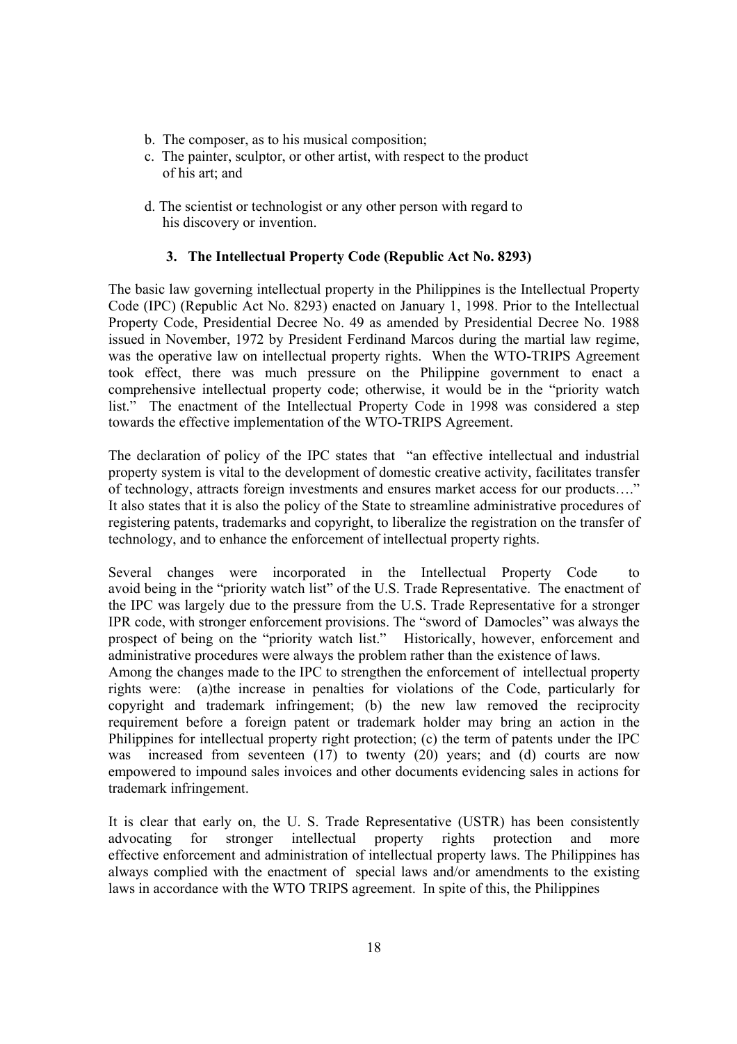b. The composer, as to his musical composition;
c. The painter, sculptor, or other artist, with respect to the product of his art; and

d. The scientist or technologist or any other person with regard to his discovery or invention.

### 3. The Intellectual Property Code (Republic Act No. 8293)

The basic law governing intellectual property in the Philippines is the Intellectual Property Code (IPC) (Republic Act No. 8293) enacted on January 1, 1998. Prior to the Intellectual Property Code, Presidential Decree No. 49 as amended by Presidential Decree No. 1988 issued in November, 1972 by President Ferdinand Marcos during the martial law regime, was the operative law on intellectual property rights. When the WTO-TRIPS Agreement took effect, there was much pressure on the Philippine government to enact a comprehensive intellectual property code; otherwise, it would be in the "priority watch list." The enactment of the Intellectual Property Code in 1998 was considered a step towards the effective implementation of the WTO-TRIPS Agreement.

The declaration of policy of the IPC states that "an effective intellectual and industrial property system is vital to the development of domestic creative activity, facilitates transfer of technology, attracts foreign investments and ensures market access for our products…." It also states that it is also the policy of the State to streamline administrative procedures of registering patents, trademarks and copyright, to liberalize the registration on the transfer of technology, and to enhance the enforcement of intellectual property rights.

Several changes were incorporated in the Intellectual Property Code to avoid being in the "priority watch list" of the U.S. Trade Representative. The enactment of the IPC was largely due to the pressure from the U.S. Trade Representative for a stronger IPR code, with stronger enforcement provisions. The "sword of Damocles" was always the prospect of being on the "priority watch list." Historically, however, enforcement and administrative procedures were always the problem rather than the existence of laws.
Among the changes made to the IPC to strengthen the enforcement of intellectual property rights were: (a)the increase in penalties for violations of the Code, particularly for copyright and trademark infringement; (b) the new law removed the reciprocity requirement before a foreign patent or trademark holder may bring an action in the Philippines for intellectual property right protection; (c) the term of patents under the IPC was increased from seventeen (17) to twenty (20) years; and (d) courts are now empowered to impound sales invoices and other documents evidencing sales in actions for trademark infringement.

It is clear that early on, the U. S. Trade Representative (USTR) has been consistently advocating for stronger intellectual property rights protection and more effective enforcement and administration of intellectual property laws. The Philippines has always complied with the enactment of special laws and/or amendments to the existing laws in accordance with the WTO TRIPS agreement. In spite of this, the Philippines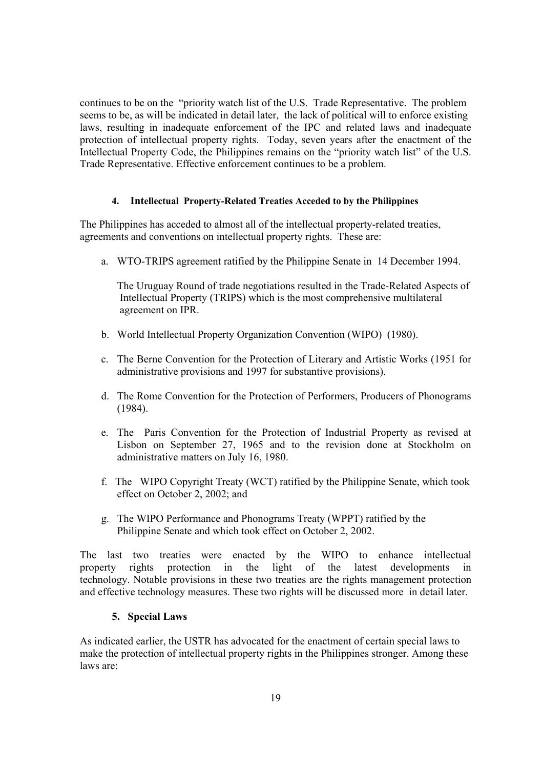continues to be on the "priority watch list of the U.S. Trade Representative. The problem seems to be, as will be indicated in detail later, the lack of political will to enforce existing laws, resulting in inadequate enforcement of the IPC and related laws and inadequate protection of intellectual property rights. Today, seven years after the enactment of the Intellectual Property Code, the Philippines remains on the "priority watch list" of the U.S. Trade Representative. Effective enforcement continues to be a problem.

#### 4. Intellectual Property-Related Treaties Acceded to by the Philippines

The Philippines has acceded to almost all of the intellectual property-related treaties, agreements and conventions on intellectual property rights. These are:

a. WTO-TRIPS agreement ratified by the Philippine Senate in 14 December 1994.

   The Uruguay Round of trade negotiations resulted in the Trade-Related Aspects of Intellectual Property (TRIPS) which is the most comprehensive multilateral agreement on IPR.

b. World Intellectual Property Organization Convention (WIPO) (1980).

c. The Berne Convention for the Protection of Literary and Artistic Works (1951 for administrative provisions and 1997 for substantive provisions).

d. The Rome Convention for the Protection of Performers, Producers of Phonograms (1984).

e. The Paris Convention for the Protection of Industrial Property as revised at Lisbon on September 27, 1965 and to the revision done at Stockholm on administrative matters on July 16, 1980.

f. The WIPO Copyright Treaty (WCT) ratified by the Philippine Senate, which took effect on October 2, 2002; and

g. The WIPO Performance and Phonograms Treaty (WPPT) ratified by the Philippine Senate and which took effect on October 2, 2002.

The last two treaties were enacted by the WIPO to enhance intellectual property rights protection in the light of the latest developments in technology. Notable provisions in these two treaties are the rights management protection and effective technology measures. These two rights will be discussed more in detail later.

#### 5. Special Laws

As indicated earlier, the USTR has advocated for the enactment of certain special laws to make the protection of intellectual property rights in the Philippines stronger. Among these laws are: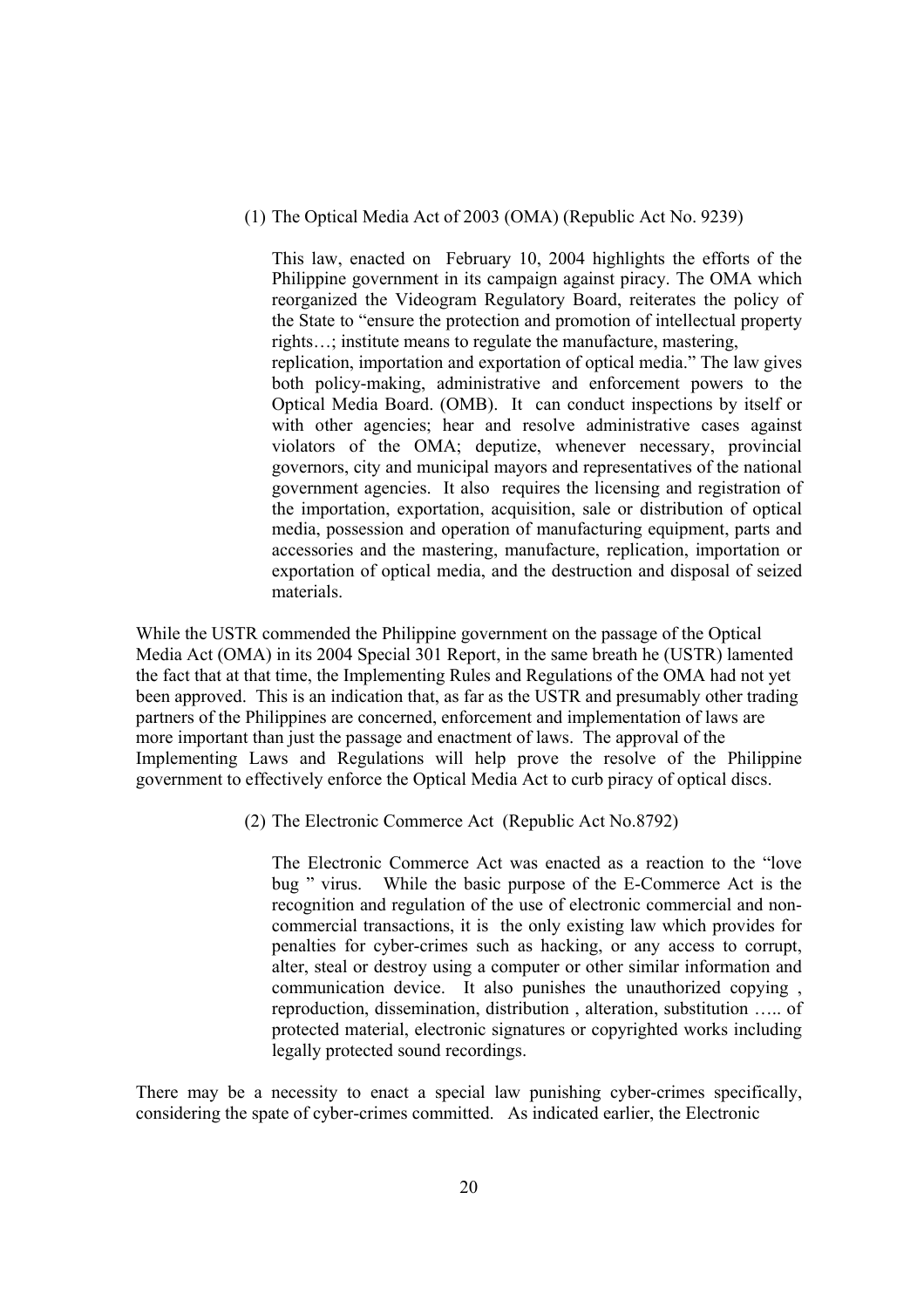(1) The Optical Media Act of 2003 (OMA) (Republic Act No. 9239)

This law, enacted on February 10, 2004 highlights the efforts of the Philippine government in its campaign against piracy. The OMA which reorganized the Videogram Regulatory Board, reiterates the policy of the State to "ensure the protection and promotion of intellectual property rights…; institute means to regulate the manufacture, mastering, replication, importation and exportation of optical media." The law gives both policy-making, administrative and enforcement powers to the Optical Media Board. (OMB). It can conduct inspections by itself or with other agencies; hear and resolve administrative cases against violators of the OMA; deputize, whenever necessary, provincial governors, city and municipal mayors and representatives of the national government agencies. It also requires the licensing and registration of the importation, exportation, acquisition, sale or distribution of optical media, possession and operation of manufacturing equipment, parts and accessories and the mastering, manufacture, replication, importation or exportation of optical media, and the destruction and disposal of seized materials.

While the USTR commended the Philippine government on the passage of the Optical Media Act (OMA) in its 2004 Special 301 Report, in the same breath he (USTR) lamented the fact that at that time, the Implementing Rules and Regulations of the OMA had not yet been approved. This is an indication that, as far as the USTR and presumably other trading partners of the Philippines are concerned, enforcement and implementation of laws are more important than just the passage and enactment of laws. The approval of the Implementing Laws and Regulations will help prove the resolve of the Philippine government to effectively enforce the Optical Media Act to curb piracy of optical discs.

(2) The Electronic Commerce Act (Republic Act No.8792)

The Electronic Commerce Act was enacted as a reaction to the "love bug " virus. While the basic purpose of the E-Commerce Act is the recognition and regulation of the use of electronic commercial and non-commercial transactions, it is the only existing law which provides for penalties for cyber-crimes such as hacking, or any access to corrupt, alter, steal or destroy using a computer or other similar information and communication device. It also punishes the unauthorized copying , reproduction, dissemination, distribution , alteration, substitution ….. of protected material, electronic signatures or copyrighted works including legally protected sound recordings.

There may be a necessity to enact a special law punishing cyber-crimes specifically, considering the spate of cyber-crimes committed. As indicated earlier, the Electronic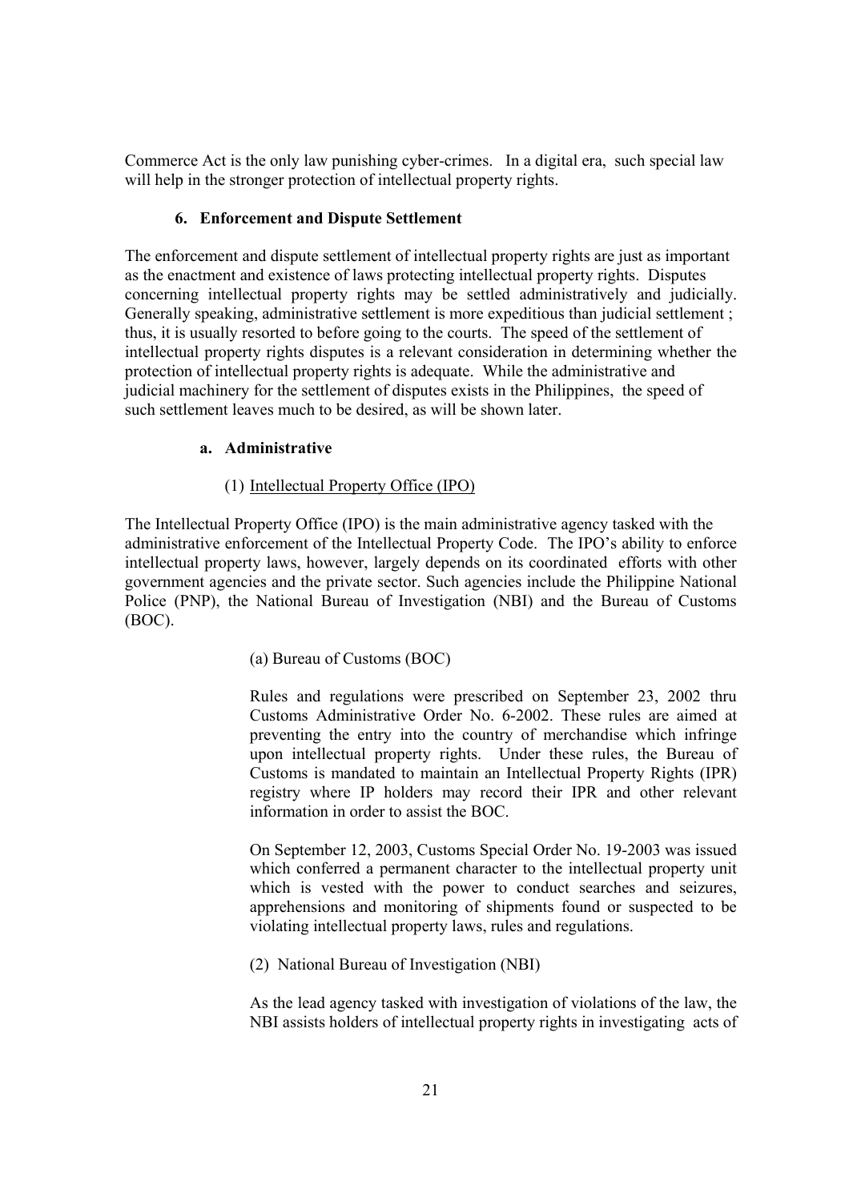Commerce Act is the only law punishing cyber-crimes. In a digital era, such special law will help in the stronger protection of intellectual property rights.

### 6. Enforcement and Dispute Settlement

The enforcement and dispute settlement of intellectual property rights are just as important as the enactment and existence of laws protecting intellectual property rights. Disputes concerning intellectual property rights may be settled administratively and judicially. Generally speaking, administrative settlement is more expeditious than judicial settlement ; thus, it is usually resorted to before going to the courts. The speed of the settlement of intellectual property rights disputes is a relevant consideration in determining whether the protection of intellectual property rights is adequate. While the administrative and judicial machinery for the settlement of disputes exists in the Philippines, the speed of such settlement leaves much to be desired, as will be shown later.

#### a. Administrative

(1) Intellectual Property Office (IPO)

The Intellectual Property Office (IPO) is the main administrative agency tasked with the administrative enforcement of the Intellectual Property Code. The IPO's ability to enforce intellectual property laws, however, largely depends on its coordinated efforts with other government agencies and the private sector. Such agencies include the Philippine National Police (PNP), the National Bureau of Investigation (NBI) and the Bureau of Customs (BOC).

(a) Bureau of Customs (BOC)

Rules and regulations were prescribed on September 23, 2002 thru Customs Administrative Order No. 6-2002. These rules are aimed at preventing the entry into the country of merchandise which infringe upon intellectual property rights. Under these rules, the Bureau of Customs is mandated to maintain an Intellectual Property Rights (IPR) registry where IP holders may record their IPR and other relevant information in order to assist the BOC.

On September 12, 2003, Customs Special Order No. 19-2003 was issued which conferred a permanent character to the intellectual property unit which is vested with the power to conduct searches and seizures, apprehensions and monitoring of shipments found or suspected to be violating intellectual property laws, rules and regulations.

(2) National Bureau of Investigation (NBI)

As the lead agency tasked with investigation of violations of the law, the NBI assists holders of intellectual property rights in investigating acts of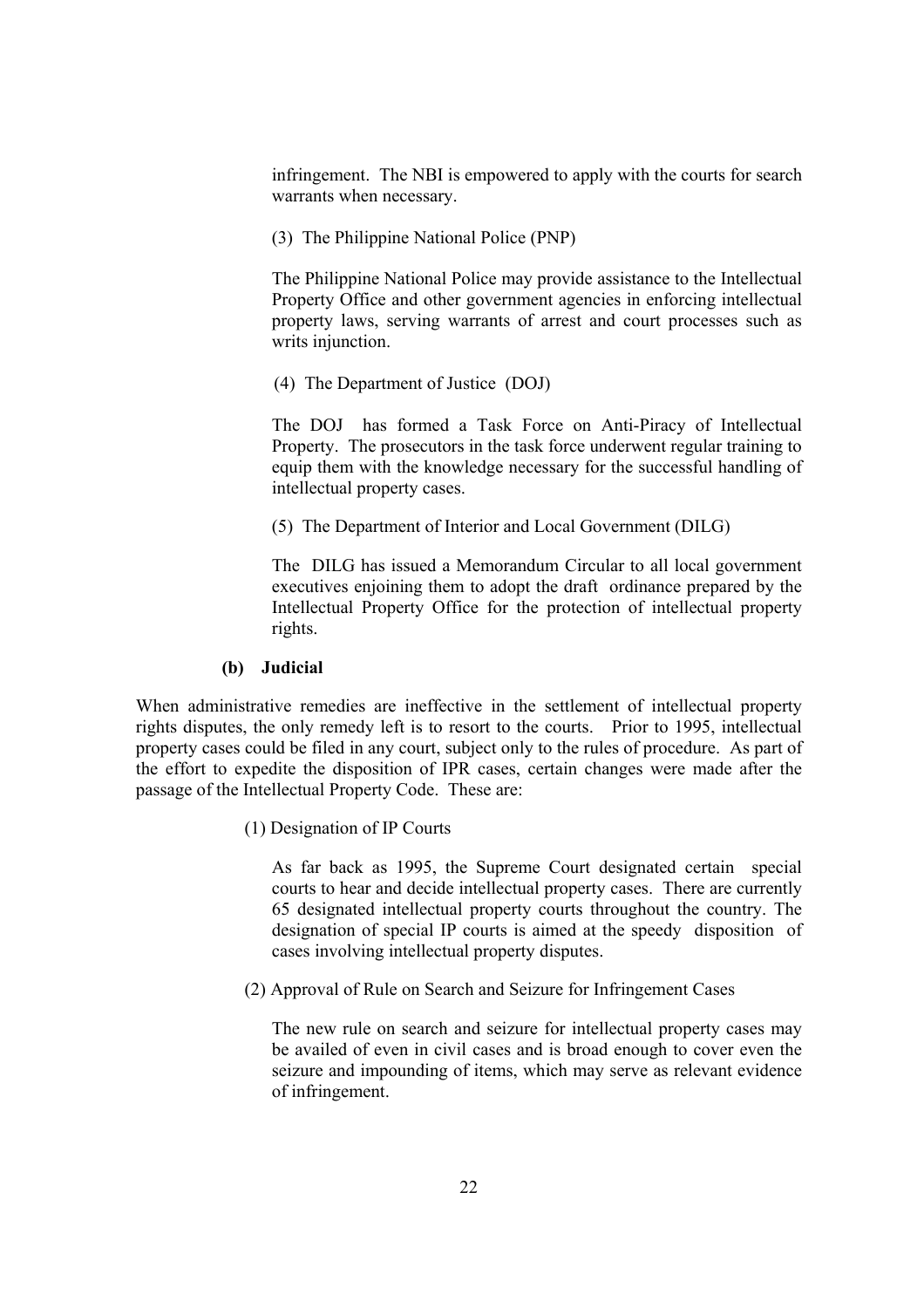infringement. The NBI is empowered to apply with the courts for search warrants when necessary.

(3) The Philippine National Police (PNP)

The Philippine National Police may provide assistance to the Intellectual Property Office and other government agencies in enforcing intellectual property laws, serving warrants of arrest and court processes such as writs injunction.

(4) The Department of Justice (DOJ)

The DOJ has formed a Task Force on Anti-Piracy of Intellectual Property. The prosecutors in the task force underwent regular training to equip them with the knowledge necessary for the successful handling of intellectual property cases.

(5) The Department of Interior and Local Government (DILG)

The DILG has issued a Memorandum Circular to all local government executives enjoining them to adopt the draft ordinance prepared by the Intellectual Property Office for the protection of intellectual property rights.

**(b) Judicial**

When administrative remedies are ineffective in the settlement of intellectual property rights disputes, the only remedy left is to resort to the courts. Prior to 1995, intellectual property cases could be filed in any court, subject only to the rules of procedure. As part of the effort to expedite the disposition of IPR cases, certain changes were made after the passage of the Intellectual Property Code. These are:

(1) Designation of IP Courts

As far back as 1995, the Supreme Court designated certain special courts to hear and decide intellectual property cases. There are currently 65 designated intellectual property courts throughout the country. The designation of special IP courts is aimed at the speedy disposition of cases involving intellectual property disputes.

(2) Approval of Rule on Search and Seizure for Infringement Cases

The new rule on search and seizure for intellectual property cases may be availed of even in civil cases and is broad enough to cover even the seizure and impounding of items, which may serve as relevant evidence of infringement.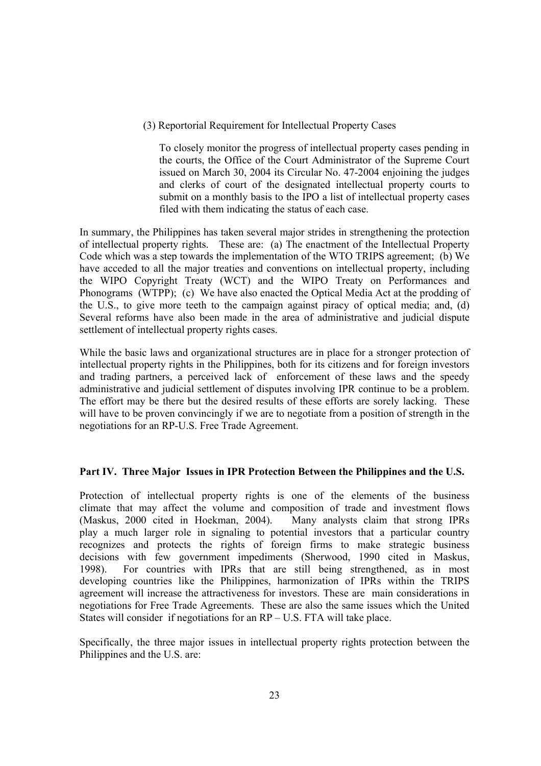(3) Reportorial Requirement for Intellectual Property Cases

> To closely monitor the progress of intellectual property cases pending in the courts, the Office of the Court Administrator of the Supreme Court issued on March 30, 2004 its Circular No. 47-2004 enjoining the judges and clerks of court of the designated intellectual property courts to submit on a monthly basis to the IPO a list of intellectual property cases filed with them indicating the status of each case.

In summary, the Philippines has taken several major strides in strengthening the protection of intellectual property rights. These are: (a) The enactment of the Intellectual Property Code which was a step towards the implementation of the WTO TRIPS agreement; (b) We have acceded to all the major treaties and conventions on intellectual property, including the WIPO Copyright Treaty (WCT) and the WIPO Treaty on Performances and Phonograms (WTPP); (c) We have also enacted the Optical Media Act at the prodding of the U.S., to give more teeth to the campaign against piracy of optical media; and, (d) Several reforms have also been made in the area of administrative and judicial dispute settlement of intellectual property rights cases.

While the basic laws and organizational structures are in place for a stronger protection of intellectual property rights in the Philippines, both for its citizens and for foreign investors and trading partners, a perceived lack of enforcement of these laws and the speedy administrative and judicial settlement of disputes involving IPR continue to be a problem. The effort may be there but the desired results of these efforts are sorely lacking. These will have to be proven convincingly if we are to negotiate from a position of strength in the negotiations for an RP-U.S. Free Trade Agreement.

**Part IV. Three Major Issues in IPR Protection Between the Philippines and the U.S.**

Protection of intellectual property rights is one of the elements of the business climate that may affect the volume and composition of trade and investment flows (Maskus, 2000 cited in Hoekman, 2004). Many analysts claim that strong IPRs play a much larger role in signaling to potential investors that a particular country recognizes and protects the rights of foreign firms to make strategic business decisions with few government impediments (Sherwood, 1990 cited in Maskus, 1998). For countries with IPRs that are still being strengthened, as in most developing countries like the Philippines, harmonization of IPRs within the TRIPS agreement will increase the attractiveness for investors. These are main considerations in negotiations for Free Trade Agreements. These are also the same issues which the United States will consider if negotiations for an RP – U.S. FTA will take place.

Specifically, the three major issues in intellectual property rights protection between the Philippines and the U.S. are: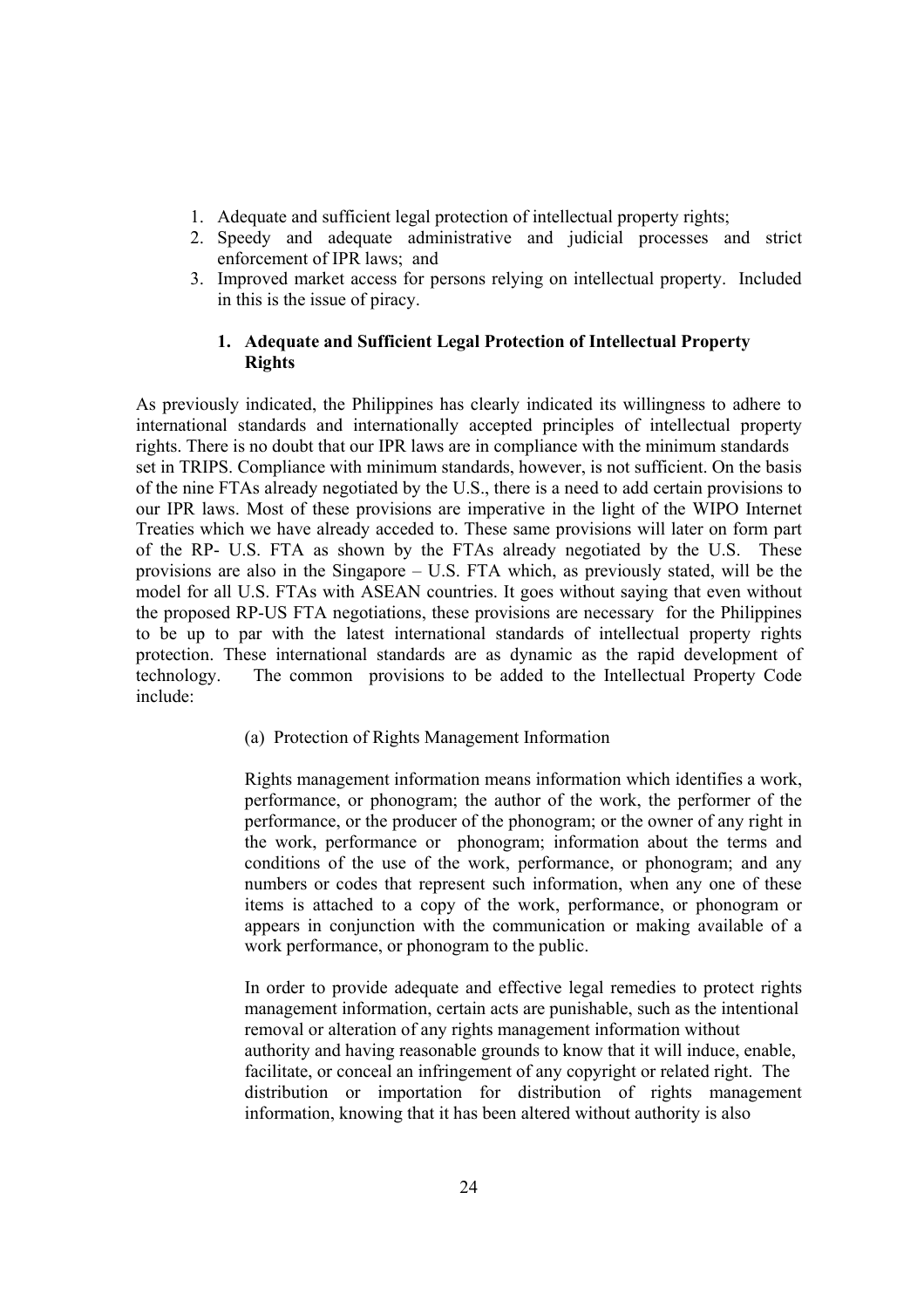1. Adequate and sufficient legal protection of intellectual property rights;
2. Speedy and adequate administrative and judicial processes and strict enforcement of IPR laws; and
3. Improved market access for persons relying on intellectual property. Included in this is the issue of piracy.

### 1. Adequate and Sufficient Legal Protection of Intellectual Property Rights

As previously indicated, the Philippines has clearly indicated its willingness to adhere to international standards and internationally accepted principles of intellectual property rights. There is no doubt that our IPR laws are in compliance with the minimum standards set in TRIPS. Compliance with minimum standards, however, is not sufficient. On the basis of the nine FTAs already negotiated by the U.S., there is a need to add certain provisions to our IPR laws. Most of these provisions are imperative in the light of the WIPO Internet Treaties which we have already acceded to. These same provisions will later on form part of the RP- U.S. FTA as shown by the FTAs already negotiated by the U.S. These provisions are also in the Singapore – U.S. FTA which, as previously stated, will be the model for all U.S. FTAs with ASEAN countries. It goes without saying that even without the proposed RP-US FTA negotiations, these provisions are necessary for the Philippines to be up to par with the latest international standards of intellectual property rights protection. These international standards are as dynamic as the rapid development of technology. The common provisions to be added to the Intellectual Property Code include:

(a) Protection of Rights Management Information

Rights management information means information which identifies a work, performance, or phonogram; the author of the work, the performer of the performance, or the producer of the phonogram; or the owner of any right in the work, performance or phonogram; information about the terms and conditions of the use of the work, performance, or phonogram; and any numbers or codes that represent such information, when any one of these items is attached to a copy of the work, performance, or phonogram or appears in conjunction with the communication or making available of a work performance, or phonogram to the public.

In order to provide adequate and effective legal remedies to protect rights management information, certain acts are punishable, such as the intentional removal or alteration of any rights management information without authority and having reasonable grounds to know that it will induce, enable, facilitate, or conceal an infringement of any copyright or related right. The distribution or importation for distribution of rights management information, knowing that it has been altered without authority is also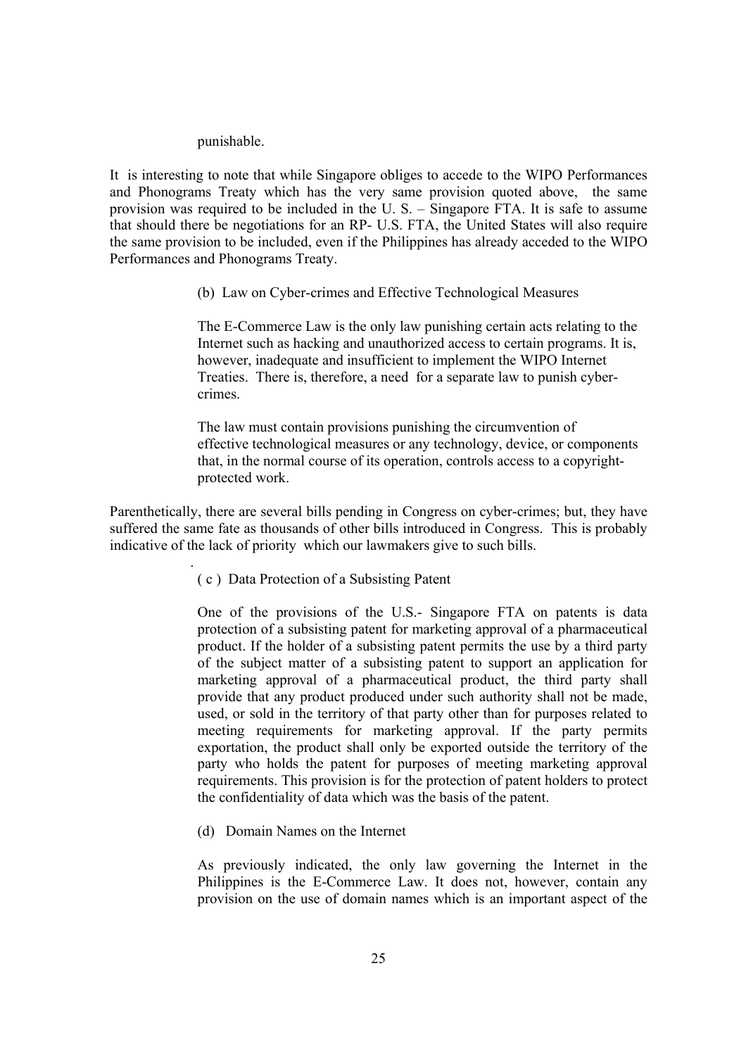punishable.

It is interesting to note that while Singapore obliges to accede to the WIPO Performances and Phonograms Treaty which has the very same provision quoted above, the same provision was required to be included in the U. S. – Singapore FTA. It is safe to assume that should there be negotiations for an RP- U.S. FTA, the United States will also require the same provision to be included, even if the Philippines has already acceded to the WIPO Performances and Phonograms Treaty.

(b) Law on Cyber-crimes and Effective Technological Measures

The E-Commerce Law is the only law punishing certain acts relating to the Internet such as hacking and unauthorized access to certain programs. It is, however, inadequate and insufficient to implement the WIPO Internet Treaties. There is, therefore, a need for a separate law to punish cyber-crimes.

The law must contain provisions punishing the circumvention of effective technological measures or any technology, device, or components that, in the normal course of its operation, controls access to a copyright-protected work.

Parenthetically, there are several bills pending in Congress on cyber-crimes; but, they have suffered the same fate as thousands of other bills introduced in Congress. This is probably indicative of the lack of priority which our lawmakers give to such bills.

( c ) Data Protection of a Subsisting Patent

One of the provisions of the U.S.- Singapore FTA on patents is data protection of a subsisting patent for marketing approval of a pharmaceutical product. If the holder of a subsisting patent permits the use by a third party of the subject matter of a subsisting patent to support an application for marketing approval of a pharmaceutical product, the third party shall provide that any product produced under such authority shall not be made, used, or sold in the territory of that party other than for purposes related to meeting requirements for marketing approval. If the party permits exportation, the product shall only be exported outside the territory of the party who holds the patent for purposes of meeting marketing approval requirements. This provision is for the protection of patent holders to protect the confidentiality of data which was the basis of the patent.

(d) Domain Names on the Internet

As previously indicated, the only law governing the Internet in the Philippines is the E-Commerce Law. It does not, however, contain any provision on the use of domain names which is an important aspect of the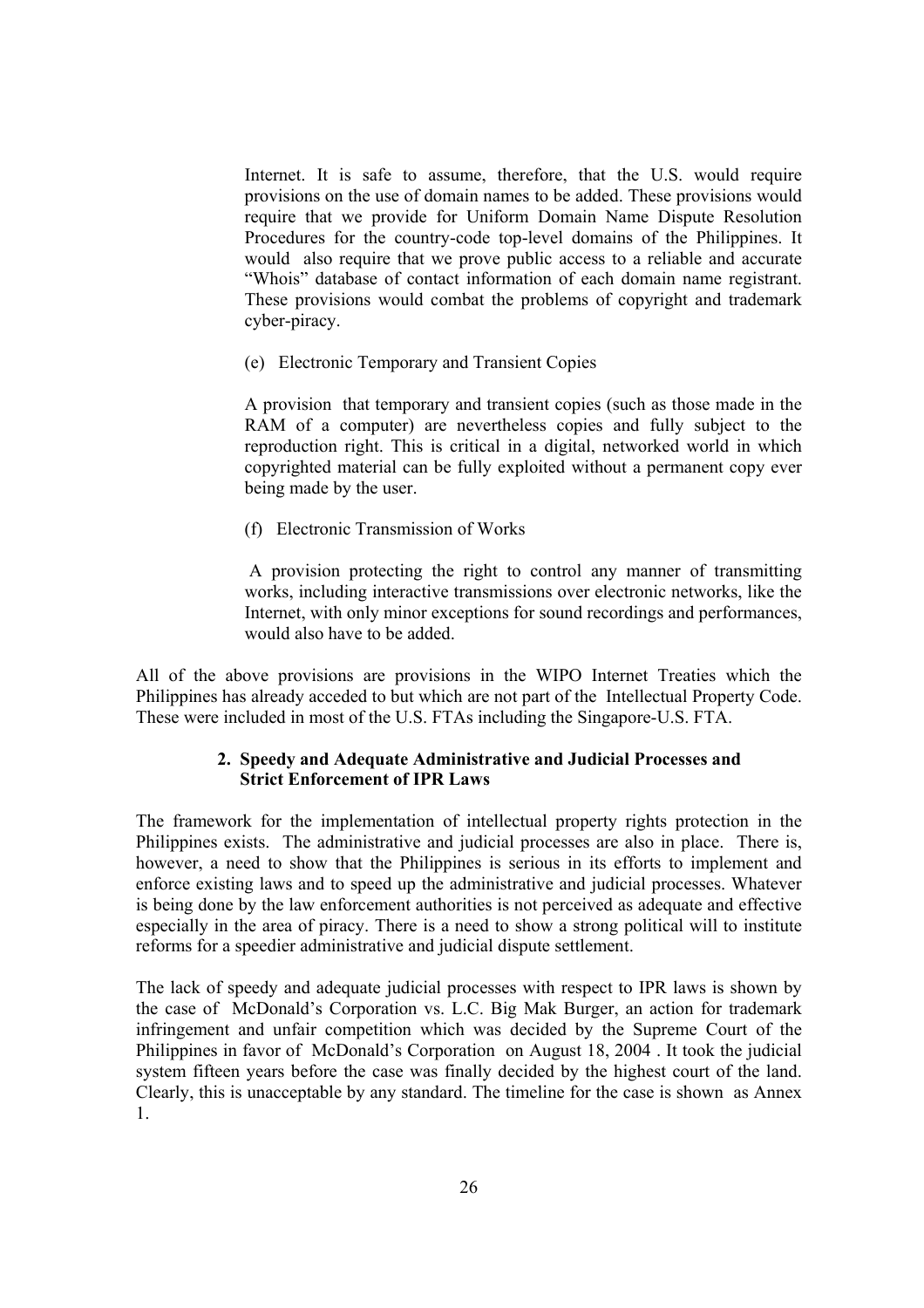Internet. It is safe to assume, therefore, that the U.S. would require provisions on the use of domain names to be added. These provisions would require that we provide for Uniform Domain Name Dispute Resolution Procedures for the country-code top-level domains of the Philippines. It would also require that we prove public access to a reliable and accurate "Whois" database of contact information of each domain name registrant. These provisions would combat the problems of copyright and trademark cyber-piracy.

(e) Electronic Temporary and Transient Copies

A provision that temporary and transient copies (such as those made in the RAM of a computer) are nevertheless copies and fully subject to the reproduction right. This is critical in a digital, networked world in which copyrighted material can be fully exploited without a permanent copy ever being made by the user.

(f) Electronic Transmission of Works

A provision protecting the right to control any manner of transmitting works, including interactive transmissions over electronic networks, like the Internet, with only minor exceptions for sound recordings and performances, would also have to be added.

All of the above provisions are provisions in the WIPO Internet Treaties which the Philippines has already acceded to but which are not part of the Intellectual Property Code. These were included in most of the U.S. FTAs including the Singapore-U.S. FTA.

### 2. Speedy and Adequate Administrative and Judicial Processes and Strict Enforcement of IPR Laws

The framework for the implementation of intellectual property rights protection in the Philippines exists. The administrative and judicial processes are also in place. There is, however, a need to show that the Philippines is serious in its efforts to implement and enforce existing laws and to speed up the administrative and judicial processes. Whatever is being done by the law enforcement authorities is not perceived as adequate and effective especially in the area of piracy. There is a need to show a strong political will to institute reforms for a speedier administrative and judicial dispute settlement.

The lack of speedy and adequate judicial processes with respect to IPR laws is shown by the case of McDonald's Corporation vs. L.C. Big Mak Burger, an action for trademark infringement and unfair competition which was decided by the Supreme Court of the Philippines in favor of McDonald's Corporation on August 18, 2004 . It took the judicial system fifteen years before the case was finally decided by the highest court of the land. Clearly, this is unacceptable by any standard. The timeline for the case is shown as Annex 1.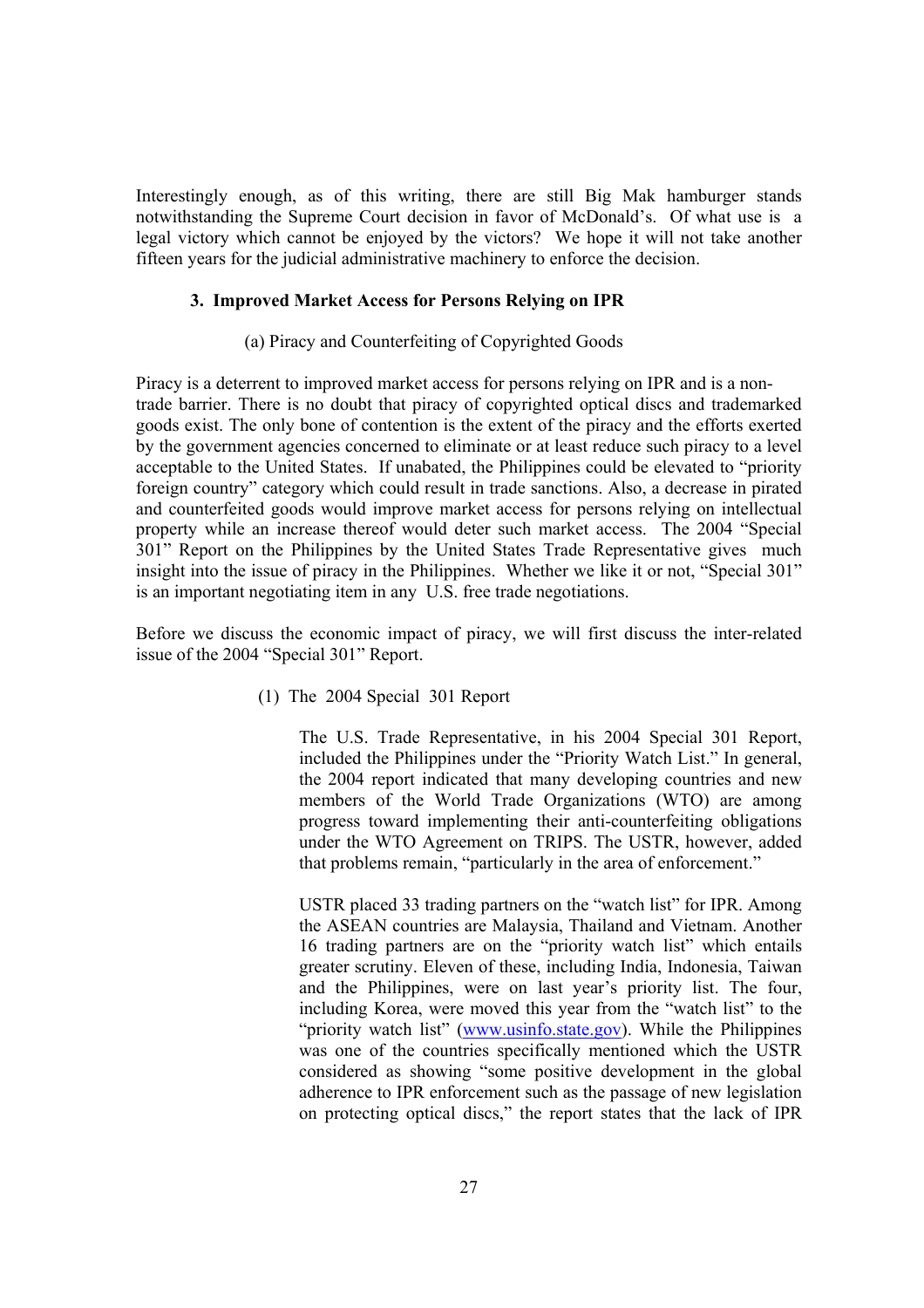Interestingly enough, as of this writing, there are still Big Mak hamburger stands notwithstanding the Supreme Court decision in favor of McDonald's. Of what use is a legal victory which cannot be enjoyed by the victors? We hope it will not take another fifteen years for the judicial administrative machinery to enforce the decision.

### 3. Improved Market Access for Persons Relying on IPR

(a) Piracy and Counterfeiting of Copyrighted Goods

Piracy is a deterrent to improved market access for persons relying on IPR and is a non-trade barrier. There is no doubt that piracy of copyrighted optical discs and trademarked goods exist. The only bone of contention is the extent of the piracy and the efforts exerted by the government agencies concerned to eliminate or at least reduce such piracy to a level acceptable to the United States. If unabated, the Philippines could be elevated to "priority foreign country" category which could result in trade sanctions. Also, a decrease in pirated and counterfeited goods would improve market access for persons relying on intellectual property while an increase thereof would deter such market access. The 2004 "Special 301" Report on the Philippines by the United States Trade Representative gives much insight into the issue of piracy in the Philippines. Whether we like it or not, "Special 301" is an important negotiating item in any U.S. free trade negotiations.

Before we discuss the economic impact of piracy, we will first discuss the inter-related issue of the 2004 "Special 301" Report.

(1) The 2004 Special 301 Report

The U.S. Trade Representative, in his 2004 Special 301 Report, included the Philippines under the "Priority Watch List." In general, the 2004 report indicated that many developing countries and new members of the World Trade Organizations (WTO) are among progress toward implementing their anti-counterfeiting obligations under the WTO Agreement on TRIPS. The USTR, however, added that problems remain, "particularly in the area of enforcement."

USTR placed 33 trading partners on the "watch list" for IPR. Among the ASEAN countries are Malaysia, Thailand and Vietnam. Another 16 trading partners are on the "priority watch list" which entails greater scrutiny. Eleven of these, including India, Indonesia, Taiwan and the Philippines, were on last year's priority list. The four, including Korea, were moved this year from the "watch list" to the "priority watch list" (www.usinfo.state.gov). While the Philippines was one of the countries specifically mentioned which the USTR considered as showing "some positive development in the global adherence to IPR enforcement such as the passage of new legislation on protecting optical discs," the report states that the lack of IPR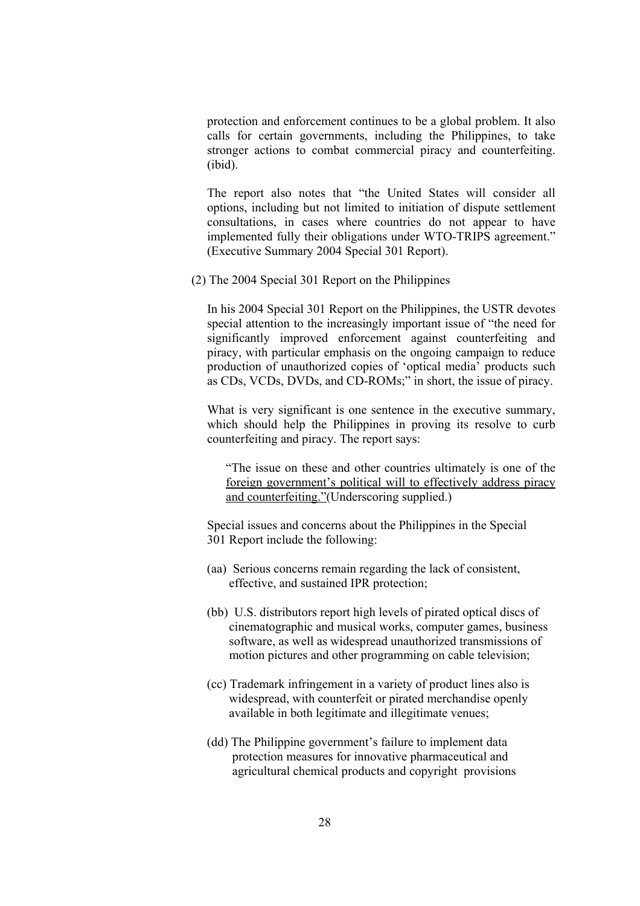protection and enforcement continues to be a global problem. It also calls for certain governments, including the Philippines, to take stronger actions to combat commercial piracy and counterfeiting. (ibid).

The report also notes that "the United States will consider all options, including but not limited to initiation of dispute settlement consultations, in cases where countries do not appear to have implemented fully their obligations under WTO-TRIPS agreement." (Executive Summary 2004 Special 301 Report).

(2) The 2004 Special 301 Report on the Philippines

In his 2004 Special 301 Report on the Philippines, the USTR devotes special attention to the increasingly important issue of "the need for significantly improved enforcement against counterfeiting and piracy, with particular emphasis on the ongoing campaign to reduce production of unauthorized copies of 'optical media' products such as CDs, VCDs, DVDs, and CD-ROMs;" in short, the issue of piracy.

What is very significant is one sentence in the executive summary, which should help the Philippines in proving its resolve to curb counterfeiting and piracy. The report says:

> "The issue on these and other countries ultimately is one of the <u>foreign government's political will to effectively address piracy and counterfeiting."</u>(Underscoring supplied.)

Special issues and concerns about the Philippines in the Special 301 Report include the following:

(aa) Serious concerns remain regarding the lack of consistent, effective, and sustained IPR protection;

(bb) U.S. distributors report high levels of pirated optical discs of cinematographic and musical works, computer games, business software, as well as widespread unauthorized transmissions of motion pictures and other programming on cable television;

(cc) Trademark infringement in a variety of product lines also is widespread, with counterfeit or pirated merchandise openly available in both legitimate and illegitimate venues;

(dd) The Philippine government's failure to implement data protection measures for innovative pharmaceutical and agricultural chemical products and copyright provisions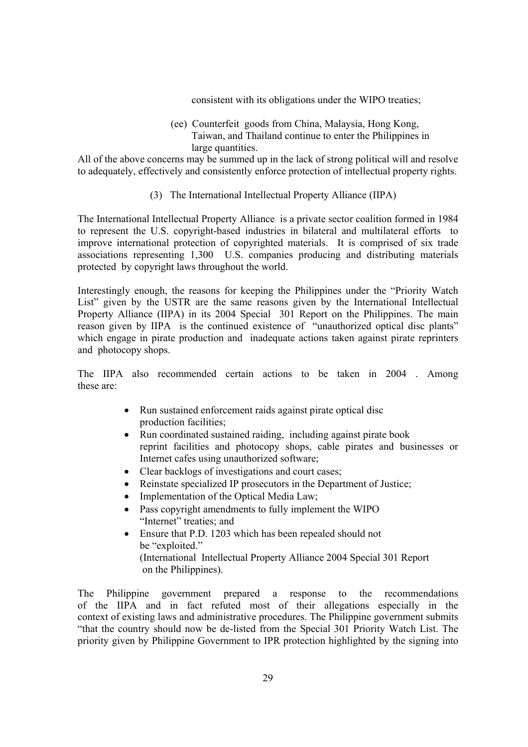consistent with its obligations under the WIPO treaties;

(ee) Counterfeit goods from China, Malaysia, Hong Kong, Taiwan, and Thailand continue to enter the Philippines in large quantities.

All of the above concerns may be summed up in the lack of strong political will and resolve to adequately, effectively and consistently enforce protection of intellectual property rights.

### (3) The International Intellectual Property Alliance (IIPA)

The International Intellectual Property Alliance is a private sector coalition formed in 1984 to represent the U.S. copyright-based industries in bilateral and multilateral efforts to improve international protection of copyrighted materials. It is comprised of six trade associations representing 1,300 U.S. companies producing and distributing materials protected by copyright laws throughout the world.

Interestingly enough, the reasons for keeping the Philippines under the "Priority Watch List" given by the USTR are the same reasons given by the International Intellectual Property Alliance (IIPA) in its 2004 Special 301 Report on the Philippines. The main reason given by IIPA is the continued existence of "unauthorized optical disc plants" which engage in pirate production and inadequate actions taken against pirate reprinters and photocopy shops.

The IIPA also recommended certain actions to be taken in 2004 . Among these are:

- Run sustained enforcement raids against pirate optical disc production facilities;
- Run coordinated sustained raiding, including against pirate book reprint facilities and photocopy shops, cable pirates and businesses or Internet cafes using unauthorized software;
- Clear backlogs of investigations and court cases;
- Reinstate specialized IP prosecutors in the Department of Justice;
- Implementation of the Optical Media Law;
- Pass copyright amendments to fully implement the WIPO "Internet" treaties; and
- Ensure that P.D. 1203 which has been repealed should not be "exploited."
  (International Intellectual Property Alliance 2004 Special 301 Report on the Philippines).

The Philippine government prepared a response to the recommendations of the IIPA and in fact refuted most of their allegations especially in the context of existing laws and administrative procedures. The Philippine government submits "that the country should now be de-listed from the Special 301 Priority Watch List. The priority given by Philippine Government to IPR protection highlighted by the signing into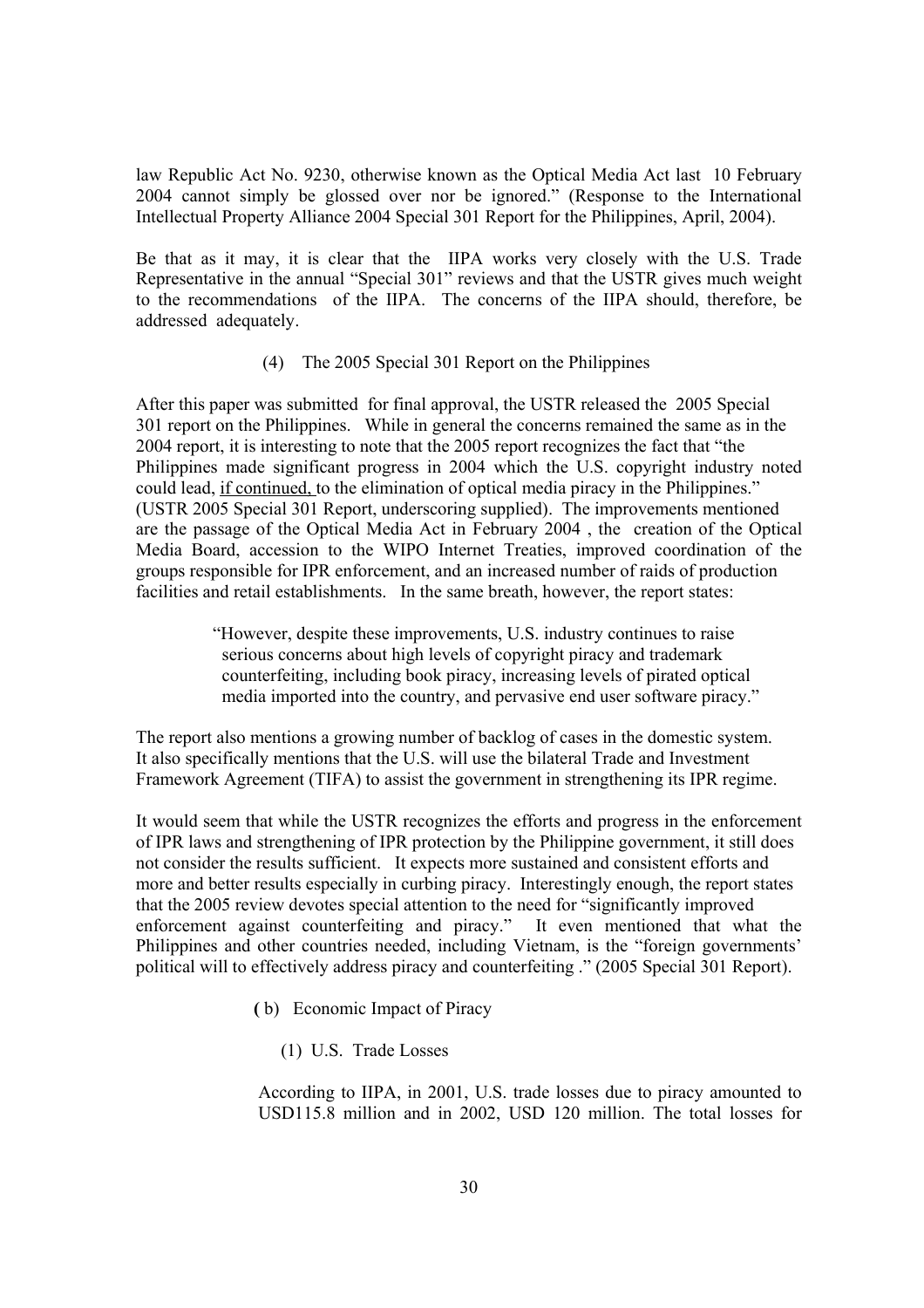law Republic Act No. 9230, otherwise known as the Optical Media Act last 10 February 2004 cannot simply be glossed over nor be ignored." (Response to the International Intellectual Property Alliance 2004 Special 301 Report for the Philippines, April, 2004).

Be that as it may, it is clear that the IIPA works very closely with the U.S. Trade Representative in the annual "Special 301" reviews and that the USTR gives much weight to the recommendations of the IIPA. The concerns of the IIPA should, therefore, be addressed adequately.

(4) The 2005 Special 301 Report on the Philippines

After this paper was submitted for final approval, the USTR released the 2005 Special 301 report on the Philippines. While in general the concerns remained the same as in the 2004 report, it is interesting to note that the 2005 report recognizes the fact that "the Philippines made significant progress in 2004 which the U.S. copyright industry noted could lead, <u>if continued,</u> to the elimination of optical media piracy in the Philippines." (USTR 2005 Special 301 Report, underscoring supplied). The improvements mentioned are the passage of the Optical Media Act in February 2004 , the creation of the Optical Media Board, accession to the WIPO Internet Treaties, improved coordination of the groups responsible for IPR enforcement, and an increased number of raids of production facilities and retail establishments. In the same breath, however, the report states:

> "However, despite these improvements, U.S. industry continues to raise serious concerns about high levels of copyright piracy and trademark counterfeiting, including book piracy, increasing levels of pirated optical media imported into the country, and pervasive end user software piracy."

The report also mentions a growing number of backlog of cases in the domestic system. It also specifically mentions that the U.S. will use the bilateral Trade and Investment Framework Agreement (TIFA) to assist the government in strengthening its IPR regime.

It would seem that while the USTR recognizes the efforts and progress in the enforcement of IPR laws and strengthening of IPR protection by the Philippine government, it still does not consider the results sufficient. It expects more sustained and consistent efforts and more and better results especially in curbing piracy. Interestingly enough, the report states that the 2005 review devotes special attention to the need for "significantly improved enforcement against counterfeiting and piracy." It even mentioned that what the Philippines and other countries needed, including Vietnam, is the "foreign governments' political will to effectively address piracy and counterfeiting ." (2005 Special 301 Report).

(b) Economic Impact of Piracy

(1) U.S. Trade Losses

According to IIPA, in 2001, U.S. trade losses due to piracy amounted to USD115.8 million and in 2002, USD 120 million. The total losses for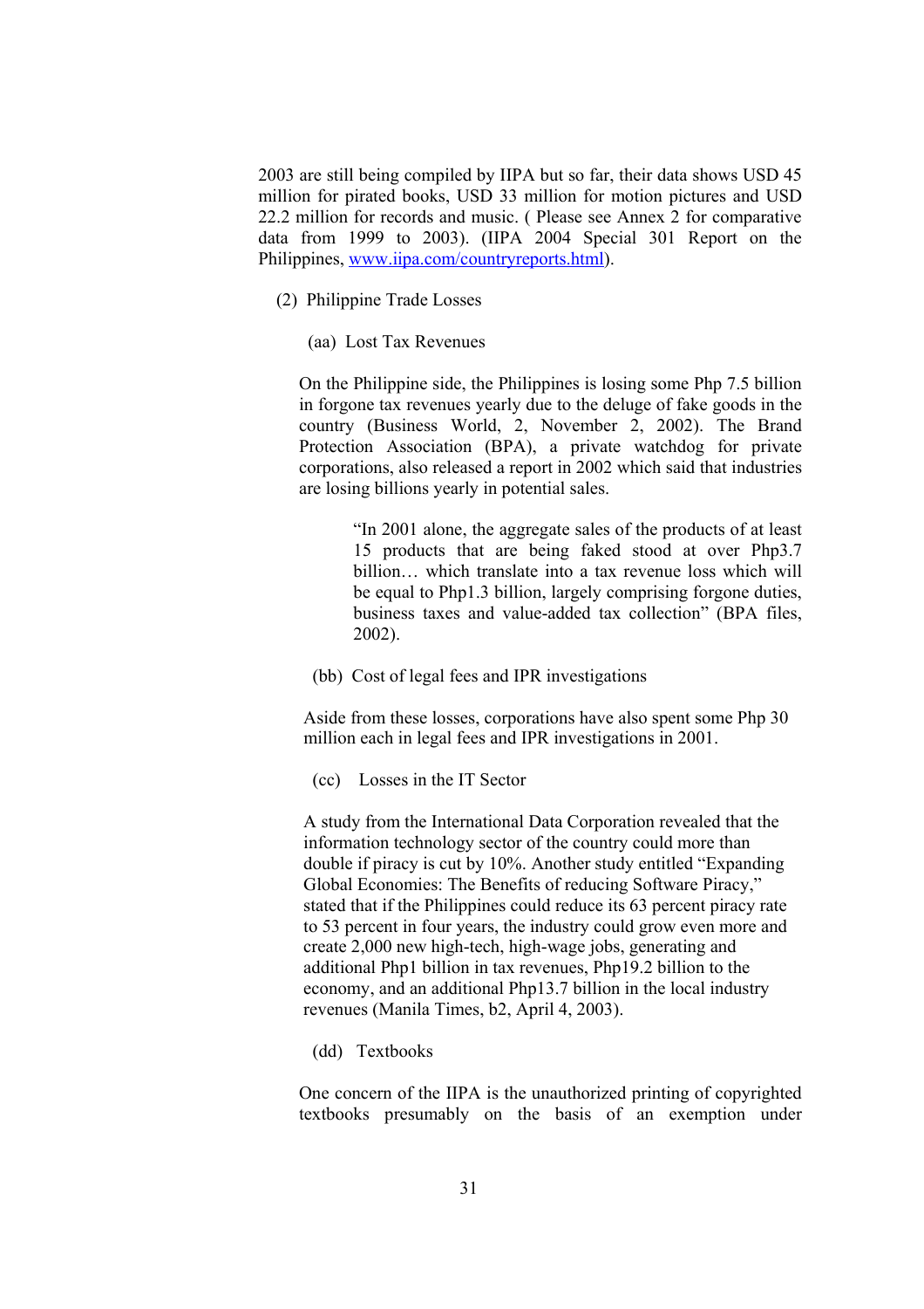2003 are still being compiled by IIPA but so far, their data shows USD 45 million for pirated books, USD 33 million for motion pictures and USD 22.2 million for records and music. ( Please see Annex 2 for comparative data from 1999 to 2003). (IIPA 2004 Special 301 Report on the Philippines, [www.iipa.com/countryreports.html](www.iipa.com/countryreports.html)).

(2) Philippine Trade Losses

(aa) Lost Tax Revenues

On the Philippine side, the Philippines is losing some Php 7.5 billion in forgone tax revenues yearly due to the deluge of fake goods in the country (Business World, 2, November 2, 2002). The Brand Protection Association (BPA), a private watchdog for private corporations, also released a report in 2002 which said that industries are losing billions yearly in potential sales.

> "In 2001 alone, the aggregate sales of the products of at least 15 products that are being faked stood at over Php3.7 billion… which translate into a tax revenue loss which will be equal to Php1.3 billion, largely comprising forgone duties, business taxes and value-added tax collection" (BPA files, 2002).

(bb) Cost of legal fees and IPR investigations

Aside from these losses, corporations have also spent some Php 30 million each in legal fees and IPR investigations in 2001.

(cc) Losses in the IT Sector

A study from the International Data Corporation revealed that the information technology sector of the country could more than double if piracy is cut by 10%. Another study entitled "Expanding Global Economies: The Benefits of reducing Software Piracy," stated that if the Philippines could reduce its 63 percent piracy rate to 53 percent in four years, the industry could grow even more and create 2,000 new high-tech, high-wage jobs, generating and additional Php1 billion in tax revenues, Php19.2 billion to the economy, and an additional Php13.7 billion in the local industry revenues (Manila Times, b2, April 4, 2003).

(dd) Textbooks

One concern of the IIPA is the unauthorized printing of copyrighted textbooks presumably on the basis of an exemption under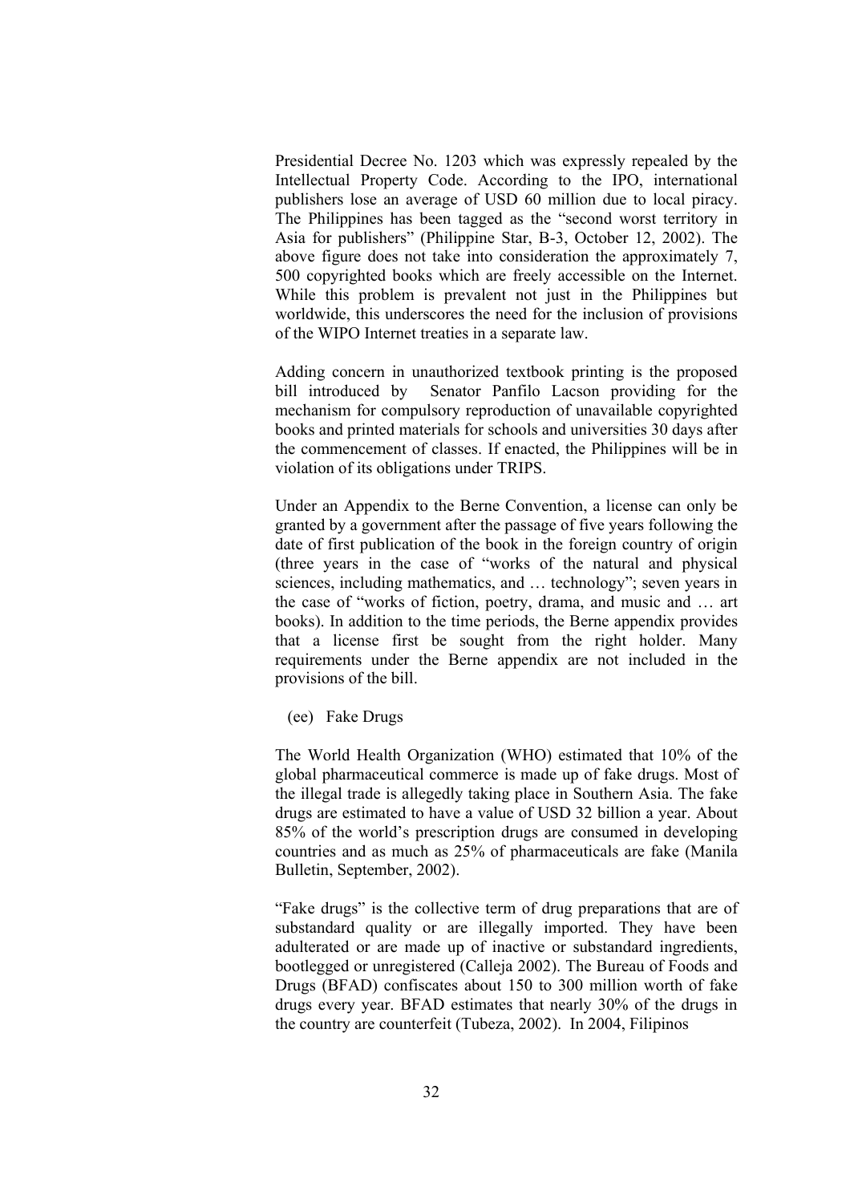Presidential Decree No. 1203 which was expressly repealed by the Intellectual Property Code. According to the IPO, international publishers lose an average of USD 60 million due to local piracy. The Philippines has been tagged as the "second worst territory in Asia for publishers" (Philippine Star, B-3, October 12, 2002). The above figure does not take into consideration the approximately 7, 500 copyrighted books which are freely accessible on the Internet. While this problem is prevalent not just in the Philippines but worldwide, this underscores the need for the inclusion of provisions of the WIPO Internet treaties in a separate law.

Adding concern in unauthorized textbook printing is the proposed bill introduced by Senator Panfilo Lacson providing for the mechanism for compulsory reproduction of unavailable copyrighted books and printed materials for schools and universities 30 days after the commencement of classes. If enacted, the Philippines will be in violation of its obligations under TRIPS.

Under an Appendix to the Berne Convention, a license can only be granted by a government after the passage of five years following the date of first publication of the book in the foreign country of origin (three years in the case of "works of the natural and physical sciences, including mathematics, and … technology"; seven years in the case of "works of fiction, poetry, drama, and music and … art books). In addition to the time periods, the Berne appendix provides that a license first be sought from the right holder. Many requirements under the Berne appendix are not included in the provisions of the bill.

(ee) Fake Drugs

The World Health Organization (WHO) estimated that 10% of the global pharmaceutical commerce is made up of fake drugs. Most of the illegal trade is allegedly taking place in Southern Asia. The fake drugs are estimated to have a value of USD 32 billion a year. About 85% of the world's prescription drugs are consumed in developing countries and as much as 25% of pharmaceuticals are fake (Manila Bulletin, September, 2002).

"Fake drugs" is the collective term of drug preparations that are of substandard quality or are illegally imported. They have been adulterated or are made up of inactive or substandard ingredients, bootlegged or unregistered (Calleja 2002). The Bureau of Foods and Drugs (BFAD) confiscates about 150 to 300 million worth of fake drugs every year. BFAD estimates that nearly 30% of the drugs in the country are counterfeit (Tubeza, 2002). In 2004, Filipinos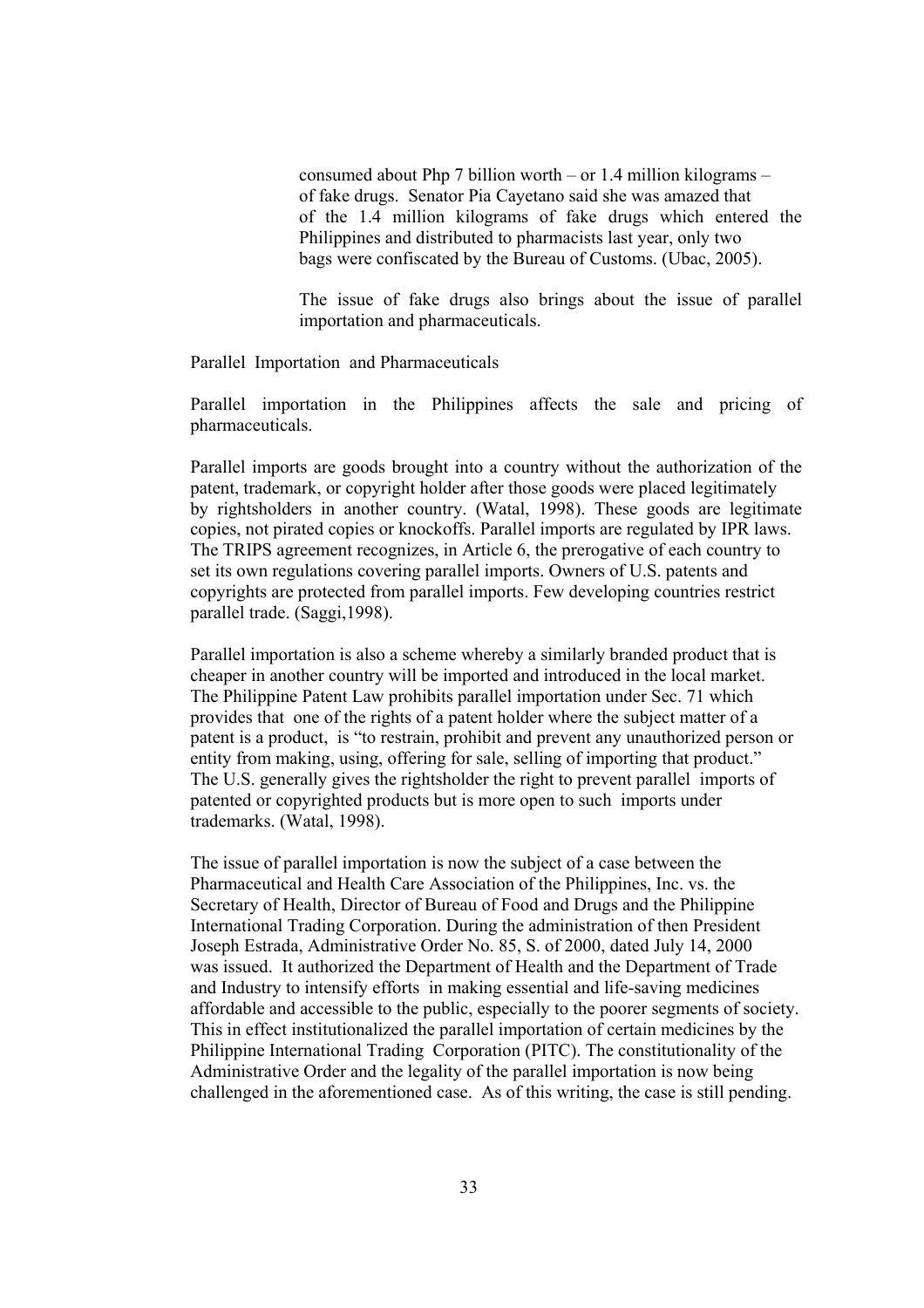consumed about Php 7 billion worth – or 1.4 million kilograms – of fake drugs. Senator Pia Cayetano said she was amazed that of the 1.4 million kilograms of fake drugs which entered the Philippines and distributed to pharmacists last year, only two bags were confiscated by the Bureau of Customs. (Ubac, 2005).

The issue of fake drugs also brings about the issue of parallel importation and pharmaceuticals.

## Parallel Importation and Pharmaceuticals

Parallel importation in the Philippines affects the sale and pricing of pharmaceuticals.

Parallel imports are goods brought into a country without the authorization of the patent, trademark, or copyright holder after those goods were placed legitimately by rightsholders in another country. (Watal, 1998). These goods are legitimate copies, not pirated copies or knockoffs. Parallel imports are regulated by IPR laws. The TRIPS agreement recognizes, in Article 6, the prerogative of each country to set its own regulations covering parallel imports. Owners of U.S. patents and copyrights are protected from parallel imports. Few developing countries restrict parallel trade. (Saggi,1998).

Parallel importation is also a scheme whereby a similarly branded product that is cheaper in another country will be imported and introduced in the local market. The Philippine Patent Law prohibits parallel importation under Sec. 71 which provides that one of the rights of a patent holder where the subject matter of a patent is a product, is "to restrain, prohibit and prevent any unauthorized person or entity from making, using, offering for sale, selling of importing that product." The U.S. generally gives the rightsholder the right to prevent parallel imports of patented or copyrighted products but is more open to such imports under trademarks. (Watal, 1998).

The issue of parallel importation is now the subject of a case between the Pharmaceutical and Health Care Association of the Philippines, Inc. vs. the Secretary of Health, Director of Bureau of Food and Drugs and the Philippine International Trading Corporation. During the administration of then President Joseph Estrada, Administrative Order No. 85, S. of 2000, dated July 14, 2000 was issued. It authorized the Department of Health and the Department of Trade and Industry to intensify efforts in making essential and life-saving medicines affordable and accessible to the public, especially to the poorer segments of society. This in effect institutionalized the parallel importation of certain medicines by the Philippine International Trading Corporation (PITC). The constitutionality of the Administrative Order and the legality of the parallel importation is now being challenged in the aforementioned case. As of this writing, the case is still pending.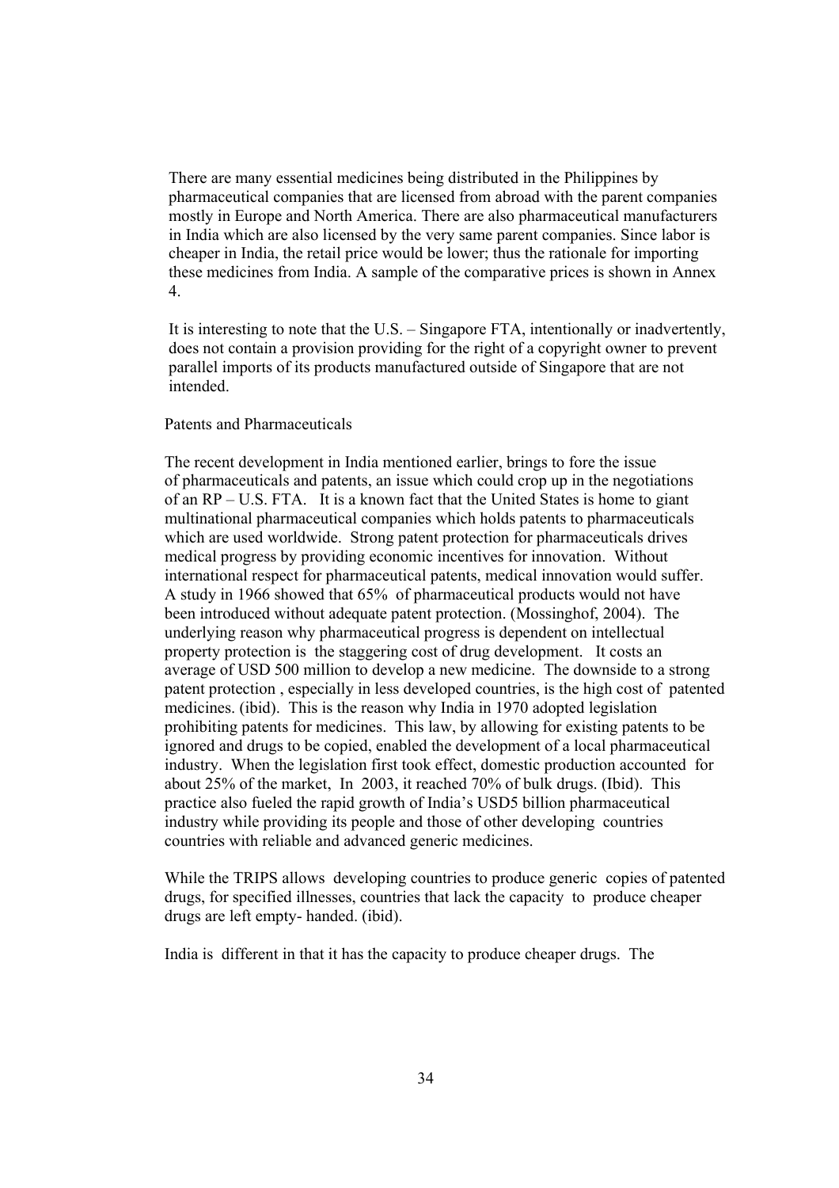There are many essential medicines being distributed in the Philippines by pharmaceutical companies that are licensed from abroad with the parent companies mostly in Europe and North America. There are also pharmaceutical manufacturers in India which are also licensed by the very same parent companies. Since labor is cheaper in India, the retail price would be lower; thus the rationale for importing these medicines from India. A sample of the comparative prices is shown in Annex 4.

It is interesting to note that the U.S. – Singapore FTA, intentionally or inadvertently, does not contain a provision providing for the right of a copyright owner to prevent parallel imports of its products manufactured outside of Singapore that are not intended.

## Patents and Pharmaceuticals

The recent development in India mentioned earlier, brings to fore the issue of pharmaceuticals and patents, an issue which could crop up in the negotiations of an RP – U.S. FTA. It is a known fact that the United States is home to giant multinational pharmaceutical companies which holds patents to pharmaceuticals which are used worldwide. Strong patent protection for pharmaceuticals drives medical progress by providing economic incentives for innovation. Without international respect for pharmaceutical patents, medical innovation would suffer. A study in 1966 showed that 65% of pharmaceutical products would not have been introduced without adequate patent protection. (Mossinghof, 2004). The underlying reason why pharmaceutical progress is dependent on intellectual property protection is the staggering cost of drug development. It costs an average of USD 500 million to develop a new medicine. The downside to a strong patent protection , especially in less developed countries, is the high cost of patented medicines. (ibid). This is the reason why India in 1970 adopted legislation prohibiting patents for medicines. This law, by allowing for existing patents to be ignored and drugs to be copied, enabled the development of a local pharmaceutical industry. When the legislation first took effect, domestic production accounted for about 25% of the market, In 2003, it reached 70% of bulk drugs. (Ibid). This practice also fueled the rapid growth of India's USD5 billion pharmaceutical industry while providing its people and those of other developing countries countries with reliable and advanced generic medicines.

While the TRIPS allows developing countries to produce generic copies of patented drugs, for specified illnesses, countries that lack the capacity to produce cheaper drugs are left empty- handed. (ibid).

India is different in that it has the capacity to produce cheaper drugs. The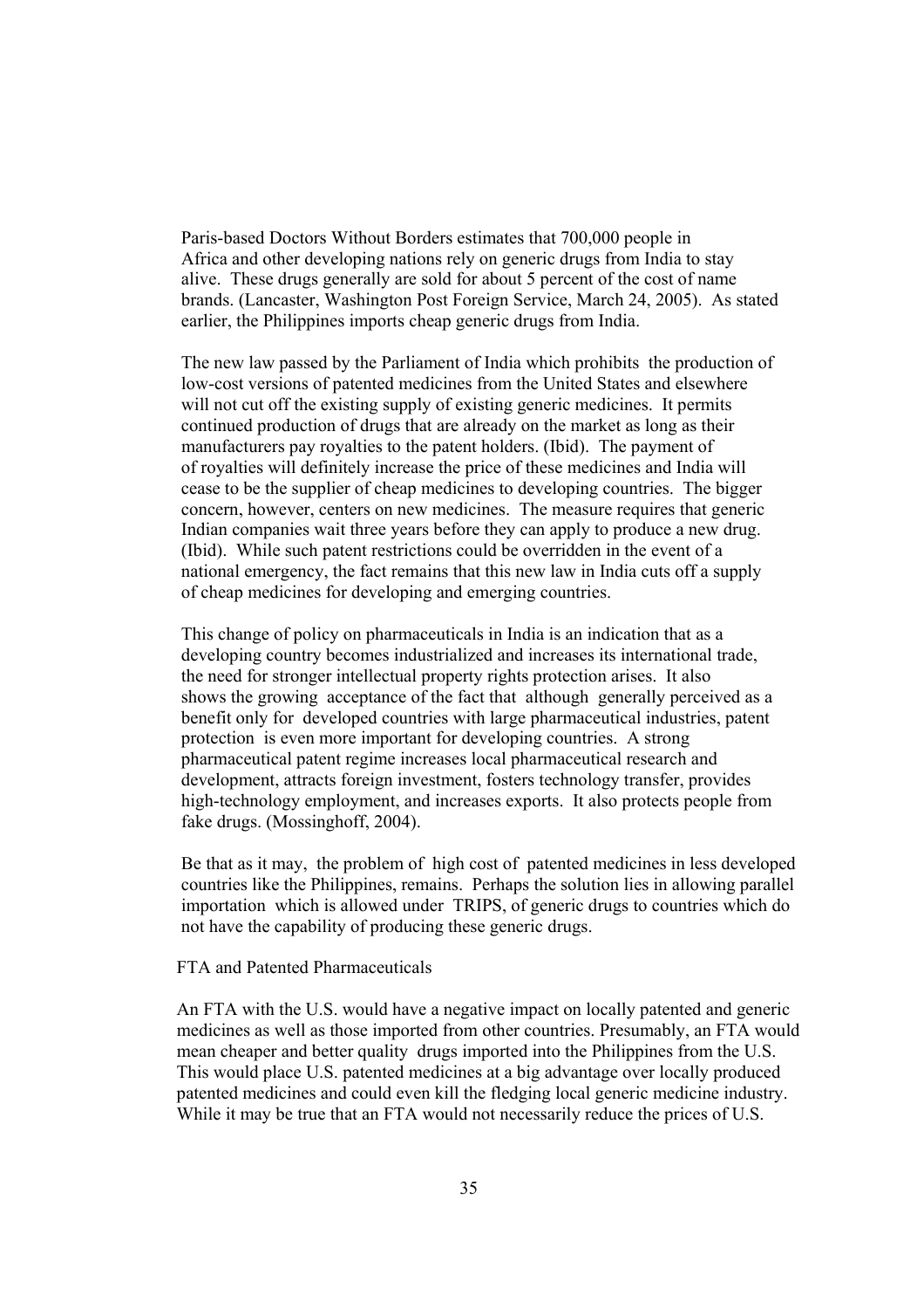Paris-based Doctors Without Borders estimates that 700,000 people in Africa and other developing nations rely on generic drugs from India to stay alive. These drugs generally are sold for about 5 percent of the cost of name brands. (Lancaster, Washington Post Foreign Service, March 24, 2005). As stated earlier, the Philippines imports cheap generic drugs from India.

The new law passed by the Parliament of India which prohibits the production of low-cost versions of patented medicines from the United States and elsewhere will not cut off the existing supply of existing generic medicines. It permits continued production of drugs that are already on the market as long as their manufacturers pay royalties to the patent holders. (Ibid). The payment of of royalties will definitely increase the price of these medicines and India will cease to be the supplier of cheap medicines to developing countries. The bigger concern, however, centers on new medicines. The measure requires that generic Indian companies wait three years before they can apply to produce a new drug. (Ibid). While such patent restrictions could be overridden in the event of a national emergency, the fact remains that this new law in India cuts off a supply of cheap medicines for developing and emerging countries.

This change of policy on pharmaceuticals in India is an indication that as a developing country becomes industrialized and increases its international trade, the need for stronger intellectual property rights protection arises. It also shows the growing acceptance of the fact that although generally perceived as a benefit only for developed countries with large pharmaceutical industries, patent protection is even more important for developing countries. A strong pharmaceutical patent regime increases local pharmaceutical research and development, attracts foreign investment, fosters technology transfer, provides high-technology employment, and increases exports. It also protects people from fake drugs. (Mossinghoff, 2004).

Be that as it may, the problem of high cost of patented medicines in less developed countries like the Philippines, remains. Perhaps the solution lies in allowing parallel importation which is allowed under TRIPS, of generic drugs to countries which do not have the capability of producing these generic drugs.

FTA and Patented Pharmaceuticals

An FTA with the U.S. would have a negative impact on locally patented and generic medicines as well as those imported from other countries. Presumably, an FTA would mean cheaper and better quality drugs imported into the Philippines from the U.S. This would place U.S. patented medicines at a big advantage over locally produced patented medicines and could even kill the fledging local generic medicine industry. While it may be true that an FTA would not necessarily reduce the prices of U.S.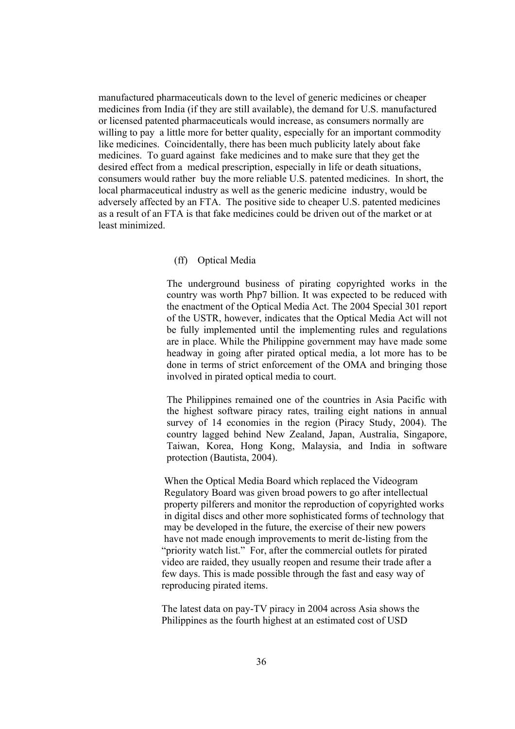manufactured pharmaceuticals down to the level of generic medicines or cheaper medicines from India (if they are still available), the demand for U.S. manufactured or licensed patented pharmaceuticals would increase, as consumers normally are willing to pay a little more for better quality, especially for an important commodity like medicines. Coincidentally, there has been much publicity lately about fake medicines. To guard against fake medicines and to make sure that they get the desired effect from a medical prescription, especially in life or death situations, consumers would rather buy the more reliable U.S. patented medicines. In short, the local pharmaceutical industry as well as the generic medicine industry, would be adversely affected by an FTA. The positive side to cheaper U.S. patented medicines as a result of an FTA is that fake medicines could be driven out of the market or at least minimized.

(ff) Optical Media

The underground business of pirating copyrighted works in the country was worth Php7 billion. It was expected to be reduced with the enactment of the Optical Media Act. The 2004 Special 301 report of the USTR, however, indicates that the Optical Media Act will not be fully implemented until the implementing rules and regulations are in place. While the Philippine government may have made some headway in going after pirated optical media, a lot more has to be done in terms of strict enforcement of the OMA and bringing those involved in pirated optical media to court.

The Philippines remained one of the countries in Asia Pacific with the highest software piracy rates, trailing eight nations in annual survey of 14 economies in the region (Piracy Study, 2004). The country lagged behind New Zealand, Japan, Australia, Singapore, Taiwan, Korea, Hong Kong, Malaysia, and India in software protection (Bautista, 2004).

When the Optical Media Board which replaced the Videogram Regulatory Board was given broad powers to go after intellectual property pilferers and monitor the reproduction of copyrighted works in digital discs and other more sophisticated forms of technology that may be developed in the future, the exercise of their new powers have not made enough improvements to merit de-listing from the "priority watch list." For, after the commercial outlets for pirated video are raided, they usually reopen and resume their trade after a few days. This is made possible through the fast and easy way of reproducing pirated items.

The latest data on pay-TV piracy in 2004 across Asia shows the Philippines as the fourth highest at an estimated cost of USD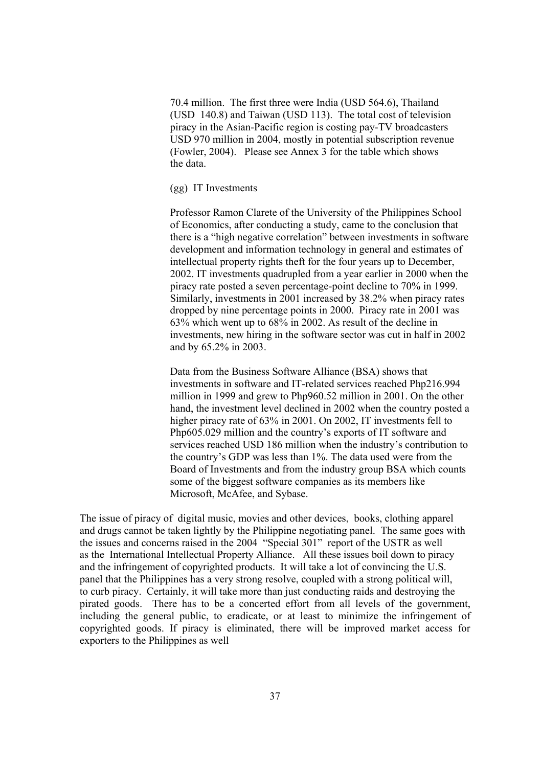70.4 million. The first three were India (USD 564.6), Thailand (USD 140.8) and Taiwan (USD 113). The total cost of television piracy in the Asian-Pacific region is costing pay-TV broadcasters USD 970 million in 2004, mostly in potential subscription revenue (Fowler, 2004). Please see Annex 3 for the table which shows the data.

(gg) IT Investments

Professor Ramon Clarete of the University of the Philippines School of Economics, after conducting a study, came to the conclusion that there is a "high negative correlation" between investments in software development and information technology in general and estimates of intellectual property rights theft for the four years up to December, 2002. IT investments quadrupled from a year earlier in 2000 when the piracy rate posted a seven percentage-point decline to 70% in 1999. Similarly, investments in 2001 increased by 38.2% when piracy rates dropped by nine percentage points in 2000. Piracy rate in 2001 was 63% which went up to 68% in 2002. As result of the decline in investments, new hiring in the software sector was cut in half in 2002 and by 65.2% in 2003.

Data from the Business Software Alliance (BSA) shows that investments in software and IT-related services reached Php216.994 million in 1999 and grew to Php960.52 million in 2001. On the other hand, the investment level declined in 2002 when the country posted a higher piracy rate of 63% in 2001. On 2002, IT investments fell to Php605.029 million and the country's exports of IT software and services reached USD 186 million when the industry's contribution to the country's GDP was less than 1%. The data used were from the Board of Investments and from the industry group BSA which counts some of the biggest software companies as its members like Microsoft, McAfee, and Sybase.

The issue of piracy of digital music, movies and other devices, books, clothing apparel and drugs cannot be taken lightly by the Philippine negotiating panel. The same goes with the issues and concerns raised in the 2004 "Special 301" report of the USTR as well as the International Intellectual Property Alliance. All these issues boil down to piracy and the infringement of copyrighted products. It will take a lot of convincing the U.S. panel that the Philippines has a very strong resolve, coupled with a strong political will, to curb piracy. Certainly, it will take more than just conducting raids and destroying the pirated goods. There has to be a concerted effort from all levels of the government, including the general public, to eradicate, or at least to minimize the infringement of copyrighted goods. If piracy is eliminated, there will be improved market access for exporters to the Philippines as well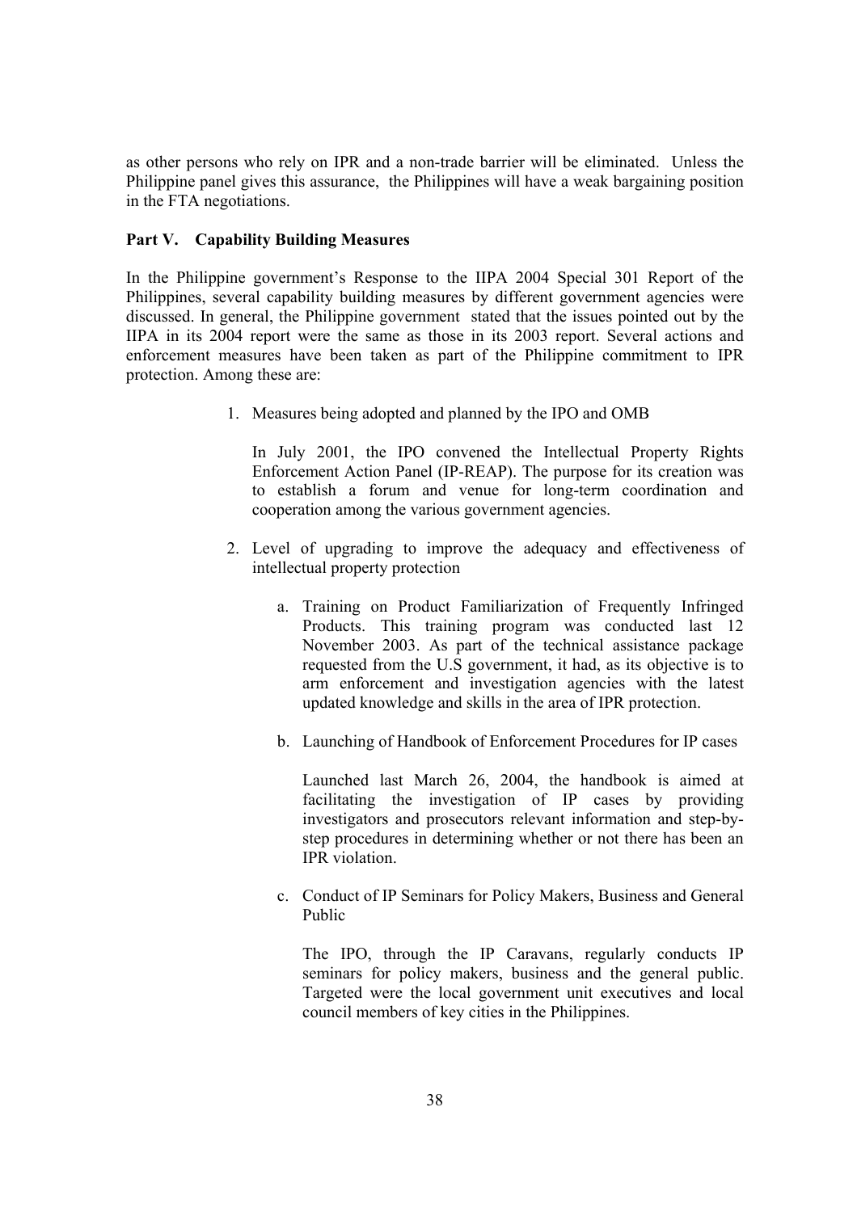as other persons who rely on IPR and a non-trade barrier will be eliminated. Unless the Philippine panel gives this assurance, the Philippines will have a weak bargaining position in the FTA negotiations.

**Part V. Capability Building Measures**

In the Philippine government's Response to the IIPA 2004 Special 301 Report of the Philippines, several capability building measures by different government agencies were discussed. In general, the Philippine government stated that the issues pointed out by the IIPA in its 2004 report were the same as those in its 2003 report. Several actions and enforcement measures have been taken as part of the Philippine commitment to IPR protection. Among these are:

1. Measures being adopted and planned by the IPO and OMB

   In July 2001, the IPO convened the Intellectual Property Rights Enforcement Action Panel (IP-REAP). The purpose for its creation was to establish a forum and venue for long-term coordination and cooperation among the various government agencies.

2. Level of upgrading to improve the adequacy and effectiveness of intellectual property protection

   a. Training on Product Familiarization of Frequently Infringed Products. This training program was conducted last 12 November 2003. As part of the technical assistance package requested from the U.S government, it had, as its objective is to arm enforcement and investigation agencies with the latest updated knowledge and skills in the area of IPR protection.

   b. Launching of Handbook of Enforcement Procedures for IP cases

      Launched last March 26, 2004, the handbook is aimed at facilitating the investigation of IP cases by providing investigators and prosecutors relevant information and step-by-step procedures in determining whether or not there has been an IPR violation.

   c. Conduct of IP Seminars for Policy Makers, Business and General Public

      The IPO, through the IP Caravans, regularly conducts IP seminars for policy makers, business and the general public. Targeted were the local government unit executives and local council members of key cities in the Philippines.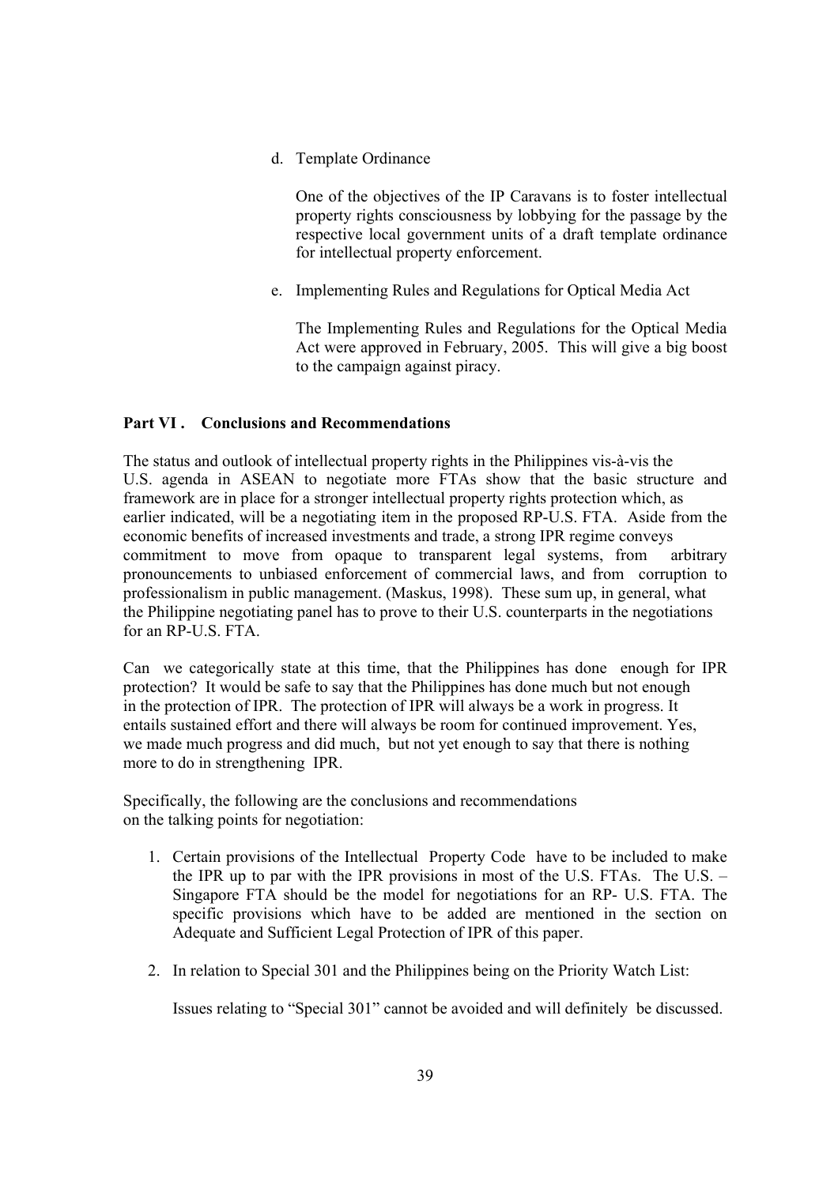d. Template Ordinance

   One of the objectives of the IP Caravans is to foster intellectual property rights consciousness by lobbying for the passage by the respective local government units of a draft template ordinance for intellectual property enforcement.

e. Implementing Rules and Regulations for Optical Media Act

   The Implementing Rules and Regulations for the Optical Media Act were approved in February, 2005. This will give a big boost to the campaign against piracy.

## Part VI . Conclusions and Recommendations

The status and outlook of intellectual property rights in the Philippines vis-à-vis the U.S. agenda in ASEAN to negotiate more FTAs show that the basic structure and framework are in place for a stronger intellectual property rights protection which, as earlier indicated, will be a negotiating item in the proposed RP-U.S. FTA. Aside from the economic benefits of increased investments and trade, a strong IPR regime conveys commitment to move from opaque to transparent legal systems, from arbitrary pronouncements to unbiased enforcement of commercial laws, and from corruption to professionalism in public management. (Maskus, 1998). These sum up, in general, what the Philippine negotiating panel has to prove to their U.S. counterparts in the negotiations for an RP-U.S. FTA.

Can we categorically state at this time, that the Philippines has done enough for IPR protection? It would be safe to say that the Philippines has done much but not enough in the protection of IPR. The protection of IPR will always be a work in progress. It entails sustained effort and there will always be room for continued improvement. Yes, we made much progress and did much, but not yet enough to say that there is nothing more to do in strengthening IPR.

Specifically, the following are the conclusions and recommendations on the talking points for negotiation:

1. Certain provisions of the Intellectual Property Code have to be included to make the IPR up to par with the IPR provisions in most of the U.S. FTAs. The U.S. – Singapore FTA should be the model for negotiations for an RP- U.S. FTA. The specific provisions which have to be added are mentioned in the section on Adequate and Sufficient Legal Protection of IPR of this paper.

2. In relation to Special 301 and the Philippines being on the Priority Watch List:

   Issues relating to "Special 301" cannot be avoided and will definitely be discussed.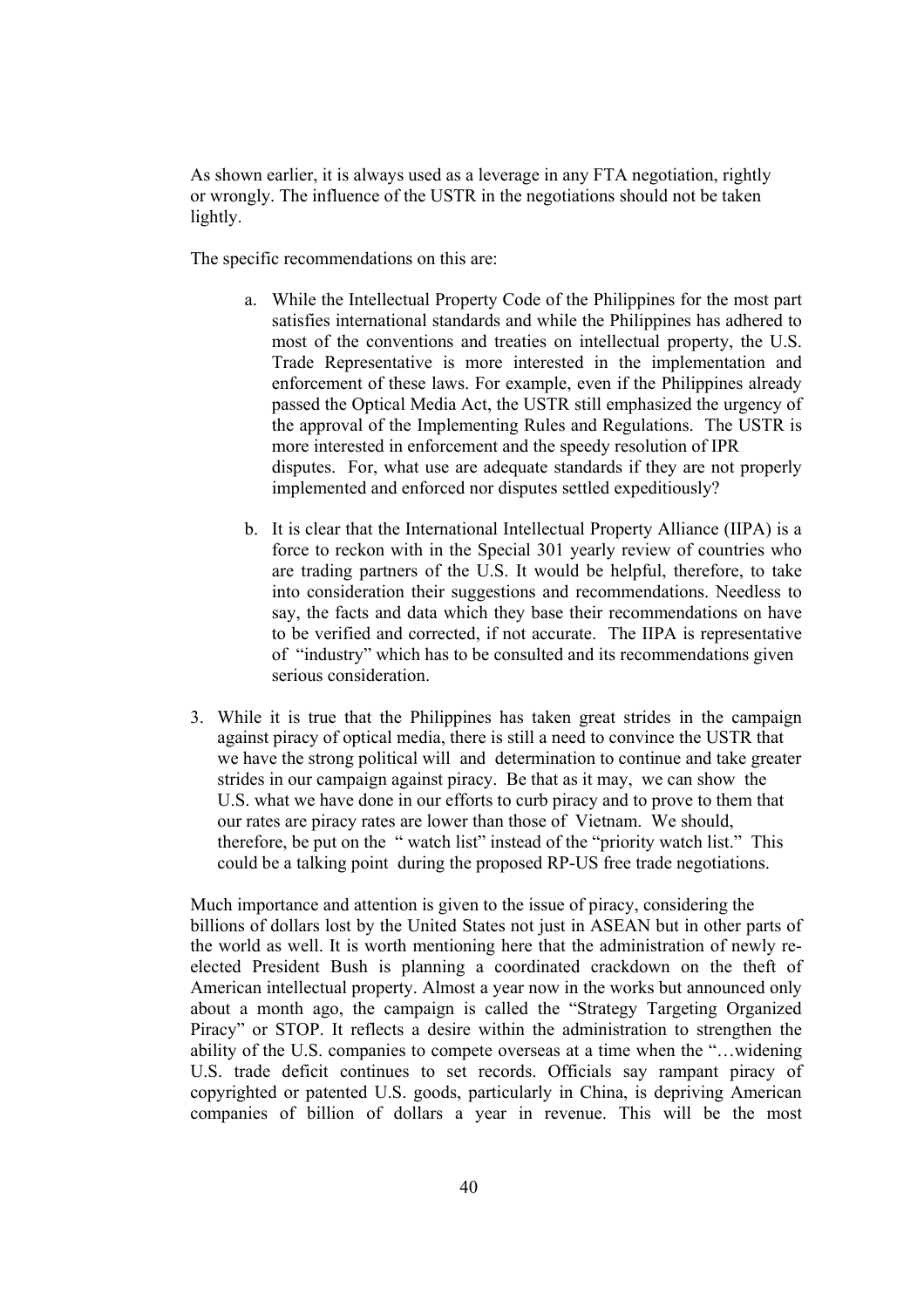As shown earlier, it is always used as a leverage in any FTA negotiation, rightly or wrongly. The influence of the USTR in the negotiations should not be taken lightly.

The specific recommendations on this are:

a. While the Intellectual Property Code of the Philippines for the most part satisfies international standards and while the Philippines has adhered to most of the conventions and treaties on intellectual property, the U.S. Trade Representative is more interested in the implementation and enforcement of these laws. For example, even if the Philippines already passed the Optical Media Act, the USTR still emphasized the urgency of the approval of the Implementing Rules and Regulations. The USTR is more interested in enforcement and the speedy resolution of IPR disputes. For, what use are adequate standards if they are not properly implemented and enforced nor disputes settled expeditiously?

b. It is clear that the International Intellectual Property Alliance (IIPA) is a force to reckon with in the Special 301 yearly review of countries who are trading partners of the U.S. It would be helpful, therefore, to take into consideration their suggestions and recommendations. Needless to say, the facts and data which they base their recommendations on have to be verified and corrected, if not accurate. The IIPA is representative of "industry" which has to be consulted and its recommendations given serious consideration.

3. While it is true that the Philippines has taken great strides in the campaign against piracy of optical media, there is still a need to convince the USTR that we have the strong political will and determination to continue and take greater strides in our campaign against piracy. Be that as it may, we can show the U.S. what we have done in our efforts to curb piracy and to prove to them that our rates are piracy rates are lower than those of Vietnam. We should, therefore, be put on the " watch list" instead of the "priority watch list." This could be a talking point during the proposed RP-US free trade negotiations.

Much importance and attention is given to the issue of piracy, considering the billions of dollars lost by the United States not just in ASEAN but in other parts of the world as well. It is worth mentioning here that the administration of newly re-elected President Bush is planning a coordinated crackdown on the theft of American intellectual property. Almost a year now in the works but announced only about a month ago, the campaign is called the "Strategy Targeting Organized Piracy" or STOP. It reflects a desire within the administration to strengthen the ability of the U.S. companies to compete overseas at a time when the "…widening U.S. trade deficit continues to set records. Officials say rampant piracy of copyrighted or patented U.S. goods, particularly in China, is depriving American companies of billion of dollars a year in revenue. This will be the most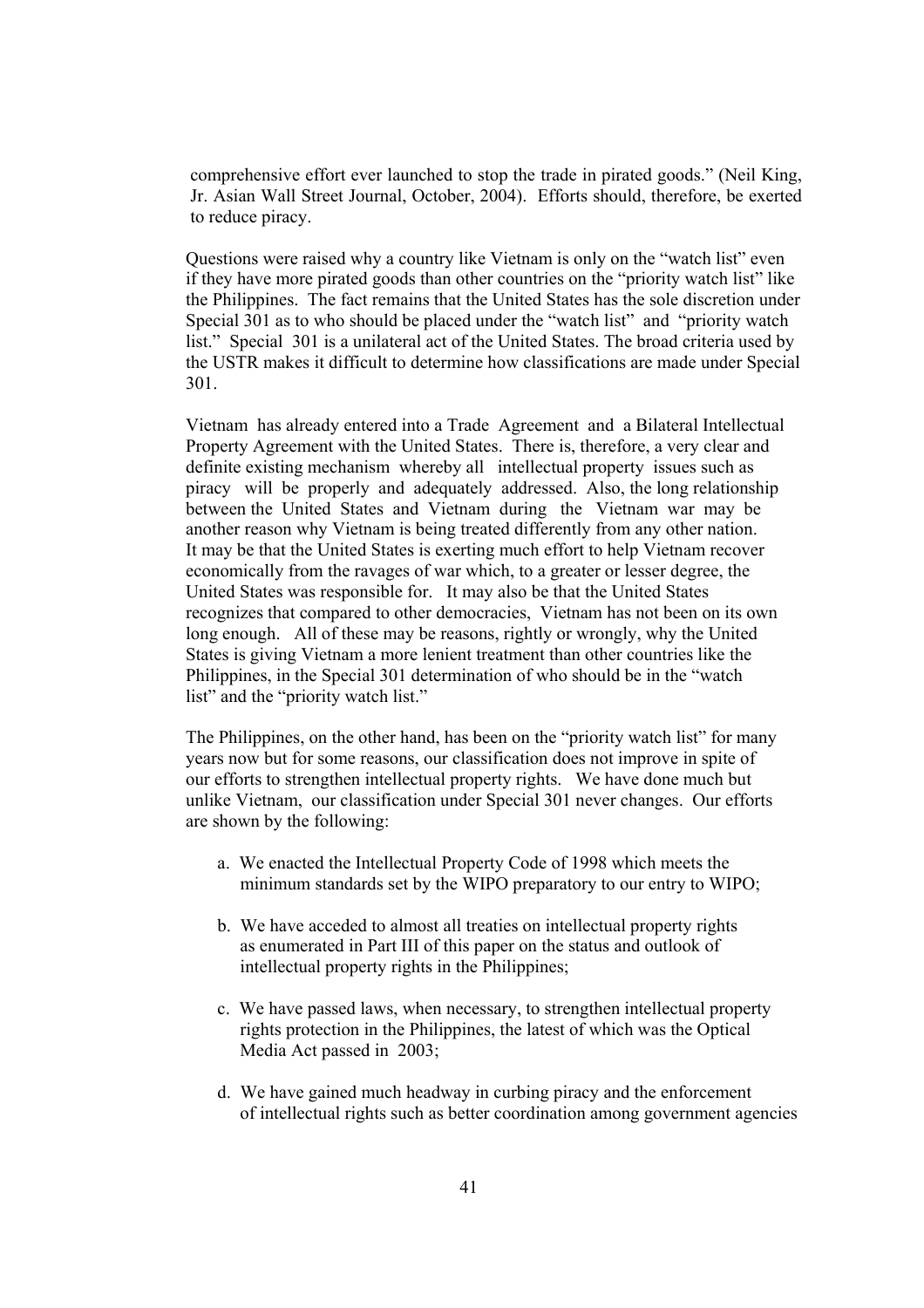comprehensive effort ever launched to stop the trade in pirated goods." (Neil King, Jr. Asian Wall Street Journal, October, 2004). Efforts should, therefore, be exerted to reduce piracy.

Questions were raised why a country like Vietnam is only on the "watch list" even if they have more pirated goods than other countries on the "priority watch list" like the Philippines. The fact remains that the United States has the sole discretion under Special 301 as to who should be placed under the "watch list" and "priority watch list." Special 301 is a unilateral act of the United States. The broad criteria used by the USTR makes it difficult to determine how classifications are made under Special 301.

Vietnam has already entered into a Trade Agreement and a Bilateral Intellectual Property Agreement with the United States. There is, therefore, a very clear and definite existing mechanism whereby all intellectual property issues such as piracy will be properly and adequately addressed. Also, the long relationship between the United States and Vietnam during the Vietnam war may be another reason why Vietnam is being treated differently from any other nation. It may be that the United States is exerting much effort to help Vietnam recover economically from the ravages of war which, to a greater or lesser degree, the United States was responsible for. It may also be that the United States recognizes that compared to other democracies, Vietnam has not been on its own long enough. All of these may be reasons, rightly or wrongly, why the United States is giving Vietnam a more lenient treatment than other countries like the Philippines, in the Special 301 determination of who should be in the "watch list" and the "priority watch list."

The Philippines, on the other hand, has been on the "priority watch list" for many years now but for some reasons, our classification does not improve in spite of our efforts to strengthen intellectual property rights. We have done much but unlike Vietnam, our classification under Special 301 never changes. Our efforts are shown by the following:

a. We enacted the Intellectual Property Code of 1998 which meets the minimum standards set by the WIPO preparatory to our entry to WIPO;

b. We have acceded to almost all treaties on intellectual property rights as enumerated in Part III of this paper on the status and outlook of intellectual property rights in the Philippines;

c. We have passed laws, when necessary, to strengthen intellectual property rights protection in the Philippines, the latest of which was the Optical Media Act passed in 2003;

d. We have gained much headway in curbing piracy and the enforcement of intellectual rights such as better coordination among government agencies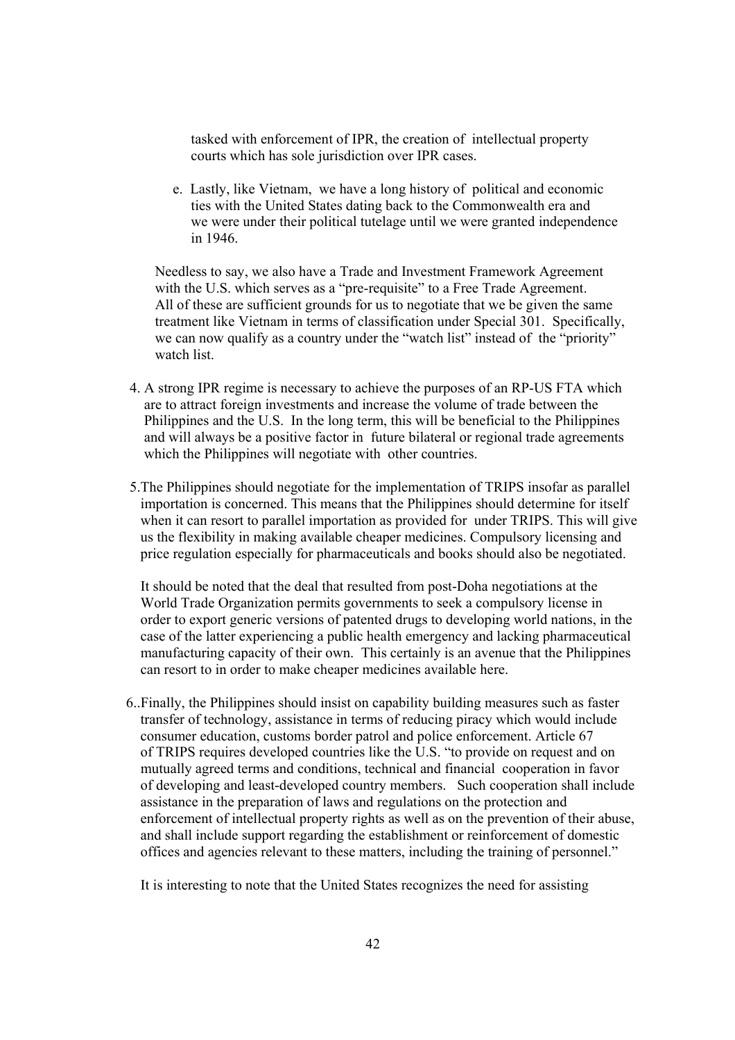tasked with enforcement of IPR, the creation of intellectual property courts which has sole jurisdiction over IPR cases.

e. Lastly, like Vietnam, we have a long history of political and economic ties with the United States dating back to the Commonwealth era and we were under their political tutelage until we were granted independence in 1946.

Needless to say, we also have a Trade and Investment Framework Agreement with the U.S. which serves as a "pre-requisite" to a Free Trade Agreement. All of these are sufficient grounds for us to negotiate that we be given the same treatment like Vietnam in terms of classification under Special 301. Specifically, we can now qualify as a country under the "watch list" instead of the "priority" watch list.

4. A strong IPR regime is necessary to achieve the purposes of an RP-US FTA which are to attract foreign investments and increase the volume of trade between the Philippines and the U.S. In the long term, this will be beneficial to the Philippines and will always be a positive factor in future bilateral or regional trade agreements which the Philippines will negotiate with other countries.

5. The Philippines should negotiate for the implementation of TRIPS insofar as parallel importation is concerned. This means that the Philippines should determine for itself when it can resort to parallel importation as provided for under TRIPS. This will give us the flexibility in making available cheaper medicines. Compulsory licensing and price regulation especially for pharmaceuticals and books should also be negotiated.

   It should be noted that the deal that resulted from post-Doha negotiations at the World Trade Organization permits governments to seek a compulsory license in order to export generic versions of patented drugs to developing world nations, in the case of the latter experiencing a public health emergency and lacking pharmaceutical manufacturing capacity of their own. This certainly is an avenue that the Philippines can resort to in order to make cheaper medicines available here.

6. Finally, the Philippines should insist on capability building measures such as faster transfer of technology, assistance in terms of reducing piracy which would include consumer education, customs border patrol and police enforcement. Article 67 of TRIPS requires developed countries like the U.S. "to provide on request and on mutually agreed terms and conditions, technical and financial cooperation in favor of developing and least-developed country members. Such cooperation shall include assistance in the preparation of laws and regulations on the protection and enforcement of intellectual property rights as well as on the prevention of their abuse, and shall include support regarding the establishment or reinforcement of domestic offices and agencies relevant to these matters, including the training of personnel."

   It is interesting to note that the United States recognizes the need for assisting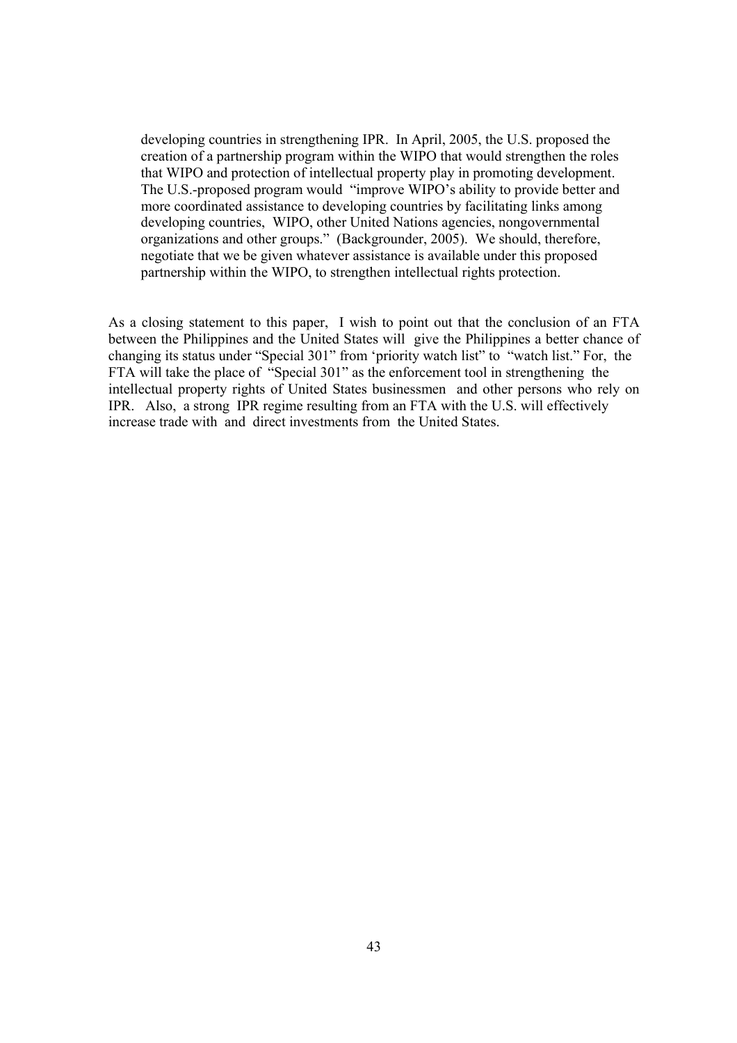developing countries in strengthening IPR. In April, 2005, the U.S. proposed the creation of a partnership program within the WIPO that would strengthen the roles that WIPO and protection of intellectual property play in promoting development. The U.S.-proposed program would "improve WIPO's ability to provide better and more coordinated assistance to developing countries by facilitating links among developing countries, WIPO, other United Nations agencies, nongovernmental organizations and other groups." (Backgrounder, 2005). We should, therefore, negotiate that we be given whatever assistance is available under this proposed partnership within the WIPO, to strengthen intellectual rights protection.

As a closing statement to this paper, I wish to point out that the conclusion of an FTA between the Philippines and the United States will give the Philippines a better chance of changing its status under "Special 301" from 'priority watch list" to "watch list." For, the FTA will take the place of "Special 301" as the enforcement tool in strengthening the intellectual property rights of United States businessmen and other persons who rely on IPR. Also, a strong IPR regime resulting from an FTA with the U.S. will effectively increase trade with and direct investments from the United States.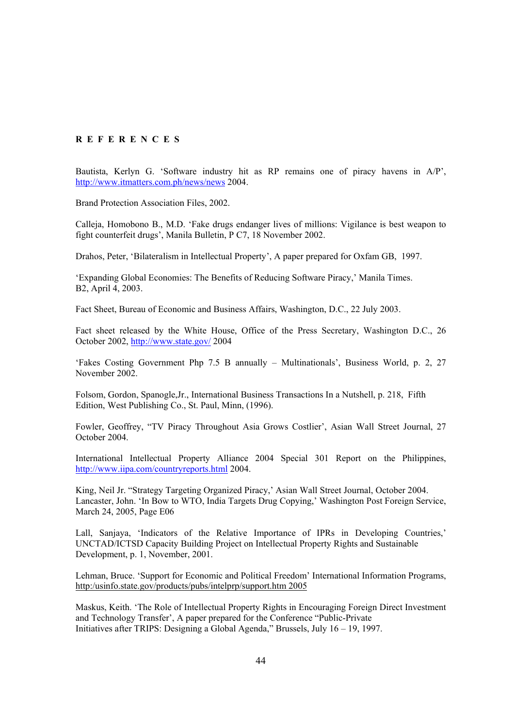# R E F E R E N C E S

Bautista, Kerlyn G. 'Software industry hit as RP remains one of piracy havens in A/P', http://www.itmatters.com.ph/news/news 2004.

Brand Protection Association Files, 2002.

Calleja, Homobono B., M.D. 'Fake drugs endanger lives of millions: Vigilance is best weapon to fight counterfeit drugs', Manila Bulletin, P C7, 18 November 2002.

Drahos, Peter, 'Bilateralism in Intellectual Property', A paper prepared for Oxfam GB, 1997.

'Expanding Global Economies: The Benefits of Reducing Software Piracy,' Manila Times. B2, April 4, 2003.

Fact Sheet, Bureau of Economic and Business Affairs, Washington, D.C., 22 July 2003.

Fact sheet released by the White House, Office of the Press Secretary, Washington D.C., 26 October 2002, http://www.state.gov/ 2004

'Fakes Costing Government Php 7.5 B annually – Multinationals', Business World, p. 2, 27 November 2002.

Folsom, Gordon, Spanogle,Jr., International Business Transactions In a Nutshell, p. 218, Fifth Edition, West Publishing Co., St. Paul, Minn, (1996).

Fowler, Geoffrey, "TV Piracy Throughout Asia Grows Costlier', Asian Wall Street Journal, 27 October 2004.

International Intellectual Property Alliance 2004 Special 301 Report on the Philippines, http://www.iipa.com/countryreports.html 2004.

King, Neil Jr. "Strategy Targeting Organized Piracy,' Asian Wall Street Journal, October 2004.
Lancaster, John. 'In Bow to WTO, India Targets Drug Copying,' Washington Post Foreign Service, March 24, 2005, Page E06

Lall, Sanjaya, 'Indicators of the Relative Importance of IPRs in Developing Countries,' UNCTAD/ICTSD Capacity Building Project on Intellectual Property Rights and Sustainable Development, p. 1, November, 2001.

Lehman, Bruce. 'Support for Economic and Political Freedom' International Information Programs, http:/usinfo.state.gov/products/pubs/intelprp/support.htm 2005

Maskus, Keith. 'The Role of Intellectual Property Rights in Encouraging Foreign Direct Investment and Technology Transfer', A paper prepared for the Conference "Public-Private Initiatives after TRIPS: Designing a Global Agenda," Brussels, July 16 – 19, 1997.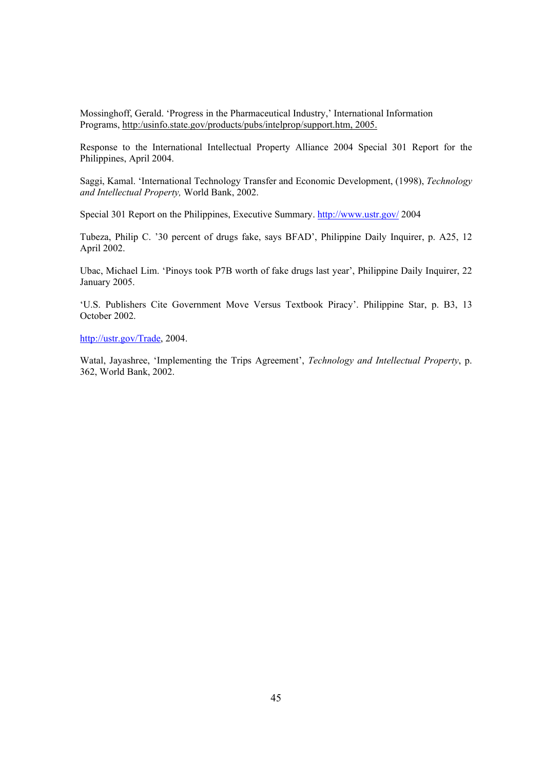Mossinghoff, Gerald. 'Progress in the Pharmaceutical Industry,' International Information Programs, http:/usinfo.state.gov/products/pubs/intelprop/support.htm, 2005.

Response to the International Intellectual Property Alliance 2004 Special 301 Report for the Philippines, April 2004.

Saggi, Kamal. 'International Technology Transfer and Economic Development, (1998), *Technology and Intellectual Property,* World Bank, 2002.

Special 301 Report on the Philippines, Executive Summary. http://www.ustr.gov/ 2004

Tubeza, Philip C. '30 percent of drugs fake, says BFAD', Philippine Daily Inquirer, p. A25, 12 April 2002.

Ubac, Michael Lim. 'Pinoys took P7B worth of fake drugs last year', Philippine Daily Inquirer, 22 January 2005.

'U.S. Publishers Cite Government Move Versus Textbook Piracy'. Philippine Star, p. B3, 13 October 2002.

http://ustr.gov/Trade, 2004.

Watal, Jayashree, 'Implementing the Trips Agreement', *Technology and Intellectual Property*, p. 362, World Bank, 2002.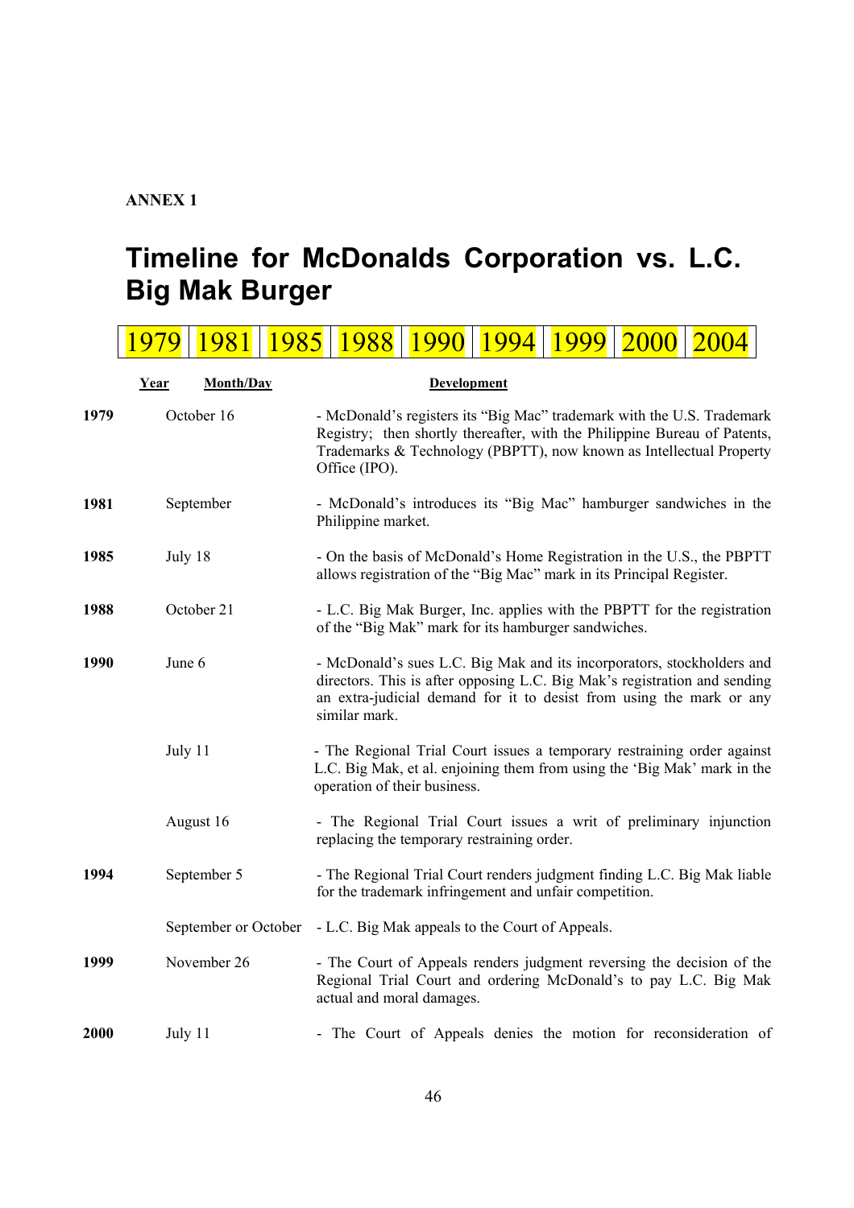**ANNEX 1**

# Timeline for McDonalds Corporation vs. L.C. Big Mak Burger

| 1979 | 1981 | 1985 | 1988 | 1990 | 1994 | 1999 | 2000 | 2004 |
|---|---|---|---|---|---|---|---|---|

| Year | Month/Day | Development |
|---|---|---|
| **1979** | October 16 | - McDonald's registers its "Big Mac" trademark with the U.S. Trademark Registry; then shortly thereafter, with the Philippine Bureau of Patents, Trademarks & Technology (PBPTT), now known as Intellectual Property Office (IPO). |
| **1981** | September | - McDonald's introduces its "Big Mac" hamburger sandwiches in the Philippine market. |
| **1985** | July 18 | - On the basis of McDonald's Home Registration in the U.S., the PBPTT allows registration of the "Big Mac" mark in its Principal Register. |
| **1988** | October 21 | - L.C. Big Mak Burger, Inc. applies with the PBPTT for the registration of the "Big Mak" mark for its hamburger sandwiches. |
| **1990** | June 6 | - McDonald's sues L.C. Big Mak and its incorporators, stockholders and directors. This is after opposing L.C. Big Mak's registration and sending an extra-judicial demand for it to desist from using the mark or any similar mark. |
| | July 11 | - The Regional Trial Court issues a temporary restraining order against L.C. Big Mak, et al. enjoining them from using the 'Big Mak' mark in the operation of their business. |
| | August 16 | - The Regional Trial Court issues a writ of preliminary injunction replacing the temporary restraining order. |
| **1994** | September 5 | - The Regional Trial Court renders judgment finding L.C. Big Mak liable for the trademark infringement and unfair competition. |
| | September or October | - L.C. Big Mak appeals to the Court of Appeals. |
| **1999** | November 26 | - The Court of Appeals renders judgment reversing the decision of the Regional Trial Court and ordering McDonald's to pay L.C. Big Mak actual and moral damages. |
| **2000** | July 11 | - The Court of Appeals denies the motion for reconsideration of |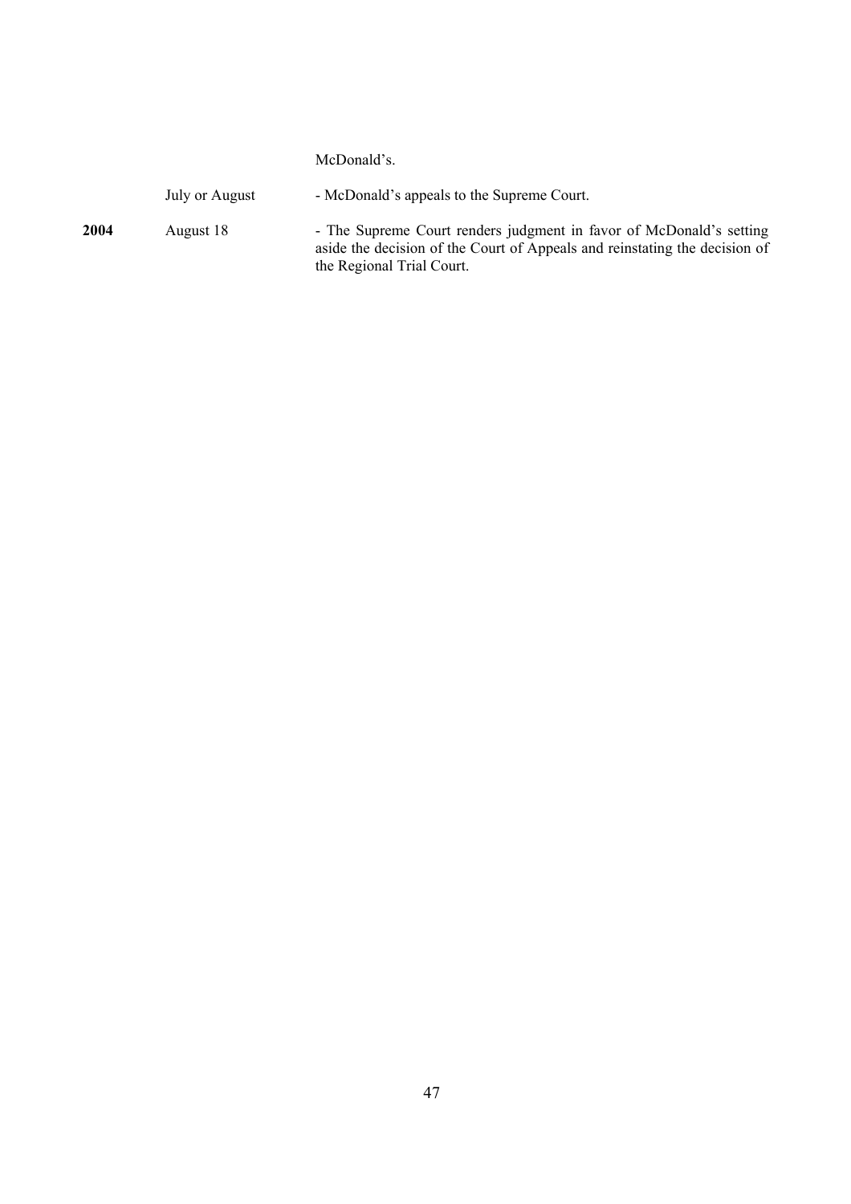| | | |
|---|---|---|
| | | McDonald's. |
| | July or August | - McDonald's appeals to the Supreme Court. |
| **2004** | August 18 | - The Supreme Court renders judgment in favor of McDonald's setting aside the decision of the Court of Appeals and reinstating the decision of the Regional Trial Court. |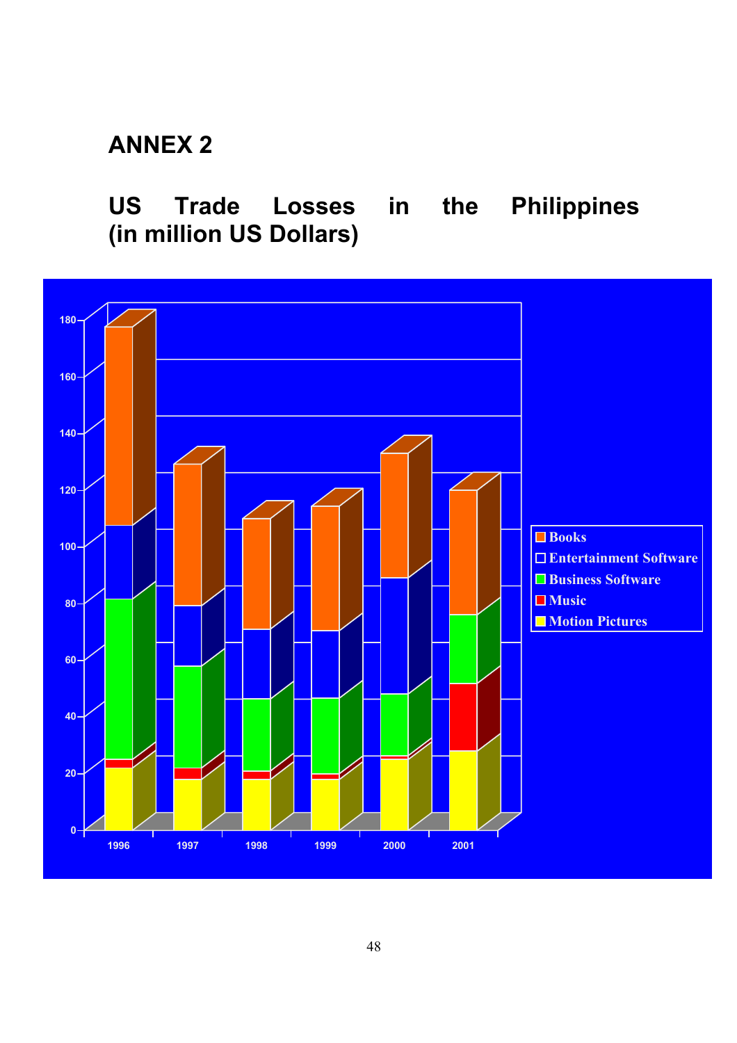## ANNEX 2

## US Trade Losses in the Philippines (in million US Dollars)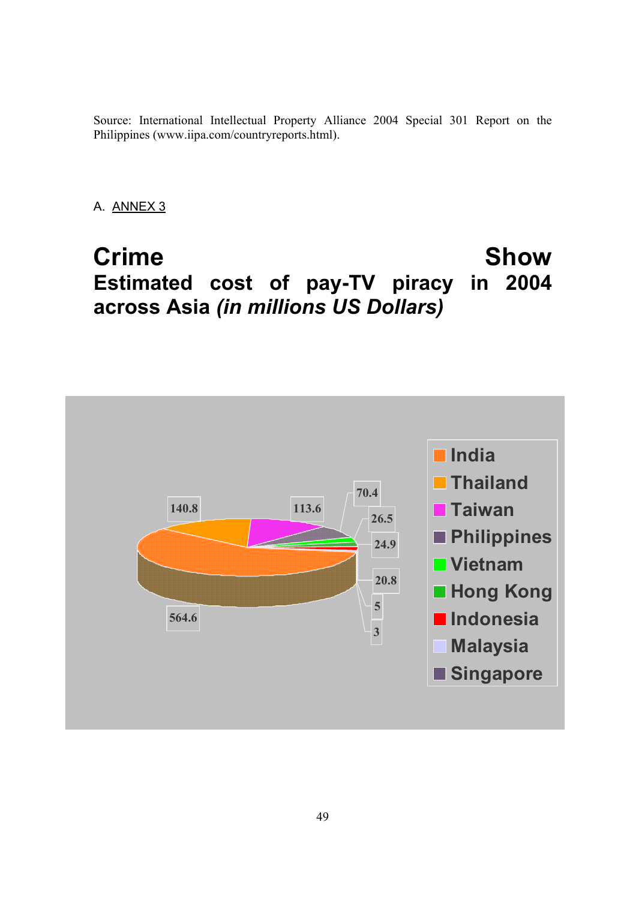Source: International Intellectual Property Alliance 2004 Special 301 Report on the Philippines (www.iipa.com/countryreports.html).

A. ANNEX 3

## Crime Show

## Estimated cost of pay-TV piracy in 2004 across Asia *(in millions US Dollars)*

| Country | Estimated cost (millions US Dollars) |
|---|---|
| India | 564.6 |
| Thailand | 140.8 |
| Taiwan | 113.6 |
| Philippines | 70.4 |
| Vietnam | 26.5 |
| Hong Kong | 24.9 |
| Indonesia | 20.8 |
| Malaysia | 5 |
| Singapore | 3 |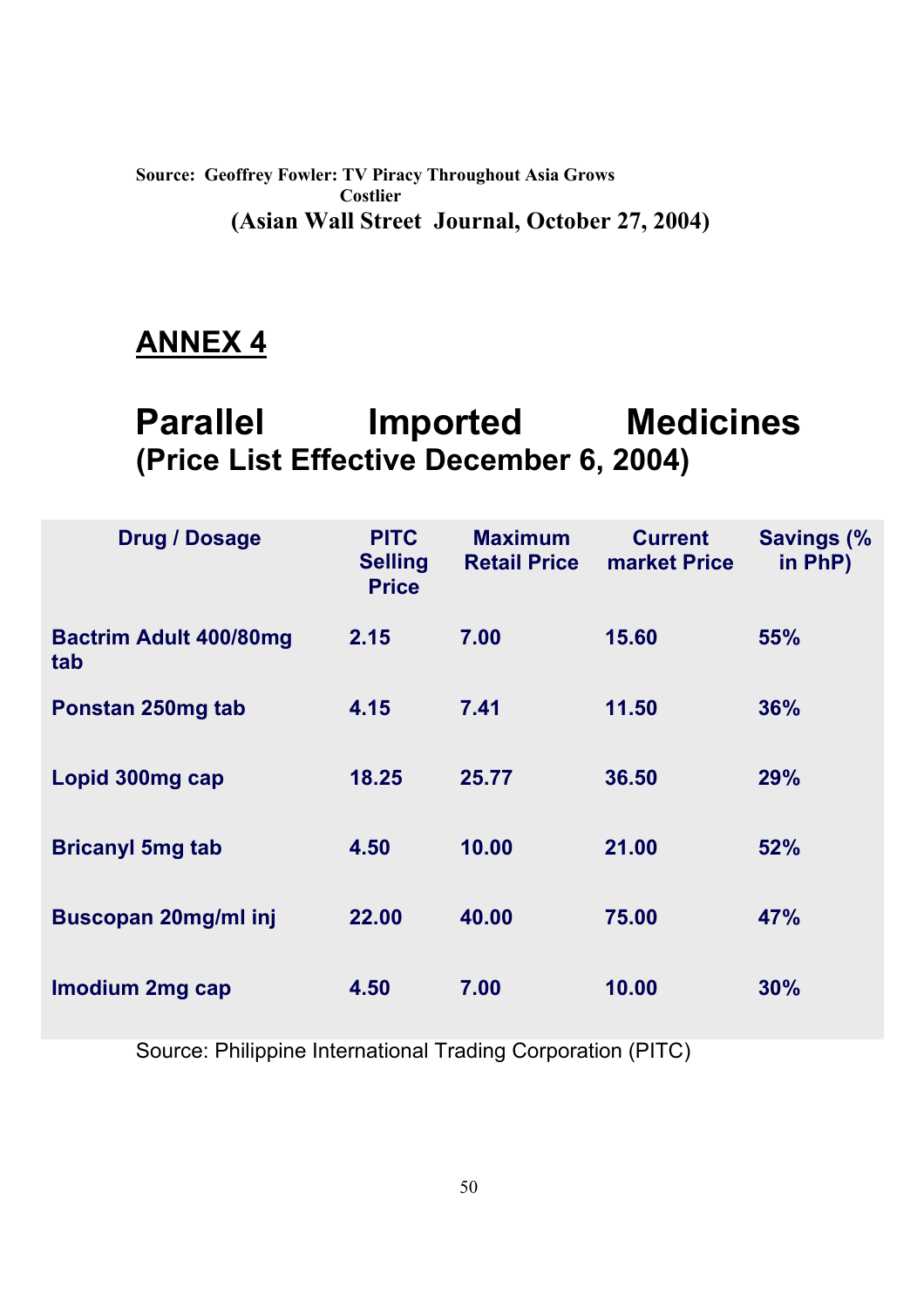Source: Geoffrey Fowler: TV Piracy Throughout Asia Grows Costlier
(Asian Wall Street Journal, October 27, 2004)

## ANNEX 4

# Parallel Imported Medicines
## (Price List Effective December 6, 2004)

| Drug / Dosage | PITC Selling Price | Maximum Retail Price | Current market Price | Savings (% in PhP) |
|---|---|---|---|---|
| Bactrim Adult 400/80mg tab | 2.15 | 7.00 | 15.60 | 55% |
| Ponstan 250mg tab | 4.15 | 7.41 | 11.50 | 36% |
| Lopid 300mg cap | 18.25 | 25.77 | 36.50 | 29% |
| Bricanyl 5mg tab | 4.50 | 10.00 | 21.00 | 52% |
| Buscopan 20mg/ml inj | 22.00 | 40.00 | 75.00 | 47% |
| Imodium 2mg cap | 4.50 | 7.00 | 10.00 | 30% |

Source: Philippine International Trading Corporation (PITC)